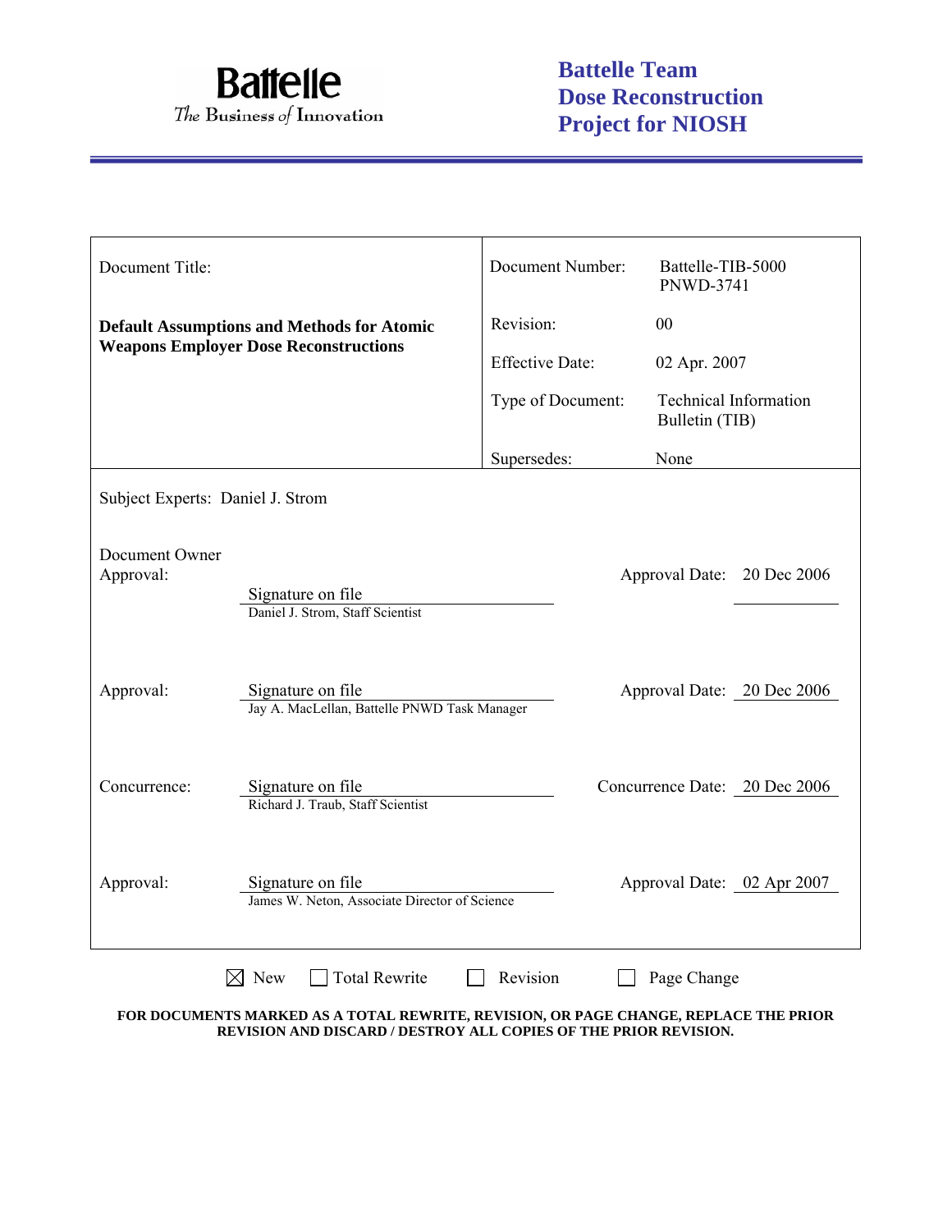**Battelle**
*The Business of Innovation*

**Battelle Team**
**Dose Reconstruction**
**Project for NIOSH**

| Document Title: | Document Number: | Battelle-TIB-5000 PNWD-3741 |
|---|---|---|
| **Default Assumptions and Methods for Atomic Weapons Employer Dose Reconstructions** | Revision: | 00 |
| | Effective Date: | 02 Apr. 2007 |
| | Type of Document: | Technical Information Bulletin (TIB) |
| | Supersedes: | None |

Subject Experts: Daniel J. Strom

| | | | |
|---|---|---|---|
| Document Owner Approval: | Signature on file<br>Daniel J. Strom, Staff Scientist | Approval Date: | 20 Dec 2006 |
| Approval: | Signature on file<br>Jay A. MacLellan, Battelle PNWD Task Manager | Approval Date: | 20 Dec 2006 |
| Concurrence: | Signature on file<br>Richard J. Traub, Staff Scientist | Concurrence Date: | 20 Dec 2006 |
| Approval: | Signature on file<br>James W. Neton, Associate Director of Science | Approval Date: | 02 Apr 2007 |

☒ New ☐ Total Rewrite ☐ Revision ☐ Page Change

**FOR DOCUMENTS MARKED AS A TOTAL REWRITE, REVISION, OR PAGE CHANGE, REPLACE THE PRIOR REVISION AND DISCARD / DESTROY ALL COPIES OF THE PRIOR REVISION.**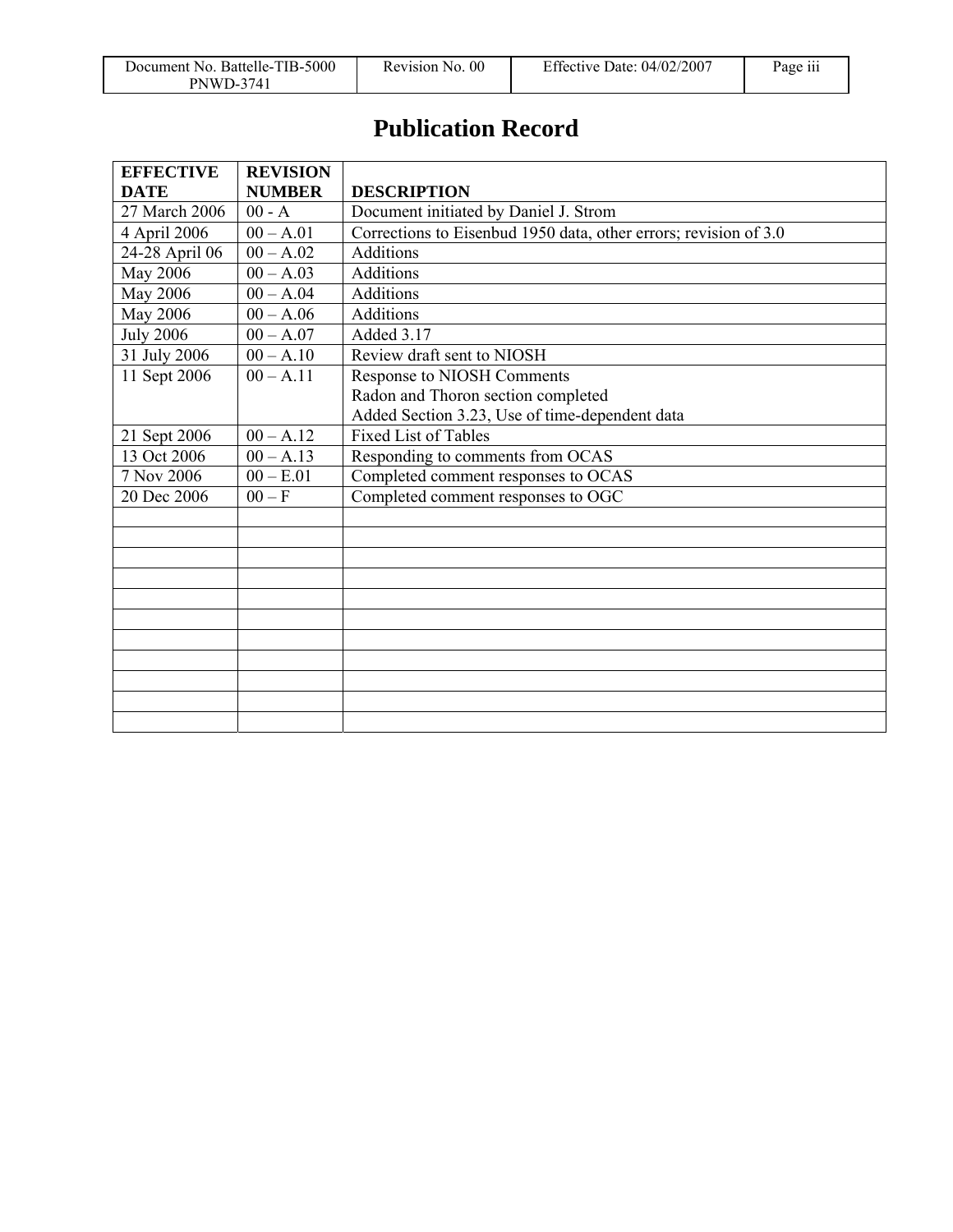# Publication Record

| EFFECTIVE DATE | REVISION NUMBER | DESCRIPTION |
|---|---|---|
| 27 March 2006 | 00 - A | Document initiated by Daniel J. Strom |
| 4 April 2006 | 00 – A.01 | Corrections to Eisenbud 1950 data, other errors; revision of 3.0 |
| 24-28 April 06 | 00 – A.02 | Additions |
| May 2006 | 00 – A.03 | Additions |
| May 2006 | 00 – A.04 | Additions |
| May 2006 | 00 – A.06 | Additions |
| July 2006 | 00 – A.07 | Added 3.17 |
| 31 July 2006 | 00 – A.10 | Review draft sent to NIOSH |
| 11 Sept 2006 | 00 – A.11 | Response to NIOSH Comments<br>Radon and Thoron section completed<br>Added Section 3.23, Use of time-dependent data |
| 21 Sept 2006 | 00 – A.12 | Fixed List of Tables |
| 13 Oct 2006 | 00 – A.13 | Responding to comments from OCAS |
| 7 Nov 2006 | 00 – E.01 | Completed comment responses to OCAS |
| 20 Dec 2006 | 00 – F | Completed comment responses to OGC |
| | | |
| | | |
| | | |
| | | |
| | | |
| | | |
| | | |
| | | |
| | | |
| | | |
| | | |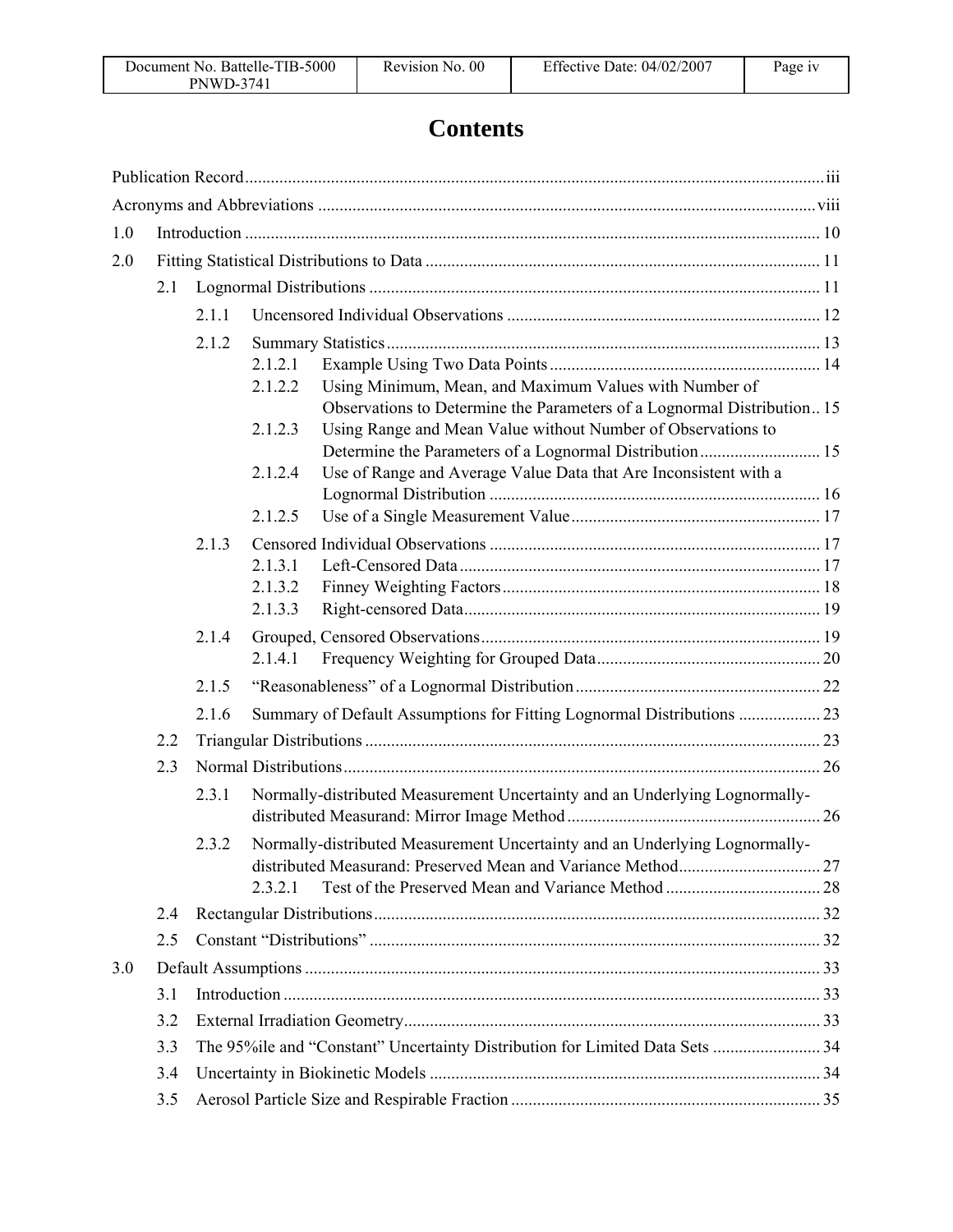# Contents

Publication Record ... iii

Acronyms and Abbreviations ... viii

1.0 Introduction ... 10

2.0 Fitting Statistical Distributions to Data ... 11

- 2.1 Lognormal Distributions ... 11
  - 2.1.1 Uncensored Individual Observations ... 12
  - 2.1.2 Summary Statistics ... 13
    - 2.1.2.1 Example Using Two Data Points ... 14
    - 2.1.2.2 Using Minimum, Mean, and Maximum Values with Number of Observations to Determine the Parameters of a Lognormal Distribution .. 15
    - 2.1.2.3 Using Range and Mean Value without Number of Observations to Determine the Parameters of a Lognormal Distribution ... 15
    - 2.1.2.4 Use of Range and Average Value Data that Are Inconsistent with a Lognormal Distribution ... 16
    - 2.1.2.5 Use of a Single Measurement Value ... 17
  - 2.1.3 Censored Individual Observations ... 17
    - 2.1.3.1 Left-Censored Data ... 17
    - 2.1.3.2 Finney Weighting Factors ... 18
    - 2.1.3.3 Right-censored Data ... 19
  - 2.1.4 Grouped, Censored Observations ... 19
    - 2.1.4.1 Frequency Weighting for Grouped Data ... 20
  - 2.1.5 “Reasonableness” of a Lognormal Distribution ... 22
  - 2.1.6 Summary of Default Assumptions for Fitting Lognormal Distributions ... 23
- 2.2 Triangular Distributions ... 23
- 2.3 Normal Distributions ... 26
  - 2.3.1 Normally-distributed Measurement Uncertainty and an Underlying Lognormally-distributed Measurand: Mirror Image Method ... 26
  - 2.3.2 Normally-distributed Measurement Uncertainty and an Underlying Lognormally-distributed Measurand: Preserved Mean and Variance Method ... 27
    - 2.3.2.1 Test of the Preserved Mean and Variance Method ... 28
- 2.4 Rectangular Distributions ... 32
- 2.5 Constant “Distributions” ... 32

3.0 Default Assumptions ... 33

- 3.1 Introduction ... 33
- 3.2 External Irradiation Geometry ... 33
- 3.3 The 95%ile and “Constant” Uncertainty Distribution for Limited Data Sets ... 34
- 3.4 Uncertainty in Biokinetic Models ... 34
- 3.5 Aerosol Particle Size and Respirable Fraction ... 35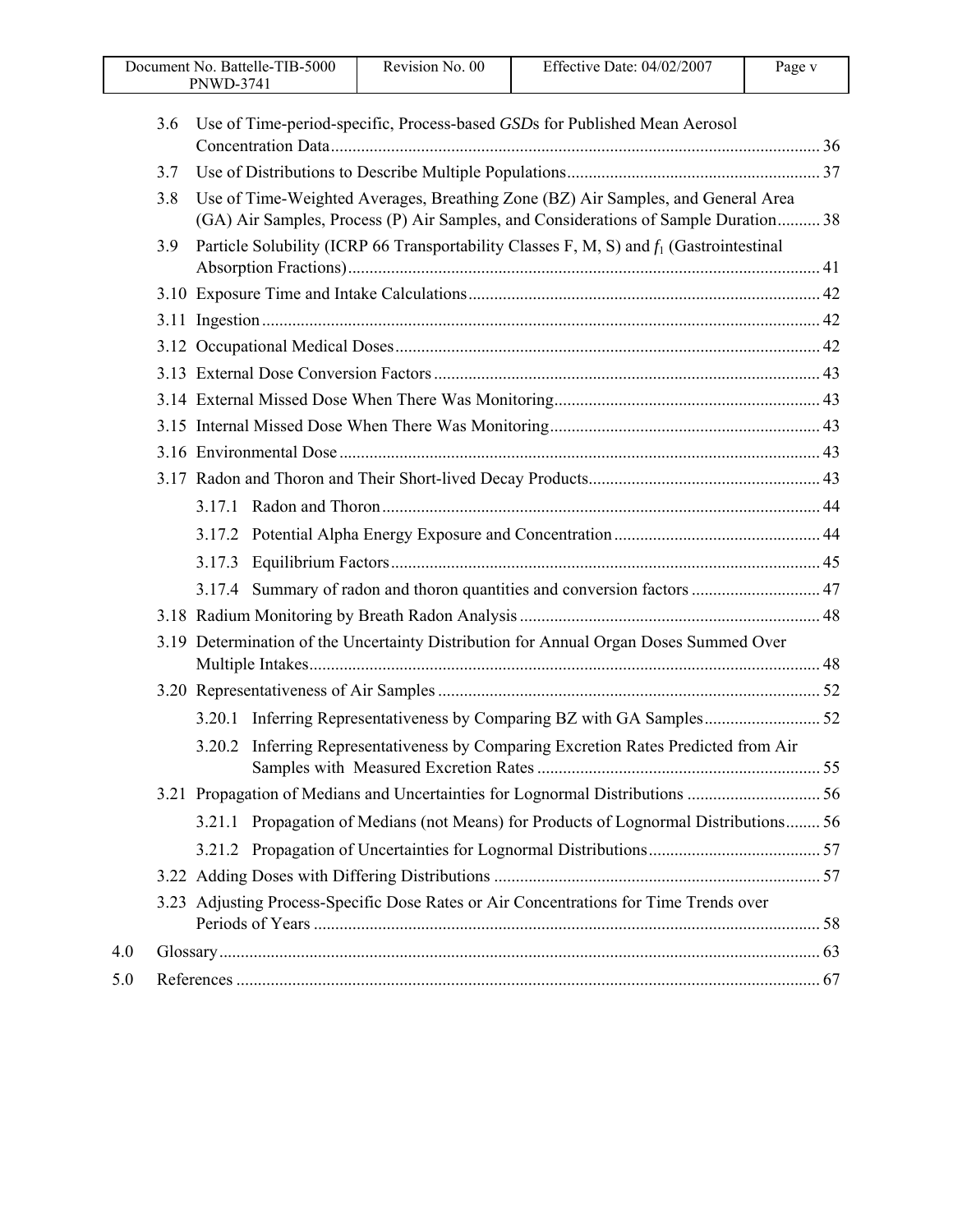3.6 Use of Time-period-specific, Process-based *GSD*s for Published Mean Aerosol Concentration Data ........ 36

3.7 Use of Distributions to Describe Multiple Populations ........ 37

3.8 Use of Time-Weighted Averages, Breathing Zone (BZ) Air Samples, and General Area (GA) Air Samples, Process (P) Air Samples, and Considerations of Sample Duration ........ 38

3.9 Particle Solubility (ICRP 66 Transportability Classes F, M, S) and $f_1$ (Gastrointestinal Absorption Fractions) ........ 41

3.10 Exposure Time and Intake Calculations ........ 42

3.11 Ingestion ........ 42

3.12 Occupational Medical Doses ........ 42

3.13 External Dose Conversion Factors ........ 43

3.14 External Missed Dose When There Was Monitoring ........ 43

3.15 Internal Missed Dose When There Was Monitoring ........ 43

3.16 Environmental Dose ........ 43

3.17 Radon and Thoron and Their Short-lived Decay Products ........ 43

- 3.17.1 Radon and Thoron ........ 44
- 3.17.2 Potential Alpha Energy Exposure and Concentration ........ 44
- 3.17.3 Equilibrium Factors ........ 45
- 3.17.4 Summary of radon and thoron quantities and conversion factors ........ 47

3.18 Radium Monitoring by Breath Radon Analysis ........ 48

3.19 Determination of the Uncertainty Distribution for Annual Organ Doses Summed Over Multiple Intakes ........ 48

3.20 Representativeness of Air Samples ........ 52

- 3.20.1 Inferring Representativeness by Comparing BZ with GA Samples ........ 52
- 3.20.2 Inferring Representativeness by Comparing Excretion Rates Predicted from Air Samples with Measured Excretion Rates ........ 55

3.21 Propagation of Medians and Uncertainties for Lognormal Distributions ........ 56

- 3.21.1 Propagation of Medians (not Means) for Products of Lognormal Distributions ........ 56
- 3.21.2 Propagation of Uncertainties for Lognormal Distributions ........ 57

3.22 Adding Doses with Differing Distributions ........ 57

3.23 Adjusting Process-Specific Dose Rates or Air Concentrations for Time Trends over Periods of Years ........ 58

4.0 Glossary ........ 63

5.0 References ........ 67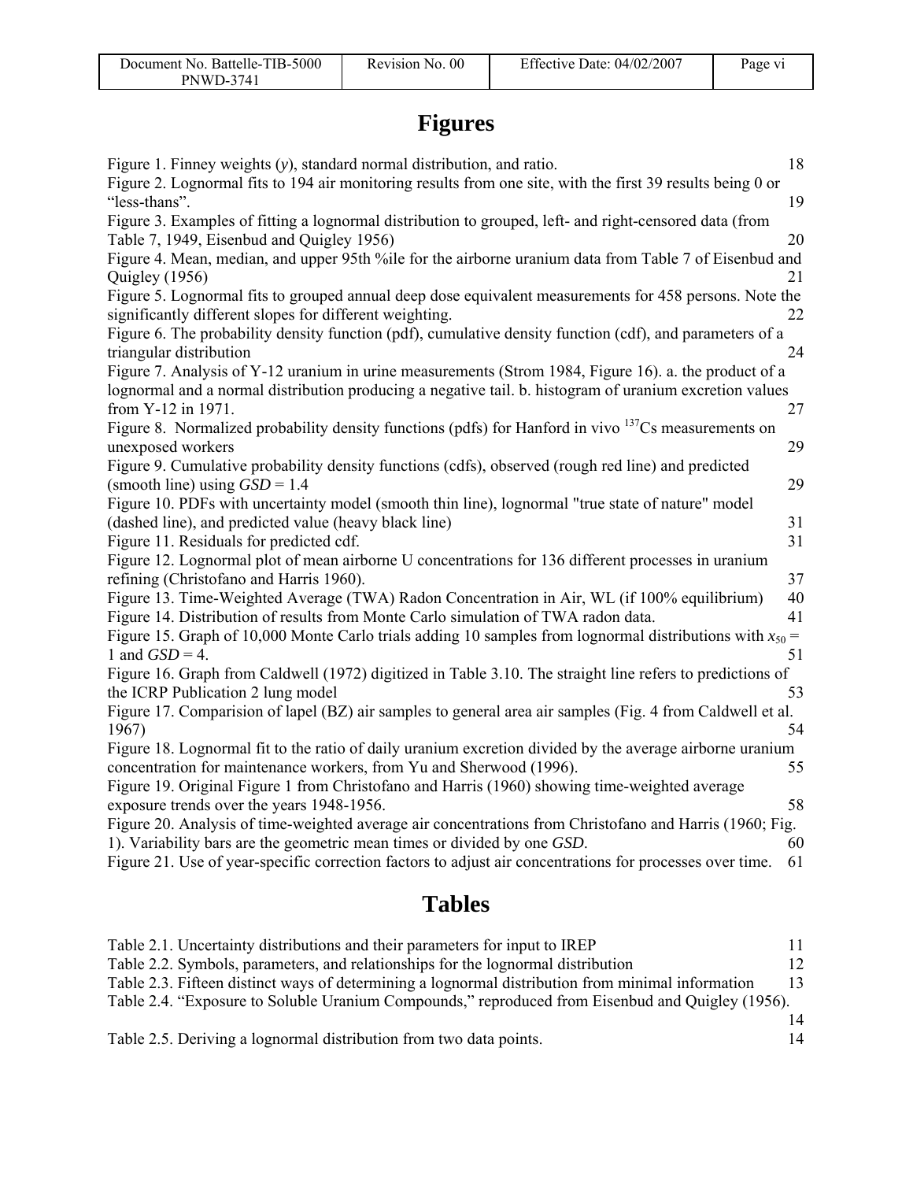# Figures

Figure 1. Finney weights (*y*), standard normal distribution, and ratio. 18

Figure 2. Lognormal fits to 194 air monitoring results from one site, with the first 39 results being 0 or "less-thans". 19

Figure 3. Examples of fitting a lognormal distribution to grouped, left- and right-censored data (from Table 7, 1949, Eisenbud and Quigley 1956) 20

Figure 4. Mean, median, and upper 95th %ile for the airborne uranium data from Table 7 of Eisenbud and Quigley (1956) 21

Figure 5. Lognormal fits to grouped annual deep dose equivalent measurements for 458 persons. Note the significantly different slopes for different weighting. 22

Figure 6. The probability density function (pdf), cumulative density function (cdf), and parameters of a triangular distribution 24

Figure 7. Analysis of Y-12 uranium in urine measurements (Strom 1984, Figure 16). a. the product of a lognormal and a normal distribution producing a negative tail. b. histogram of uranium excretion values from Y-12 in 1971. 27

Figure 8. Normalized probability density functions (pdfs) for Hanford in vivo $^{137}Cs$ measurements on unexposed workers 29

Figure 9. Cumulative probability density functions (cdfs), observed (rough red line) and predicted (smooth line) using $GSD = 1.4$ 29

Figure 10. PDFs with uncertainty model (smooth thin line), lognormal "true state of nature" model (dashed line), and predicted value (heavy black line) 31

Figure 11. Residuals for predicted cdf. 31

Figure 12. Lognormal plot of mean airborne U concentrations for 136 different processes in uranium refining (Christofano and Harris 1960). 37

Figure 13. Time-Weighted Average (TWA) Radon Concentration in Air, WL (if 100% equilibrium) 40

Figure 14. Distribution of results from Monte Carlo simulation of TWA radon data. 41

Figure 15. Graph of 10,000 Monte Carlo trials adding 10 samples from lognormal distributions with $x_{50} = 1$ and $GSD = 4$. 51

Figure 16. Graph from Caldwell (1972) digitized in Table 3.10. The straight line refers to predictions of the ICRP Publication 2 lung model 53

Figure 17. Comparision of lapel (BZ) air samples to general area air samples (Fig. 4 from Caldwell et al. 1967) 54

Figure 18. Lognormal fit to the ratio of daily uranium excretion divided by the average airborne uranium concentration for maintenance workers, from Yu and Sherwood (1996). 55

Figure 19. Original Figure 1 from Christofano and Harris (1960) showing time-weighted average exposure trends over the years 1948-1956. 58

Figure 20. Analysis of time-weighted average air concentrations from Christofano and Harris (1960; Fig. 1). Variability bars are the geometric mean times or divided by one *GSD*. 60

Figure 21. Use of year-specific correction factors to adjust air concentrations for processes over time. 61

# Tables

Table 2.1. Uncertainty distributions and their parameters for input to IREP 11

Table 2.2. Symbols, parameters, and relationships for the lognormal distribution 12

Table 2.3. Fifteen distinct ways of determining a lognormal distribution from minimal information 13

Table 2.4. "Exposure to Soluble Uranium Compounds," reproduced from Eisenbud and Quigley (1956). 14

Table 2.5. Deriving a lognormal distribution from two data points. 14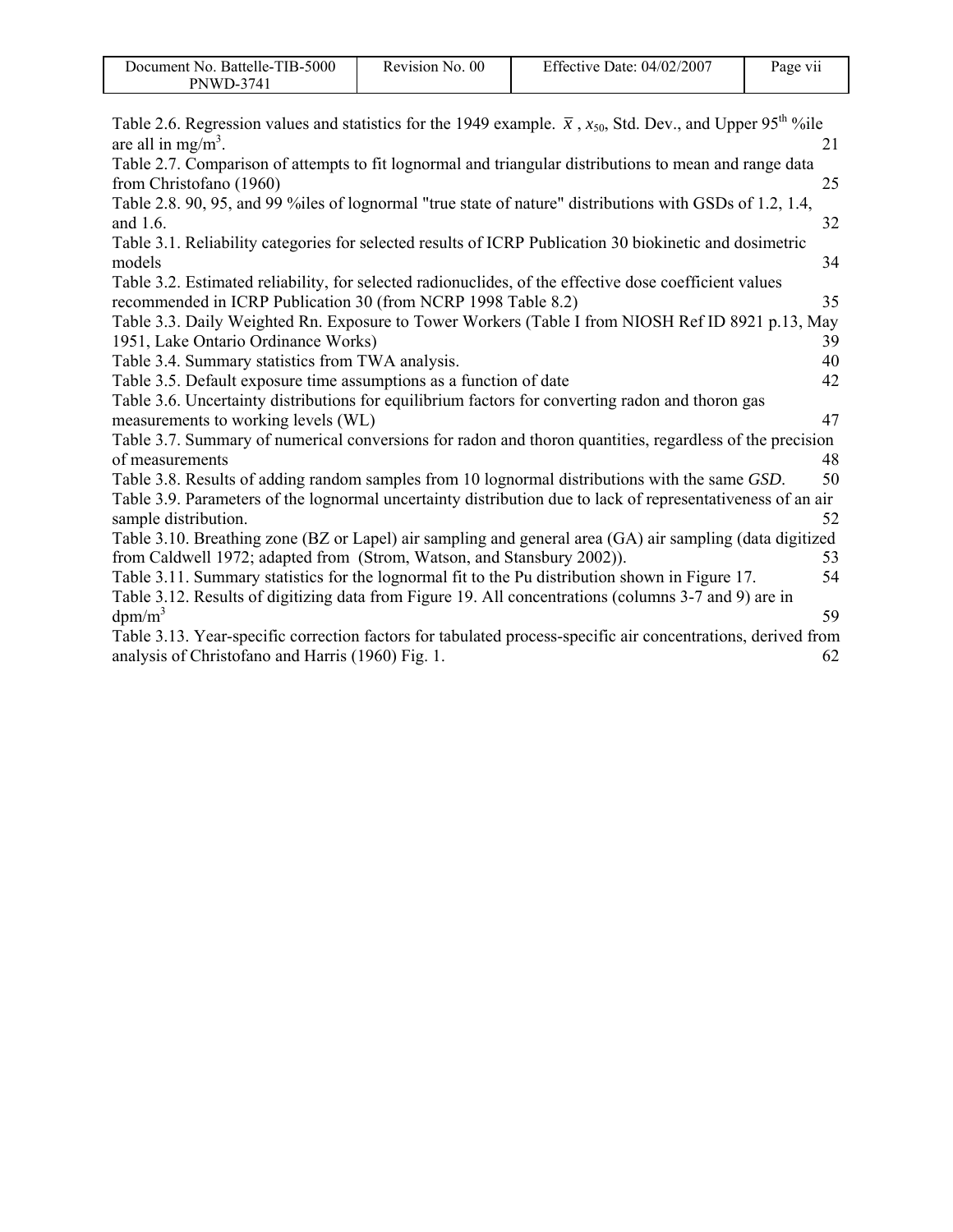Table 2.6. Regression values and statistics for the 1949 example. $\bar{x}$ , $x_{50}$, Std. Dev., and Upper 95th %ile are all in mg/m$^3$. 21

Table 2.7. Comparison of attempts to fit lognormal and triangular distributions to mean and range data from Christofano (1960) 25

Table 2.8. 90, 95, and 99 %iles of lognormal "true state of nature" distributions with GSDs of 1.2, 1.4, and 1.6. 32

Table 3.1. Reliability categories for selected results of ICRP Publication 30 biokinetic and dosimetric models 34

Table 3.2. Estimated reliability, for selected radionuclides, of the effective dose coefficient values recommended in ICRP Publication 30 (from NCRP 1998 Table 8.2) 35

Table 3.3. Daily Weighted Rn. Exposure to Tower Workers (Table I from NIOSH Ref ID 8921 p.13, May 1951, Lake Ontario Ordinance Works) 39

Table 3.4. Summary statistics from TWA analysis. 40

Table 3.5. Default exposure time assumptions as a function of date 42

Table 3.6. Uncertainty distributions for equilibrium factors for converting radon and thoron gas measurements to working levels (WL) 47

Table 3.7. Summary of numerical conversions for radon and thoron quantities, regardless of the precision of measurements 48

Table 3.8. Results of adding random samples from 10 lognormal distributions with the same *GSD*. 50

Table 3.9. Parameters of the lognormal uncertainty distribution due to lack of representativeness of an air sample distribution. 52

Table 3.10. Breathing zone (BZ or Lapel) air sampling and general area (GA) air sampling (data digitized from Caldwell 1972; adapted from (Strom, Watson, and Stansbury 2002)). 53

Table 3.11. Summary statistics for the lognormal fit to the Pu distribution shown in Figure 17. 54

Table 3.12. Results of digitizing data from Figure 19. All concentrations (columns 3-7 and 9) are in dpm/m$^3$ 59

Table 3.13. Year-specific correction factors for tabulated process-specific air concentrations, derived from analysis of Christofano and Harris (1960) Fig. 1. 62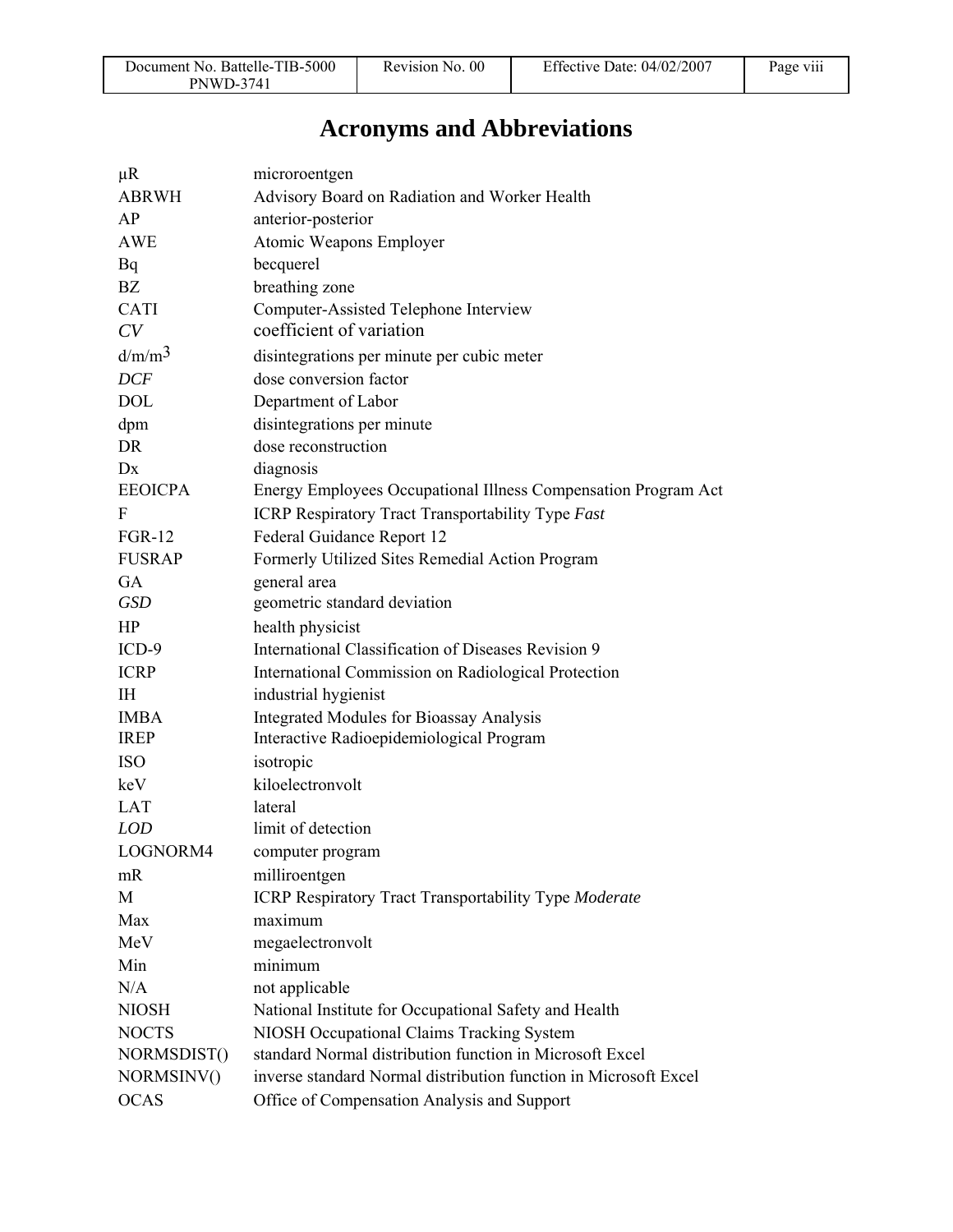# Acronyms and Abbreviations

| | |
|---|---|
| μR | microroentgen |
| ABRWH | Advisory Board on Radiation and Worker Health |
| AP | anterior-posterior |
| AWE | Atomic Weapons Employer |
| Bq | becquerel |
| BZ | breathing zone |
| CATI | Computer-Assisted Telephone Interview |
| *CV* | coefficient of variation |
| $d/m/m^3$ | disintegrations per minute per cubic meter |
| *DCF* | dose conversion factor |
| DOL | Department of Labor |
| dpm | disintegrations per minute |
| DR | dose reconstruction |
| Dx | diagnosis |
| EEOICPA | Energy Employees Occupational Illness Compensation Program Act |
| F | ICRP Respiratory Tract Transportability Type *Fast* |
| FGR-12 | Federal Guidance Report 12 |
| FUSRAP | Formerly Utilized Sites Remedial Action Program |
| GA | general area |
| *GSD* | geometric standard deviation |
| HP | health physicist |
| ICD-9 | International Classification of Diseases Revision 9 |
| ICRP | International Commission on Radiological Protection |
| IH | industrial hygienist |
| IMBA | Integrated Modules for Bioassay Analysis |
| IREP | Interactive Radioepidemiological Program |
| ISO | isotropic |
| keV | kiloelectronvolt |
| LAT | lateral |
| *LOD* | limit of detection |
| LOGNORM4 | computer program |
| mR | milliroentgen |
| M | ICRP Respiratory Tract Transportability Type *Moderate* |
| Max | maximum |
| MeV | megaelectronvolt |
| Min | minimum |
| N/A | not applicable |
| NIOSH | National Institute for Occupational Safety and Health |
| NOCTS | NIOSH Occupational Claims Tracking System |
| NORMSDIST() | standard Normal distribution function in Microsoft Excel |
| NORMSINV() | inverse standard Normal distribution function in Microsoft Excel |
| OCAS | Office of Compensation Analysis and Support |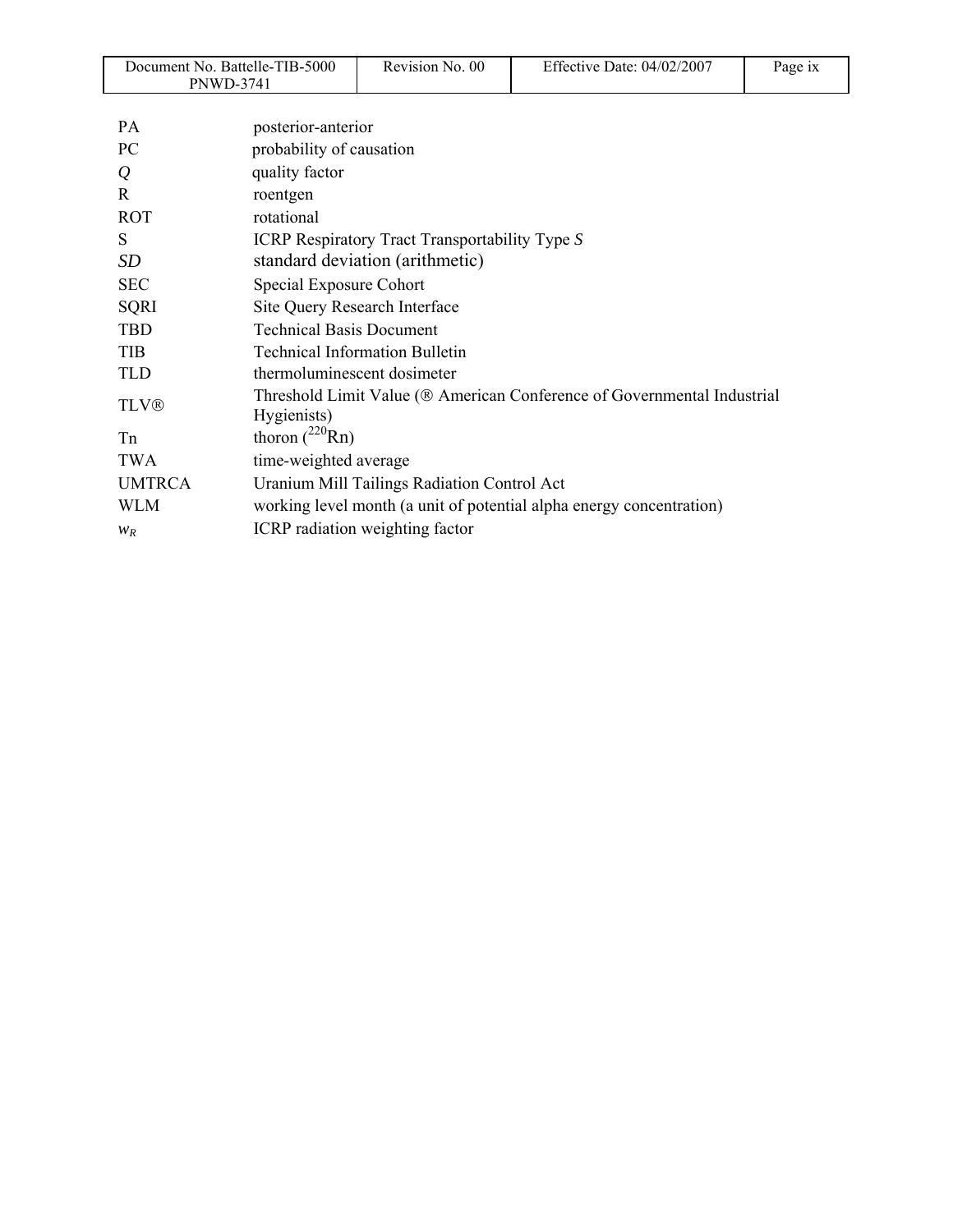| | |
|---|---|
| PA | posterior-anterior |
| PC | probability of causation |
| *Q* | quality factor |
| R | roentgen |
| ROT | rotational |
| S | ICRP Respiratory Tract Transportability Type *S* |
| *SD* | standard deviation (arithmetic) |
| SEC | Special Exposure Cohort |
| SQRI | Site Query Research Interface |
| TBD | Technical Basis Document |
| TIB | Technical Information Bulletin |
| TLD | thermoluminescent dosimeter |
| TLV® | Threshold Limit Value (® American Conference of Governmental Industrial Hygienists) |
| Tn | thoron ($^{220}Rn$) |
| TWA | time-weighted average |
| UMTRCA | Uranium Mill Tailings Radiation Control Act |
| WLM | working level month (a unit of potential alpha energy concentration) |
| $w_R$ | ICRP radiation weighting factor |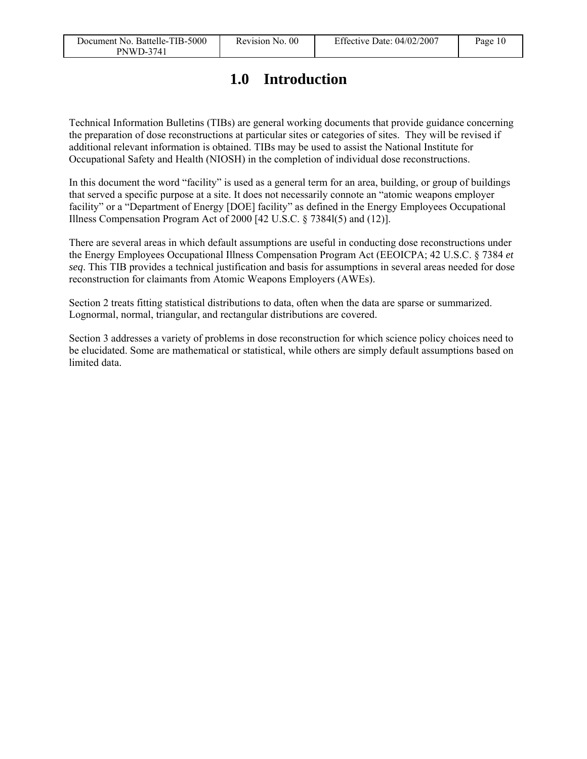# 1.0 Introduction

Technical Information Bulletins (TIBs) are general working documents that provide guidance concerning the preparation of dose reconstructions at particular sites or categories of sites. They will be revised if additional relevant information is obtained. TIBs may be used to assist the National Institute for Occupational Safety and Health (NIOSH) in the completion of individual dose reconstructions.

In this document the word "facility" is used as a general term for an area, building, or group of buildings that served a specific purpose at a site. It does not necessarily connote an "atomic weapons employer facility" or a "Department of Energy [DOE] facility" as defined in the Energy Employees Occupational Illness Compensation Program Act of 2000 [42 U.S.C. § 7384l(5) and (12)].

There are several areas in which default assumptions are useful in conducting dose reconstructions under the Energy Employees Occupational Illness Compensation Program Act (EEOICPA; 42 U.S.C. § 7384 *et seq*. This TIB provides a technical justification and basis for assumptions in several areas needed for dose reconstruction for claimants from Atomic Weapons Employers (AWEs).

Section 2 treats fitting statistical distributions to data, often when the data are sparse or summarized. Lognormal, normal, triangular, and rectangular distributions are covered.

Section 3 addresses a variety of problems in dose reconstruction for which science policy choices need to be elucidated. Some are mathematical or statistical, while others are simply default assumptions based on limited data.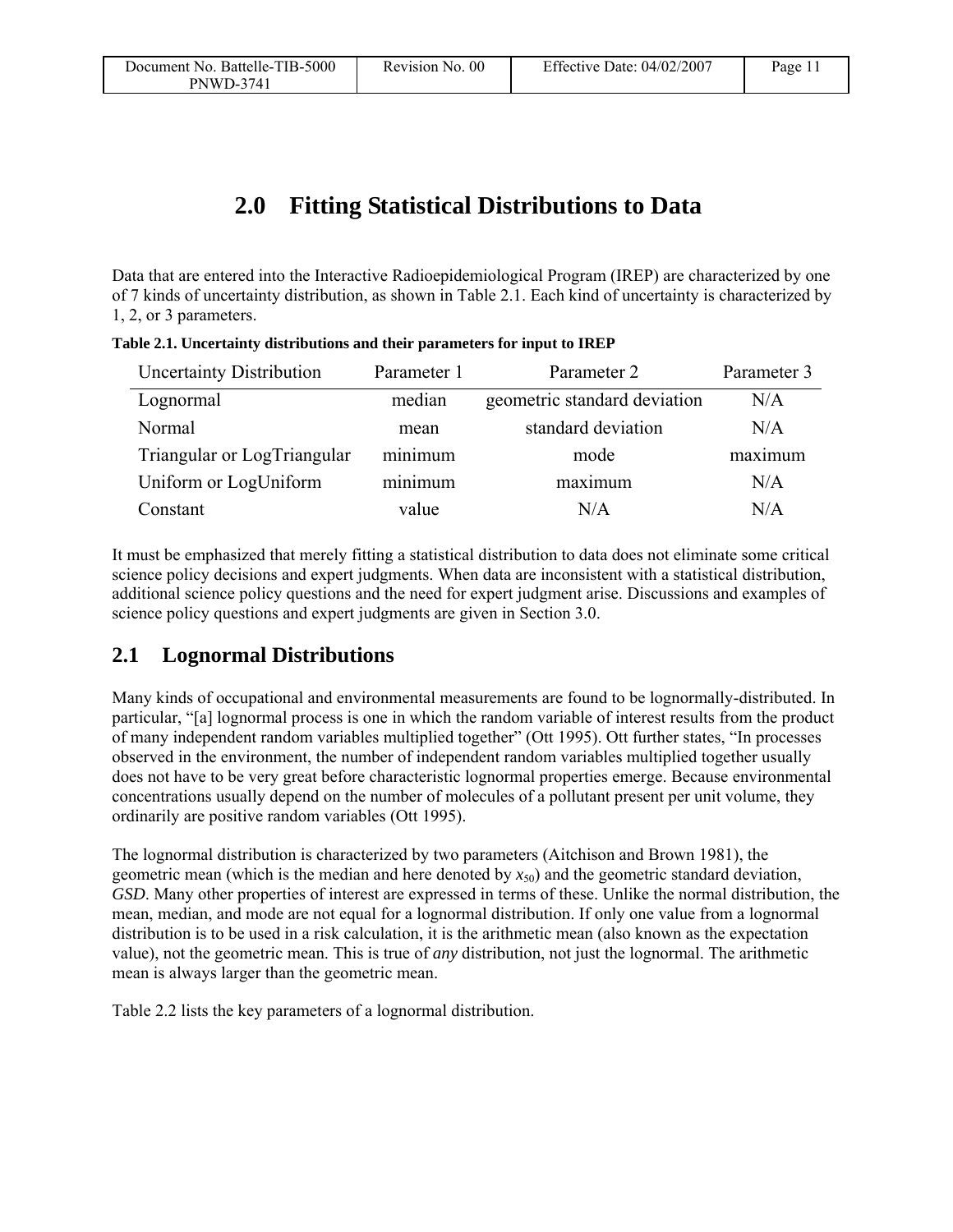# 2.0 Fitting Statistical Distributions to Data

Data that are entered into the Interactive Radioepidemiological Program (IREP) are characterized by one of 7 kinds of uncertainty distribution, as shown in Table 2.1. Each kind of uncertainty is characterized by 1, 2, or 3 parameters.

**Table 2.1. Uncertainty distributions and their parameters for input to IREP**

| Uncertainty Distribution | Parameter 1 | Parameter 2 | Parameter 3 |
|---|---|---|---|
| Lognormal | median | geometric standard deviation | N/A |
| Normal | mean | standard deviation | N/A |
| Triangular or LogTriangular | minimum | mode | maximum |
| Uniform or LogUniform | minimum | maximum | N/A |
| Constant | value | N/A | N/A |

It must be emphasized that merely fitting a statistical distribution to data does not eliminate some critical science policy decisions and expert judgments. When data are inconsistent with a statistical distribution, additional science policy questions and the need for expert judgment arise. Discussions and examples of science policy questions and expert judgments are given in Section 3.0.

## 2.1 Lognormal Distributions

Many kinds of occupational and environmental measurements are found to be lognormally-distributed. In particular, "[a] lognormal process is one in which the random variable of interest results from the product of many independent random variables multiplied together" (Ott 1995). Ott further states, "In processes observed in the environment, the number of independent random variables multiplied together usually does not have to be very great before characteristic lognormal properties emerge. Because environmental concentrations usually depend on the number of molecules of a pollutant present per unit volume, they ordinarily are positive random variables (Ott 1995).

The lognormal distribution is characterized by two parameters (Aitchison and Brown 1981), the geometric mean (which is the median and here denoted by $x_{50}$) and the geometric standard deviation, *GSD*. Many other properties of interest are expressed in terms of these. Unlike the normal distribution, the mean, median, and mode are not equal for a lognormal distribution. If only one value from a lognormal distribution is to be used in a risk calculation, it is the arithmetic mean (also known as the expectation value), not the geometric mean. This is true of *any* distribution, not just the lognormal. The arithmetic mean is always larger than the geometric mean.

Table 2.2 lists the key parameters of a lognormal distribution.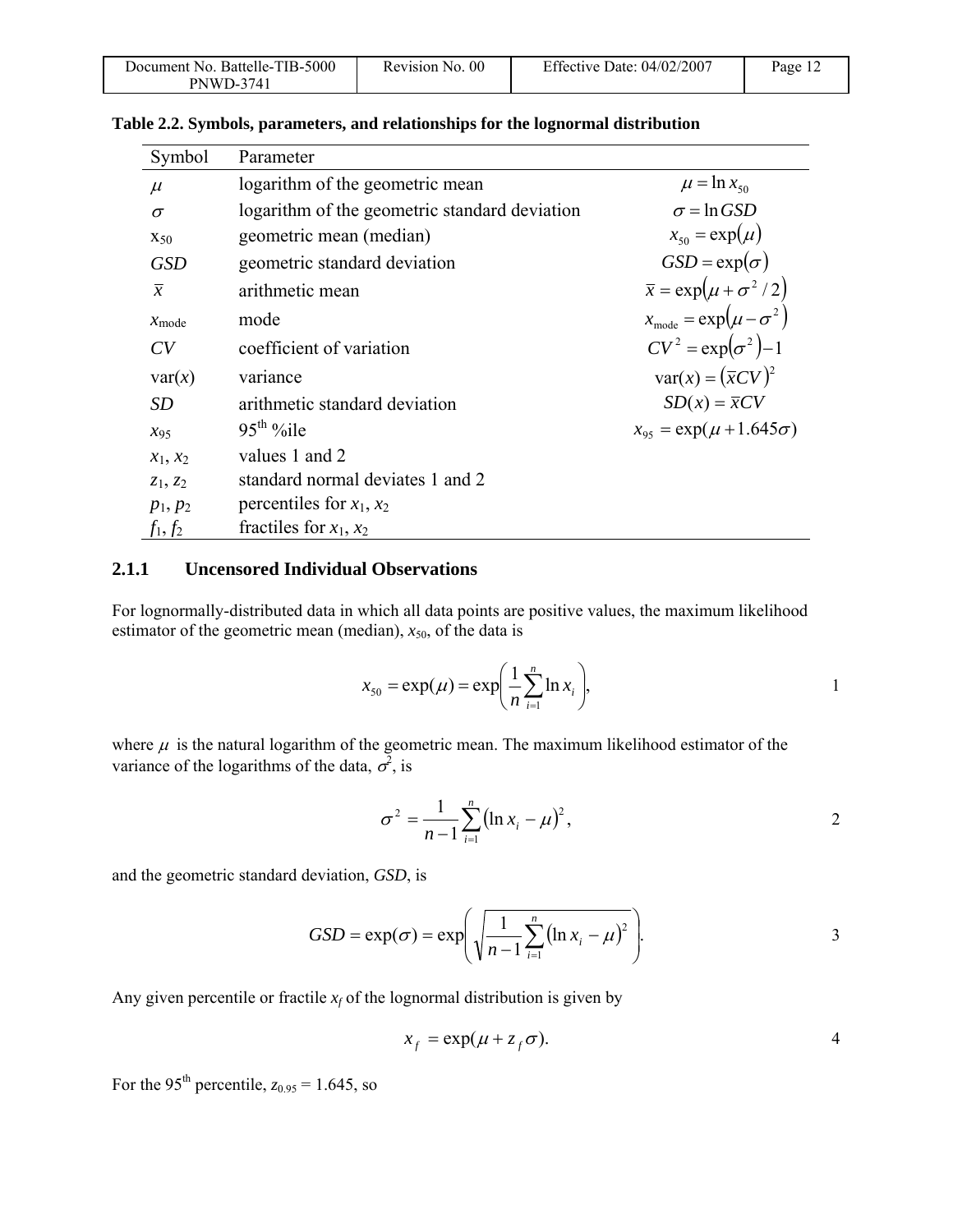**Table 2.2. Symbols, parameters, and relationships for the lognormal distribution**

| Symbol | Parameter | |
|---|---|---|
| $\mu$ | logarithm of the geometric mean | $\mu = \ln x_{50}$ |
| $\sigma$ | logarithm of the geometric standard deviation | $\sigma = \ln GSD$ |
| $x_{50}$ | geometric mean (median) | $x_{50} = \exp(\mu)$ |
| $GSD$ | geometric standard deviation | $GSD = \exp(\sigma)$ |
| $\bar{x}$ | arithmetic mean | $\bar{x} = \exp(\mu + \sigma^2 / 2)$ |
| $x_{\text{mode}}$ | mode | $x_{\text{mode}} = \exp(\mu - \sigma^2)$ |
| $CV$ | coefficient of variation | $CV^2 = \exp(\sigma^2) - 1$ |
| $\text{var}(x)$ | variance | $\text{var}(x) = (\bar{x}CV)^2$ |
| $SD$ | arithmetic standard deviation | $SD(x) = \bar{x}CV$ |
| $x_{95}$ | 95th %ile | $x_{95} = \exp(\mu + 1.645\sigma)$ |
| $x_1$, $x_2$ | values 1 and 2 | |
| $z_1$, $z_2$ | standard normal deviates 1 and 2 | |
| $p_1$, $p_2$ | percentiles for $x_1$, $x_2$ | |
| $f_1$, $f_2$ | fractiles for $x_1$, $x_2$ | |

### 2.1.1 Uncensored Individual Observations

For lognormally-distributed data in which all data points are positive values, the maximum likelihood estimator of the geometric mean (median), $x_{50}$, of the data is

$$x_{50} = \exp(\mu) = \exp\left(\frac{1}{n}\sum_{i=1}^{n} \ln x_i\right), \tag{1}$$

where $\mu$ is the natural logarithm of the geometric mean. The maximum likelihood estimator of the variance of the logarithms of the data, $\sigma^2$, is

$$\sigma^2 = \frac{1}{n-1}\sum_{i=1}^{n} (\ln x_i - \mu)^2, \tag{2}$$

and the geometric standard deviation, $GSD$, is

$$GSD = \exp(\sigma) = \exp\left(\sqrt{\frac{1}{n-1}\sum_{i=1}^{n} (\ln x_i - \mu)^2}\right). \tag{3}$$

Any given percentile or fractile $x_f$ of the lognormal distribution is given by

$$x_f = \exp(\mu + z_f \sigma). \tag{4}$$

For the 95th percentile, $z_{0.95} = 1.645$, so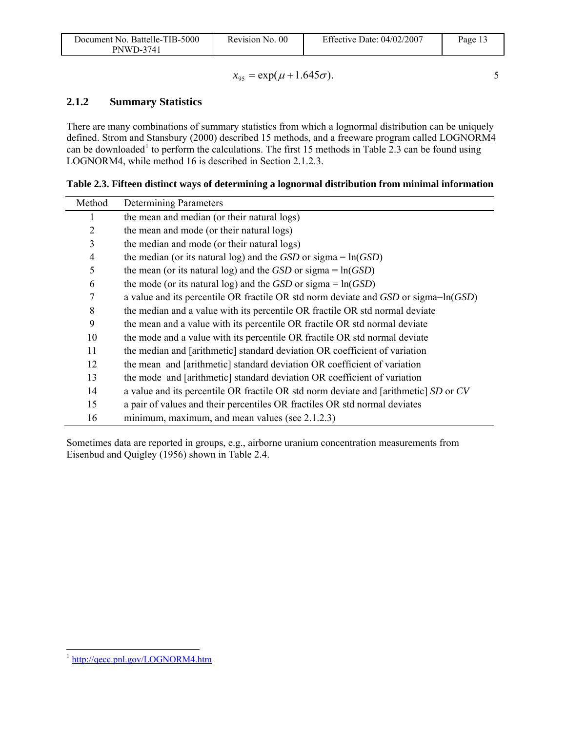$$x_{95} = \exp(\mu + 1.645\sigma). \qquad 5$$

### 2.1.2 Summary Statistics

There are many combinations of summary statistics from which a lognormal distribution can be uniquely defined. Strom and Stansbury (2000) described 15 methods, and a freeware program called LOGNORM4 can be downloaded[1] to perform the calculations. The first 15 methods in Table 2.3 can be found using LOGNORM4, while method 16 is described in Section 2.1.2.3.

**Table 2.3. Fifteen distinct ways of determining a lognormal distribution from minimal information**

| Method | Determining Parameters |
|---|---|
| 1 | the mean and median (or their natural logs) |
| 2 | the mean and mode (or their natural logs) |
| 3 | the median and mode (or their natural logs) |
| 4 | the median (or its natural log) and the *GSD* or sigma = ln(*GSD*) |
| 5 | the mean (or its natural log) and the *GSD* or sigma = ln(*GSD*) |
| 6 | the mode (or its natural log) and the *GSD* or sigma = ln(*GSD*) |
| 7 | a value and its percentile OR fractile OR std norm deviate and *GSD* or sigma=ln(*GSD*) |
| 8 | the median and a value with its percentile OR fractile OR std normal deviate |
| 9 | the mean and a value with its percentile OR fractile OR std normal deviate |
| 10 | the mode and a value with its percentile OR fractile OR std normal deviate |
| 11 | the median and [arithmetic] standard deviation OR coefficient of variation |
| 12 | the mean and [arithmetic] standard deviation OR coefficient of variation |
| 13 | the mode and [arithmetic] standard deviation OR coefficient of variation |
| 14 | a value and its percentile OR fractile OR std norm deviate and [arithmetic] *SD* or *CV* |
| 15 | a pair of values and their percentiles OR fractiles OR std normal deviates |
| 16 | minimum, maximum, and mean values (see 2.1.2.3) |

Sometimes data are reported in groups, e.g., airborne uranium concentration measurements from Eisenbud and Quigley (1956) shown in Table 2.4.

[1] http://qecc.pnl.gov/LOGNORM4.htm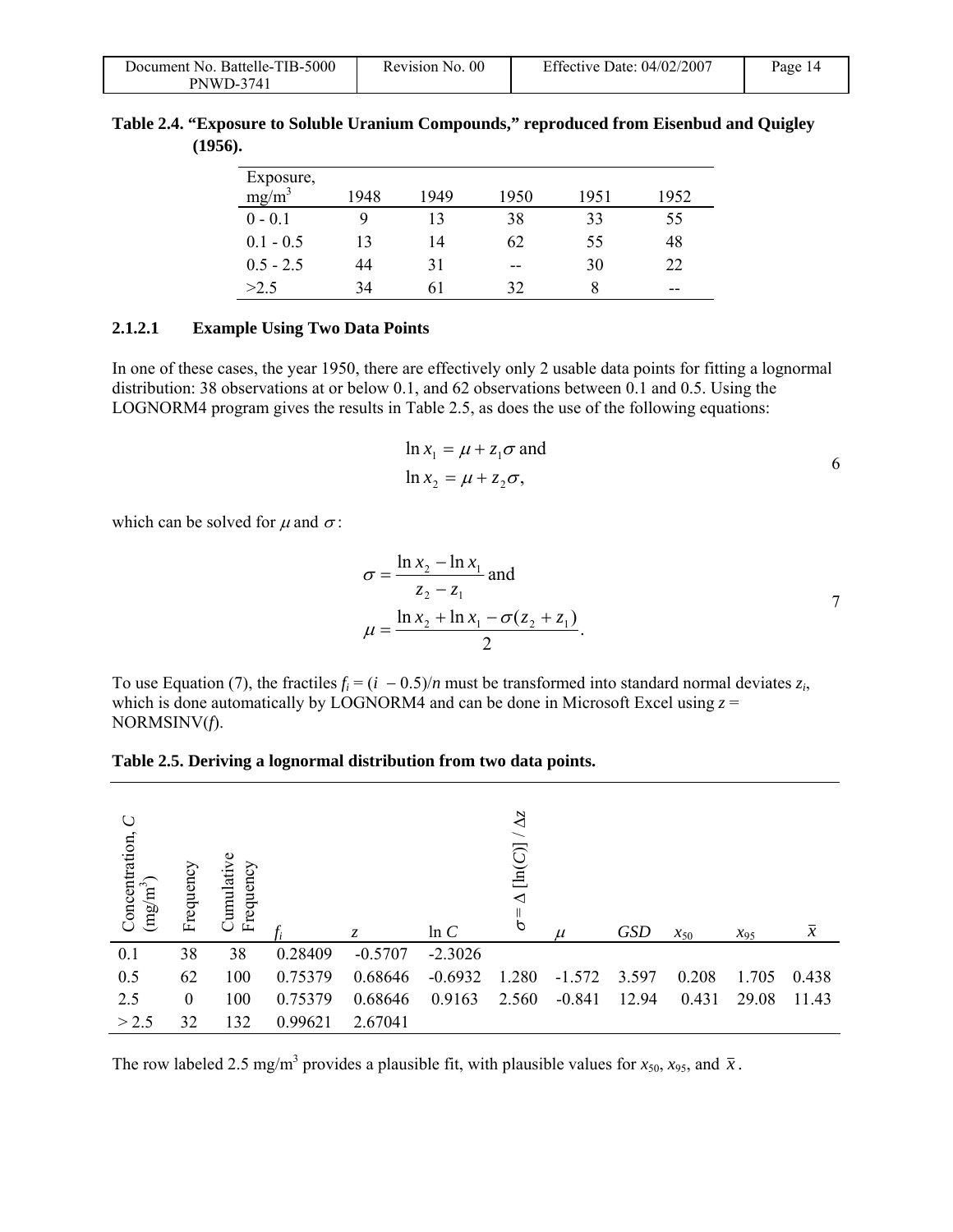**Table 2.4. "Exposure to Soluble Uranium Compounds," reproduced from Eisenbud and Quigley (1956).**

| Exposure, mg/m$^3$ | 1948 | 1949 | 1950 | 1951 | 1952 |
|---|---|---|---|---|---|
| 0 - 0.1 | 9 | 13 | 38 | 33 | 55 |
| 0.1 - 0.5 | 13 | 14 | 62 | 55 | 48 |
| 0.5 - 2.5 | 44 | 31 | -- | 30 | 22 |
| >2.5 | 34 | 61 | 32 | 8 | -- |

### 2.1.2.1 Example Using Two Data Points

In one of these cases, the year 1950, there are effectively only 2 usable data points for fitting a lognormal distribution: 38 observations at or below 0.1, and 62 observations between 0.1 and 0.5. Using the LOGNORM4 program gives the results in Table 2.5, as does the use of the following equations:

$$\ln x_1 = \mu + z_1\sigma \text{ and}$$
$$\ln x_2 = \mu + z_2\sigma, \tag{6}$$

which can be solved for $\mu$ and $\sigma$:

$$\sigma = \frac{\ln x_2 - \ln x_1}{z_2 - z_1} \text{ and}$$
$$\mu = \frac{\ln x_2 + \ln x_1 - \sigma(z_2 + z_1)}{2}. \tag{7}$$

To use Equation (7), the fractiles $f_i = (i - 0.5)/n$ must be transformed into standard normal deviates $z_i$, which is done automatically by LOGNORM4 and can be done in Microsoft Excel using $z$ = NORMSINV($f$).

**Table 2.5. Deriving a lognormal distribution from two data points.**

| Concentration, $C$ (mg/m$^3$) | Frequency | Cumulative Frequency | $f_i$ | $z$ | $\ln C$ | $\sigma = \Delta[\ln(C)] / \Delta z$ | $\mu$ | $GSD$ | $x_{50}$ | $x_{95}$ | $\bar{x}$ |
|---|---|---|---|---|---|---|---|---|---|---|---|
| 0.1 | 38 | 38 | 0.28409 | -0.5707 | -2.3026 | | | | | | |
| 0.5 | 62 | 100 | 0.75379 | 0.68646 | -0.6932 | 1.280 | -1.572 | 3.597 | 0.208 | 1.705 | 0.438 |
| 2.5 | 0 | 100 | 0.75379 | 0.68646 | 0.9163 | 2.560 | -0.841 | 12.94 | 0.431 | 29.08 | 11.43 |
| > 2.5 | 32 | 132 | 0.99621 | 2.67041 | | | | | | | |

The row labeled 2.5 mg/m$^3$ provides a plausible fit, with plausible values for $x_{50}$, $x_{95}$, and $\bar{x}$.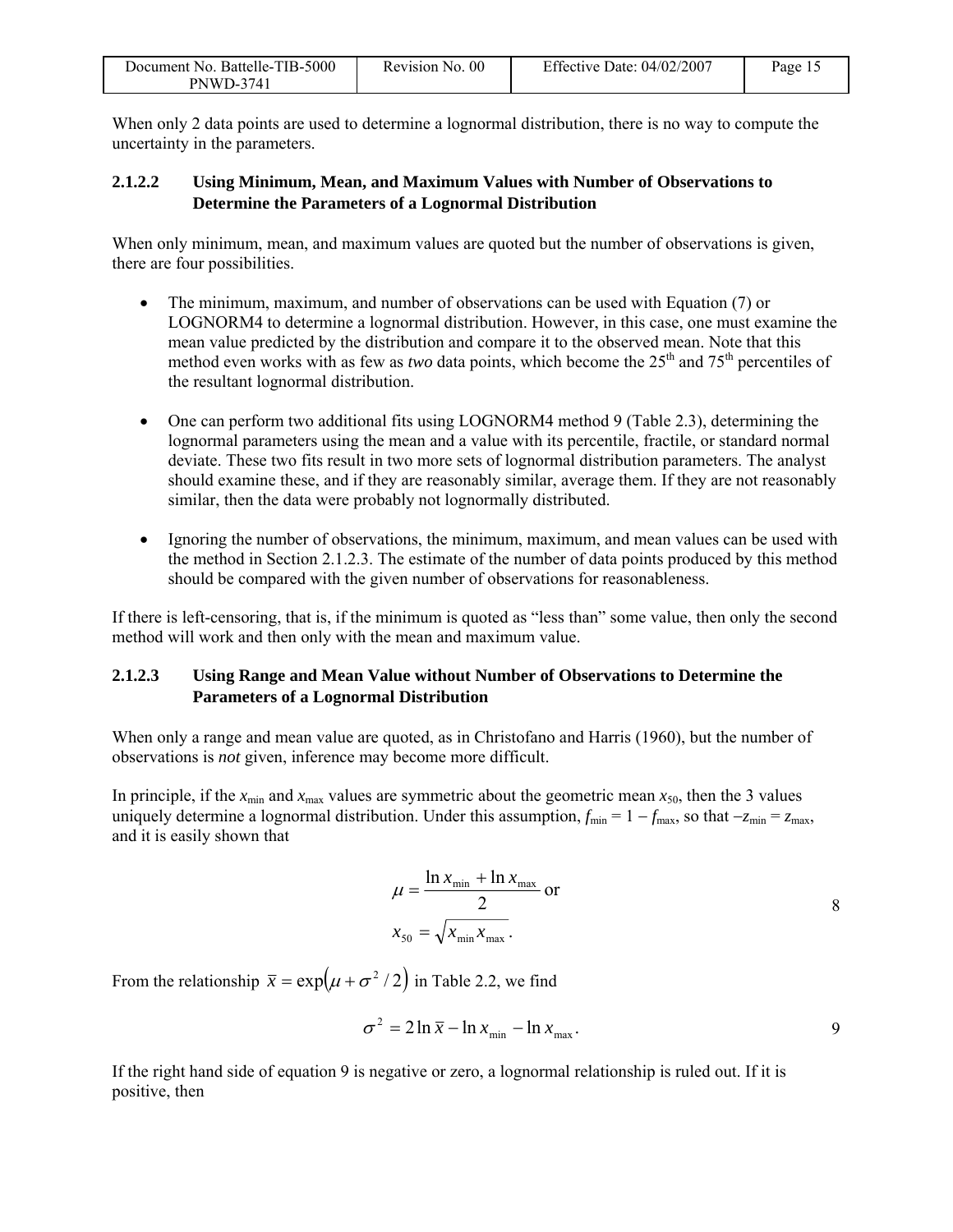When only 2 data points are used to determine a lognormal distribution, there is no way to compute the uncertainty in the parameters.

#### 2.1.2.2 Using Minimum, Mean, and Maximum Values with Number of Observations to Determine the Parameters of a Lognormal Distribution

When only minimum, mean, and maximum values are quoted but the number of observations is given, there are four possibilities.

- The minimum, maximum, and number of observations can be used with Equation (7) or LOGNORM4 to determine a lognormal distribution. However, in this case, one must examine the mean value predicted by the distribution and compare it to the observed mean. Note that this method even works with as few as *two* data points, which become the 25th and 75th percentiles of the resultant lognormal distribution.

- One can perform two additional fits using LOGNORM4 method 9 (Table 2.3), determining the lognormal parameters using the mean and a value with its percentile, fractile, or standard normal deviate. These two fits result in two more sets of lognormal distribution parameters. The analyst should examine these, and if they are reasonably similar, average them. If they are not reasonably similar, then the data were probably not lognormally distributed.

- Ignoring the number of observations, the minimum, maximum, and mean values can be used with the method in Section 2.1.2.3. The estimate of the number of data points produced by this method should be compared with the given number of observations for reasonableness.

If there is left-censoring, that is, if the minimum is quoted as "less than" some value, then only the second method will work and then only with the mean and maximum value.

#### 2.1.2.3 Using Range and Mean Value without Number of Observations to Determine the Parameters of a Lognormal Distribution

When only a range and mean value are quoted, as in Christofano and Harris (1960), but the number of observations is *not* given, inference may become more difficult.

In principle, if the $x_{\min}$ and $x_{\max}$ values are symmetric about the geometric mean $x_{50}$, then the 3 values uniquely determine a lognormal distribution. Under this assumption, $f_{\min} = 1 - f_{\max}$, so that $-z_{\min} = z_{\max}$, and it is easily shown that

$$\mu = \frac{\ln x_{\min} + \ln x_{\max}}{2} \text{ or} \qquad (8)$$

$$x_{50} = \sqrt{x_{\min} x_{\max}}\,.$$

From the relationship $\bar{x} = \exp\left(\mu + \sigma^2/2\right)$ in Table 2.2, we find

$$\sigma^2 = 2\ln\bar{x} - \ln x_{\min} - \ln x_{\max}\,. \qquad (9)$$

If the right hand side of equation 9 is negative or zero, a lognormal relationship is ruled out. If it is positive, then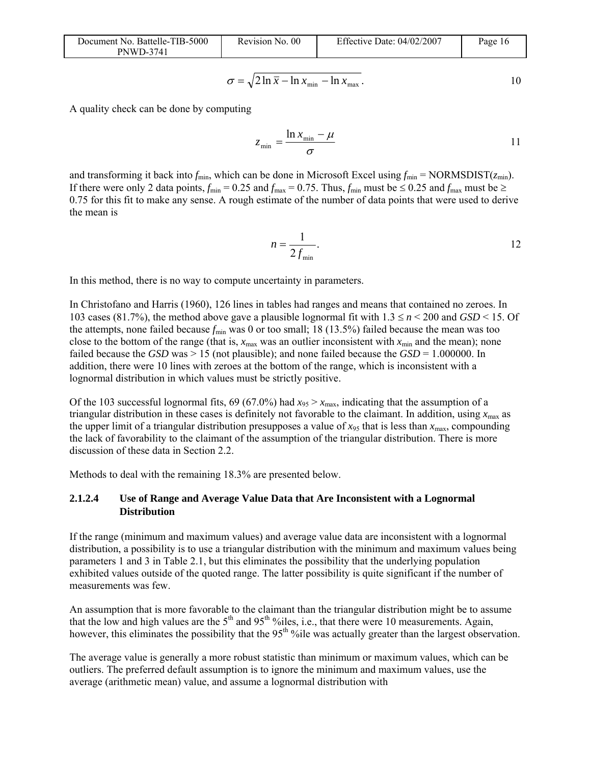$$\sigma = \sqrt{2\ln\bar{x} - \ln x_{\min} - \ln x_{\max}}\,. \qquad 10$$

A quality check can be done by computing

$$z_{\min} = \frac{\ln x_{\min} - \mu}{\sigma} \qquad 11$$

and transforming it back into $f_{\min}$, which can be done in Microsoft Excel using $f_{\min}$ = NORMSDIST($z_{\min}$). If there were only 2 data points, $f_{\min} = 0.25$ and $f_{\max} = 0.75$. Thus, $f_{\min}$ must be $\leq 0.25$ and $f_{\max}$ must be $\geq 0.75$ for this fit to make any sense. A rough estimate of the number of data points that were used to derive the mean is

$$n = \frac{1}{2f_{\min}}. \qquad 12$$

In this method, there is no way to compute uncertainty in parameters.

In Christofano and Harris (1960), 126 lines in tables had ranges and means that contained no zeroes. In 103 cases (81.7%), the method above gave a plausible lognormal fit with $1.3 \leq n < 200$ and *GSD* < 15. Of the attempts, none failed because $f_{\min}$ was 0 or too small; 18 (13.5%) failed because the mean was too close to the bottom of the range (that is, $x_{\max}$ was an outlier inconsistent with $x_{\min}$ and the mean); none failed because the *GSD* was > 15 (not plausible); and none failed because the *GSD* = 1.000000. In addition, there were 10 lines with zeroes at the bottom of the range, which is inconsistent with a lognormal distribution in which values must be strictly positive.

Of the 103 successful lognormal fits, 69 (67.0%) had $x_{95} > x_{\max}$, indicating that the assumption of a triangular distribution in these cases is definitely not favorable to the claimant. In addition, using $x_{\max}$ as the upper limit of a triangular distribution presupposes a value of $x_{95}$ that is less than $x_{\max}$, compounding the lack of favorability to the claimant of the assumption of the triangular distribution. There is more discussion of these data in Section 2.2.

Methods to deal with the remaining 18.3% are presented below.

#### 2.1.2.4 Use of Range and Average Value Data that Are Inconsistent with a Lognormal Distribution

If the range (minimum and maximum values) and average value data are inconsistent with a lognormal distribution, a possibility is to use a triangular distribution with the minimum and maximum values being parameters 1 and 3 in Table 2.1, but this eliminates the possibility that the underlying population exhibited values outside of the quoted range. The latter possibility is quite significant if the number of measurements was few.

An assumption that is more favorable to the claimant than the triangular distribution might be to assume that the low and high values are the 5th and 95th %iles, i.e., that there were 10 measurements. Again, however, this eliminates the possibility that the 95th %ile was actually greater than the largest observation.

The average value is generally a more robust statistic than minimum or maximum values, which can be outliers. The preferred default assumption is to ignore the minimum and maximum values, use the average (arithmetic mean) value, and assume a lognormal distribution with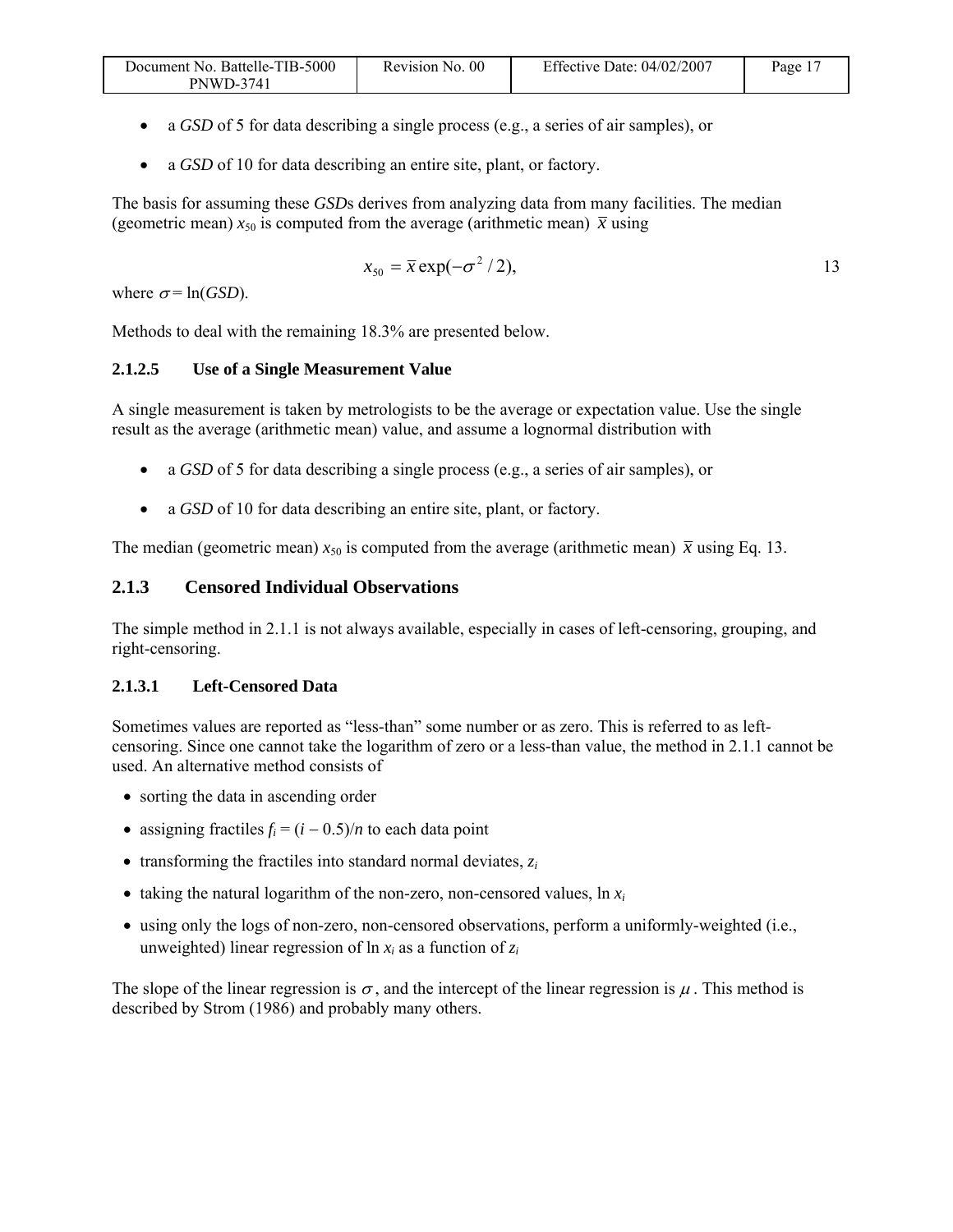- a *GSD* of 5 for data describing a single process (e.g., a series of air samples), or
- a *GSD* of 10 for data describing an entire site, plant, or factory.

The basis for assuming these *GSD*s derives from analyzing data from many facilities. The median (geometric mean) $x_{50}$ is computed from the average (arithmetic mean) $\overline{x}$ using

$$x_{50} = \overline{x}\exp(-\sigma^2/2), \tag{13}$$

where $\sigma = \ln(GSD)$.

Methods to deal with the remaining 18.3% are presented below.

#### 2.1.2.5 Use of a Single Measurement Value

A single measurement is taken by metrologists to be the average or expectation value. Use the single result as the average (arithmetic mean) value, and assume a lognormal distribution with

- a *GSD* of 5 for data describing a single process (e.g., a series of air samples), or
- a *GSD* of 10 for data describing an entire site, plant, or factory.

The median (geometric mean) $x_{50}$ is computed from the average (arithmetic mean) $\overline{x}$ using Eq. 13.

### 2.1.3 Censored Individual Observations

The simple method in 2.1.1 is not always available, especially in cases of left-censoring, grouping, and right-censoring.

#### 2.1.3.1 Left-Censored Data

Sometimes values are reported as "less-than" some number or as zero. This is referred to as left-censoring. Since one cannot take the logarithm of zero or a less-than value, the method in 2.1.1 cannot be used. An alternative method consists of

- sorting the data in ascending order
- assigning fractiles $f_i = (i - 0.5)/n$ to each data point
- transforming the fractiles into standard normal deviates, $z_i$
- taking the natural logarithm of the non-zero, non-censored values, $\ln x_i$
- using only the logs of non-zero, non-censored observations, perform a uniformly-weighted (i.e., unweighted) linear regression of $\ln x_i$ as a function of $z_i$

The slope of the linear regression is $\sigma$, and the intercept of the linear regression is $\mu$. This method is described by Strom (1986) and probably many others.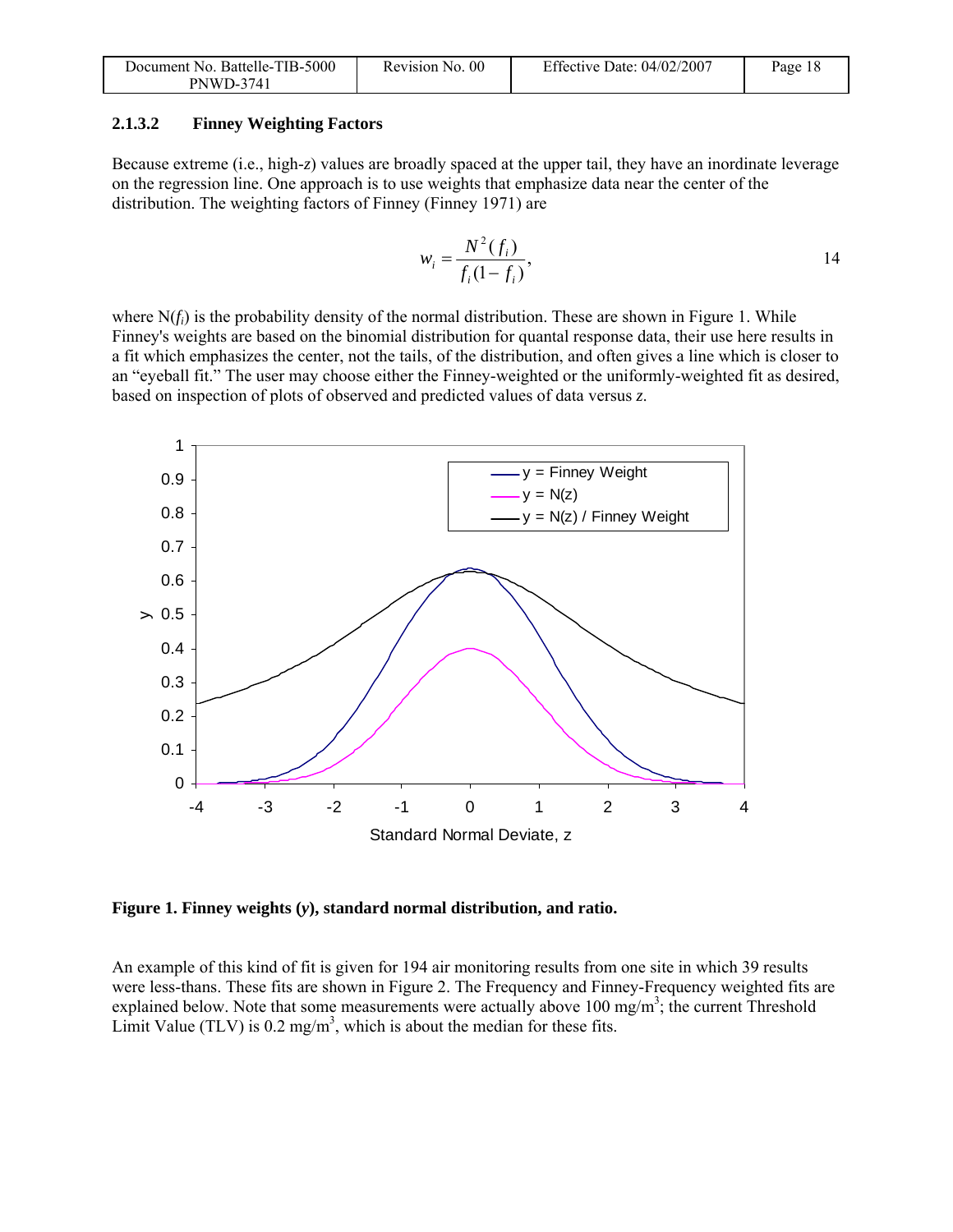### 2.1.3.2 Finney Weighting Factors

Because extreme (i.e., high-*z*) values are broadly spaced at the upper tail, they have an inordinate leverage on the regression line. One approach is to use weights that emphasize data near the center of the distribution. The weighting factors of Finney (Finney 1971) are

$$w_i = \frac{N^2(f_i)}{f_i(1 - f_i)}, \tag{14}$$

where $N(f_i)$ is the probability density of the normal distribution. These are shown in Figure 1. While Finney's weights are based on the binomial distribution for quantal response data, their use here results in a fit which emphasizes the center, not the tails, of the distribution, and often gives a line which is closer to an "eyeball fit." The user may choose either the Finney-weighted or the uniformly-weighted fit as desired, based on inspection of plots of observed and predicted values of data versus *z*.

**Figure 1. Finney weights (*y*), standard normal distribution, and ratio.**

An example of this kind of fit is given for 194 air monitoring results from one site in which 39 results were less-thans. These fits are shown in Figure 2. The Frequency and Finney-Frequency weighted fits are explained below. Note that some measurements were actually above 100 mg/m$^3$; the current Threshold Limit Value (TLV) is 0.2 mg/m$^3$, which is about the median for these fits.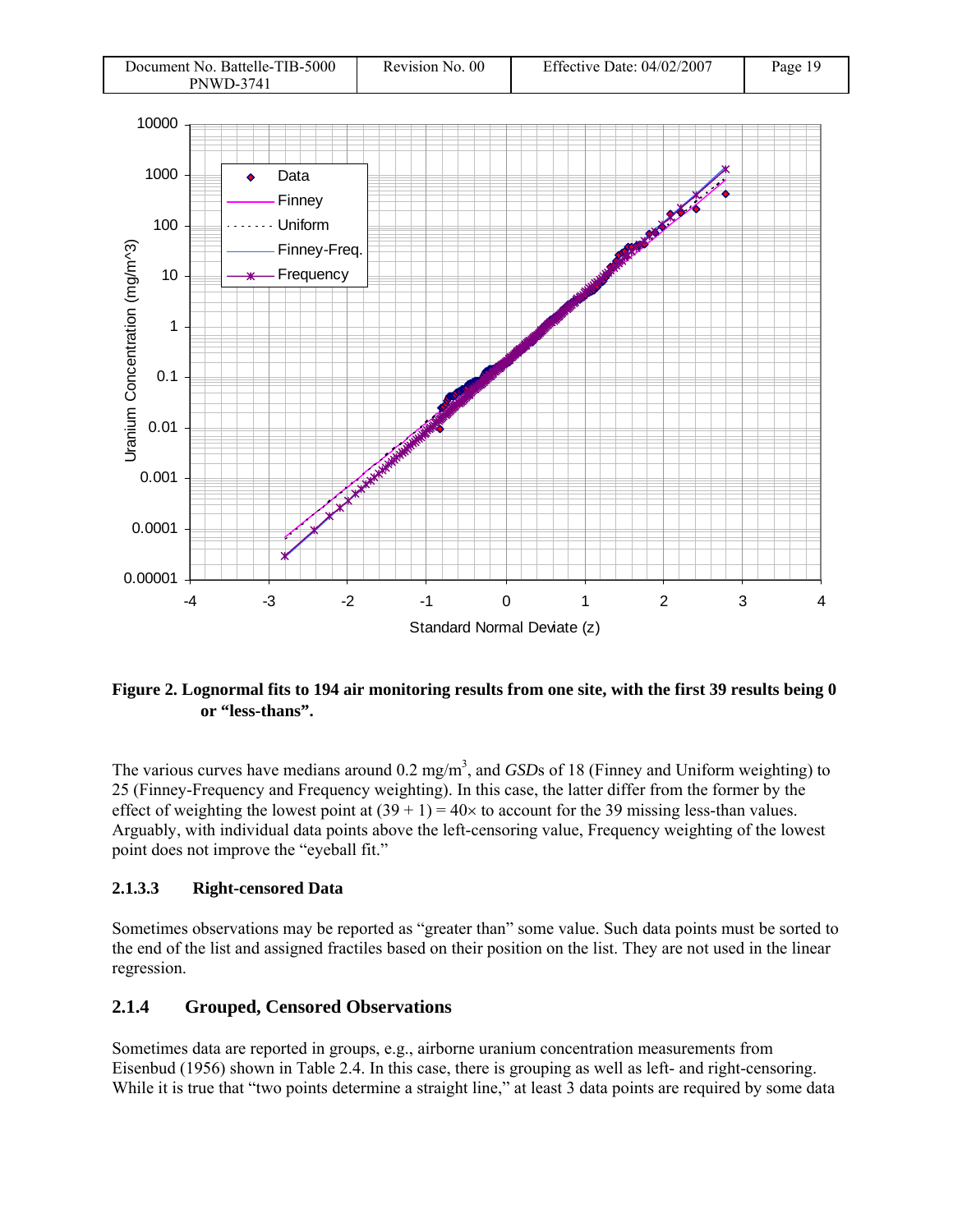**Figure 2. Lognormal fits to 194 air monitoring results from one site, with the first 39 results being 0 or "less-thans".**

The various curves have medians around 0.2 mg/m$^3$, and *GSD*s of 18 (Finney and Uniform weighting) to 25 (Finney-Frequency and Frequency weighting). In this case, the latter differ from the former by the effect of weighting the lowest point at (39 + 1) = 40× to account for the 39 missing less-than values. Arguably, with individual data points above the left-censoring value, Frequency weighting of the lowest point does not improve the "eyeball fit."

#### 2.1.3.3 Right-censored Data

Sometimes observations may be reported as "greater than" some value. Such data points must be sorted to the end of the list and assigned fractiles based on their position on the list. They are not used in the linear regression.

### 2.1.4 Grouped, Censored Observations

Sometimes data are reported in groups, e.g., airborne uranium concentration measurements from Eisenbud (1956) shown in Table 2.4. In this case, there is grouping as well as left- and right-censoring. While it is true that "two points determine a straight line," at least 3 data points are required by some data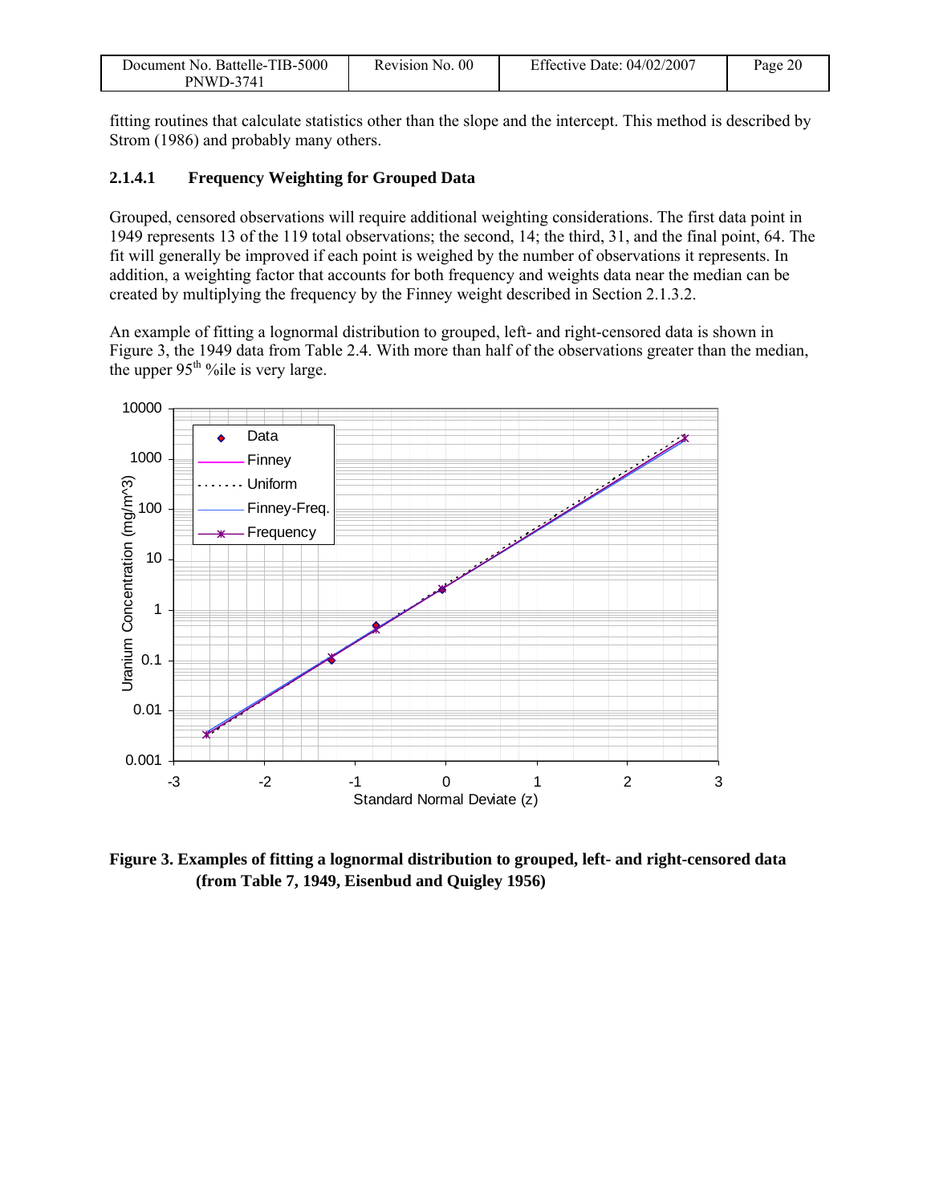fitting routines that calculate statistics other than the slope and the intercept. This method is described by Strom (1986) and probably many others.

#### 2.1.4.1 Frequency Weighting for Grouped Data

Grouped, censored observations will require additional weighting considerations. The first data point in 1949 represents 13 of the 119 total observations; the second, 14; the third, 31, and the final point, 64. The fit will generally be improved if each point is weighed by the number of observations it represents. In addition, a weighting factor that accounts for both frequency and weights data near the median can be created by multiplying the frequency by the Finney weight described in Section 2.1.3.2.

An example of fitting a lognormal distribution to grouped, left- and right-censored data is shown in Figure 3, the 1949 data from Table 2.4. With more than half of the observations greater than the median, the upper 95th %ile is very large.

**Figure 3. Examples of fitting a lognormal distribution to grouped, left- and right-censored data (from Table 7, 1949, Eisenbud and Quigley 1956)**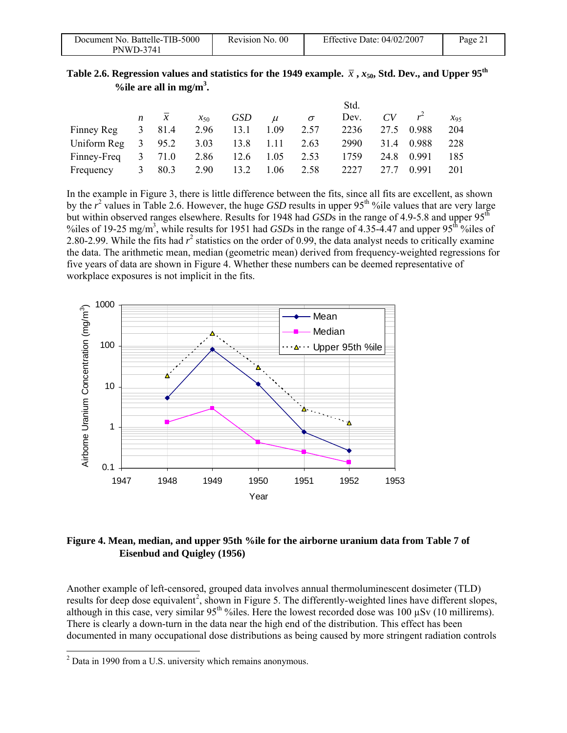**Table 2.6. Regression values and statistics for the 1949 example. $\bar{x}$ , $x_{50}$, Std. Dev., and Upper 95th %ile are all in mg/m$^3$.**

| | $n$ | $\bar{x}$ | $x_{50}$ | $GSD$ | $\mu$ | $\sigma$ | Std. Dev. | $CV$ | $r^2$ | $x_{95}$ |
|---|---|---|---|---|---|---|---|---|---|---|
| Finney Reg | 3 | 81.4 | 2.96 | 13.1 | 1.09 | 2.57 | 2236 | 27.5 | 0.988 | 204 |
| Uniform Reg | 3 | 95.2 | 3.03 | 13.8 | 1.11 | 2.63 | 2990 | 31.4 | 0.988 | 228 |
| Finney-Freq | 3 | 71.0 | 2.86 | 12.6 | 1.05 | 2.53 | 1759 | 24.8 | 0.991 | 185 |
| Frequency | 3 | 80.3 | 2.90 | 13.2 | 1.06 | 2.58 | 2227 | 27.7 | 0.991 | 201 |

In the example in Figure 3, there is little difference between the fits, since all fits are excellent, as shown by the $r^2$ values in Table 2.6. However, the huge *GSD* results in upper 95th %ile values that are very large but within observed ranges elsewhere. Results for 1948 had *GSD*s in the range of 4.9-5.8 and upper 95th %iles of 19-25 mg/m$^3$, while results for 1951 had *GSD*s in the range of 4.35-4.47 and upper 95th %iles of 2.80-2.99. While the fits had $r^2$ statistics on the order of 0.99, the data analyst needs to critically examine the data. The arithmetic mean, median (geometric mean) derived from frequency-weighted regressions for five years of data are shown in Figure 4. Whether these numbers can be deemed representative of workplace exposures is not implicit in the fits.

**Figure 4. Mean, median, and upper 95th %ile for the airborne uranium data from Table 7 of Eisenbud and Quigley (1956)**

Another example of left-censored, grouped data involves annual thermoluminescent dosimeter (TLD) results for deep dose equivalent[2], shown in Figure 5. The differently-weighted lines have different slopes, although in this case, very similar 95th %iles. Here the lowest recorded dose was 100 μSv (10 millirems). There is clearly a down-turn in the data near the high end of the distribution. This effect has been documented in many occupational dose distributions as being caused by more stringent radiation controls

[2] Data in 1990 from a U.S. university which remains anonymous.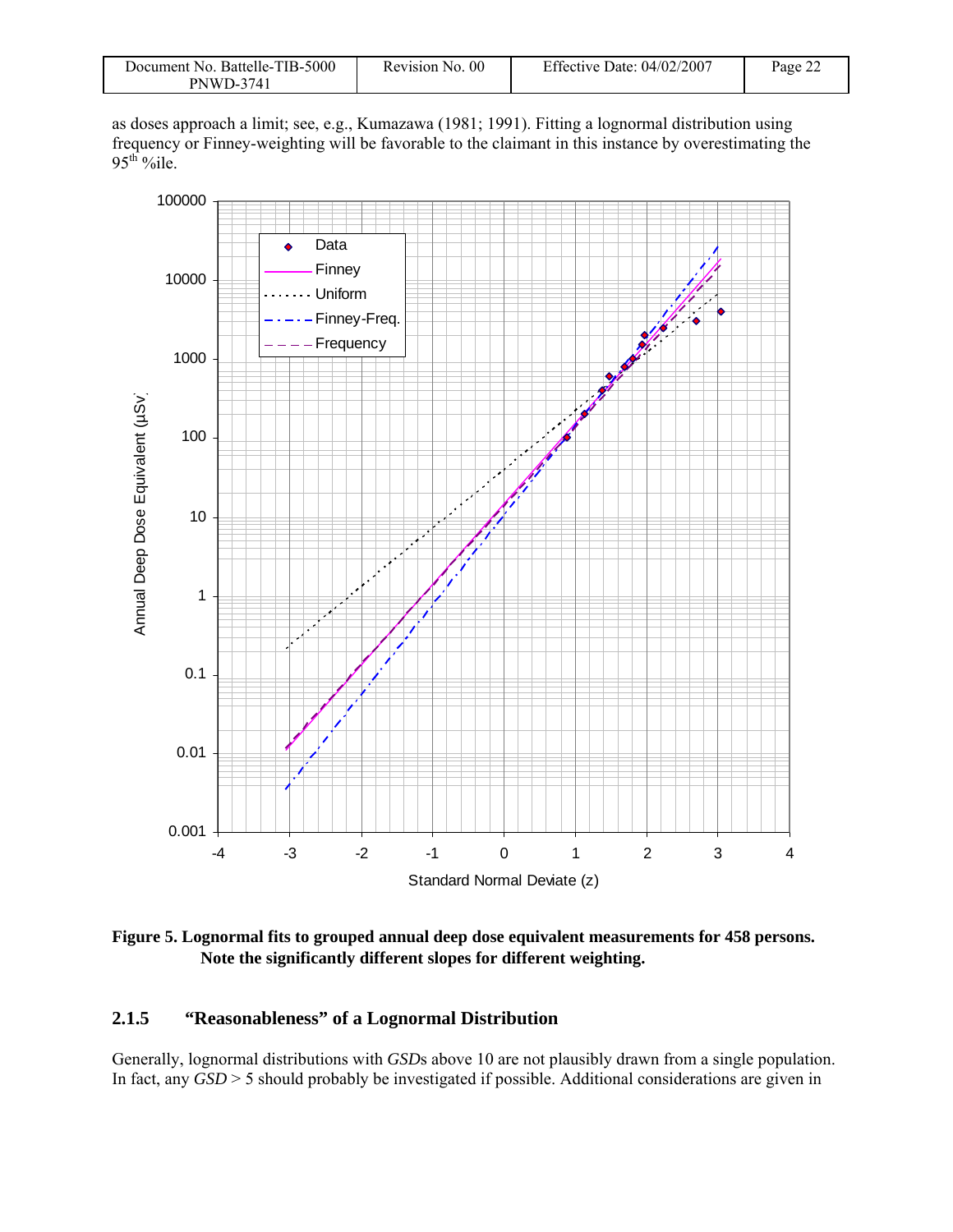as doses approach a limit; see, e.g., Kumazawa (1981; 1991). Fitting a lognormal distribution using frequency or Finney-weighting will be favorable to the claimant in this instance by overestimating the $95^{th}$ %ile.

**Figure 5. Lognormal fits to grouped annual deep dose equivalent measurements for 458 persons. Note the significantly different slopes for different weighting.**

### 2.1.5 "Reasonableness" of a Lognormal Distribution

Generally, lognormal distributions with *GSD*s above 10 are not plausibly drawn from a single population. In fact, any *GSD* > 5 should probably be investigated if possible. Additional considerations are given in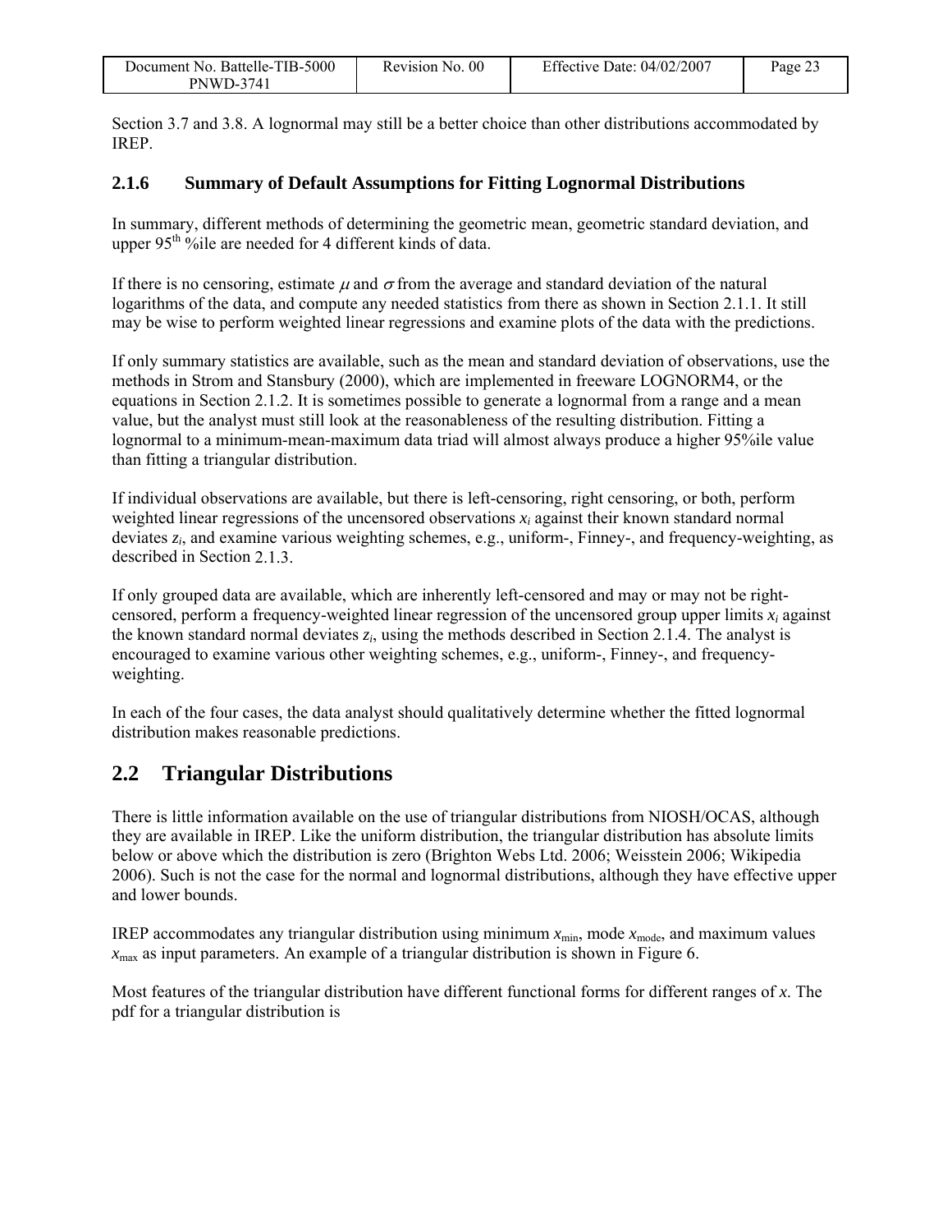Section 3.7 and 3.8. A lognormal may still be a better choice than other distributions accommodated by IREP.

### 2.1.6 Summary of Default Assumptions for Fitting Lognormal Distributions

In summary, different methods of determining the geometric mean, geometric standard deviation, and upper 95th %ile are needed for 4 different kinds of data.

If there is no censoring, estimate $\mu$ and $\sigma$ from the average and standard deviation of the natural logarithms of the data, and compute any needed statistics from there as shown in Section 2.1.1. It still may be wise to perform weighted linear regressions and examine plots of the data with the predictions.

If only summary statistics are available, such as the mean and standard deviation of observations, use the methods in Strom and Stansbury (2000), which are implemented in freeware LOGNORM4, or the equations in Section 2.1.2. It is sometimes possible to generate a lognormal from a range and a mean value, but the analyst must still look at the reasonableness of the resulting distribution. Fitting a lognormal to a minimum-mean-maximum data triad will almost always produce a higher 95%ile value than fitting a triangular distribution.

If individual observations are available, but there is left-censoring, right censoring, or both, perform weighted linear regressions of the uncensored observations $x_i$ against their known standard normal deviates $z_i$, and examine various weighting schemes, e.g., uniform-, Finney-, and frequency-weighting, as described in Section 2.1.3.

If only grouped data are available, which are inherently left-censored and may or may not be right-censored, perform a frequency-weighted linear regression of the uncensored group upper limits $x_i$ against the known standard normal deviates $z_i$, using the methods described in Section 2.1.4. The analyst is encouraged to examine various other weighting schemes, e.g., uniform-, Finney-, and frequency-weighting.

In each of the four cases, the data analyst should qualitatively determine whether the fitted lognormal distribution makes reasonable predictions.

## 2.2 Triangular Distributions

There is little information available on the use of triangular distributions from NIOSH/OCAS, although they are available in IREP. Like the uniform distribution, the triangular distribution has absolute limits below or above which the distribution is zero (Brighton Webs Ltd. 2006; Weisstein 2006; Wikipedia 2006). Such is not the case for the normal and lognormal distributions, although they have effective upper and lower bounds.

IREP accommodates any triangular distribution using minimum $x_{\min}$, mode $x_{\text{mode}}$, and maximum values $x_{\max}$ as input parameters. An example of a triangular distribution is shown in Figure 6.

Most features of the triangular distribution have different functional forms for different ranges of $x$. The pdf for a triangular distribution is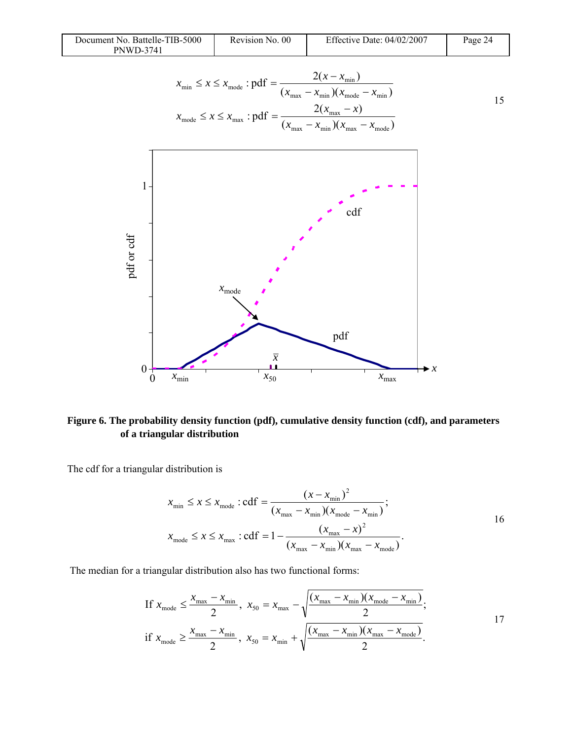$$x_{\min} \le x \le x_{\text{mode}} : \text{pdf} = \frac{2(x - x_{\min})}{(x_{\max} - x_{\min})(x_{\text{mode}} - x_{\min})}$$
$$x_{\text{mode}} \le x \le x_{\max} : \text{pdf} = \frac{2(x_{\max} - x)}{(x_{\max} - x_{\min})(x_{\max} - x_{\text{mode}})} \qquad 15$$

**Figure 6. The probability density function (pdf), cumulative density function (cdf), and parameters of a triangular distribution**

The cdf for a triangular distribution is

$$x_{\min} \le x \le x_{\text{mode}} : \text{cdf} = \frac{(x - x_{\min})^2}{(x_{\max} - x_{\min})(x_{\text{mode}} - x_{\min})};$$
$$x_{\text{mode}} \le x \le x_{\max} : \text{cdf} = 1 - \frac{(x_{\max} - x)^2}{(x_{\max} - x_{\min})(x_{\max} - x_{\text{mode}})}. \qquad 16$$

The median for a triangular distribution also has two functional forms:

$$\text{If } x_{\text{mode}} \le \frac{x_{\max} - x_{\min}}{2},\ x_{50} = x_{\max} - \sqrt{\frac{(x_{\max} - x_{\min})(x_{\text{mode}} - x_{\min})}{2}};$$
$$\text{if } x_{\text{mode}} \ge \frac{x_{\max} - x_{\min}}{2},\ x_{50} = x_{\min} + \sqrt{\frac{(x_{\max} - x_{\min})(x_{\max} - x_{\text{mode}})}{2}}. \qquad 17$$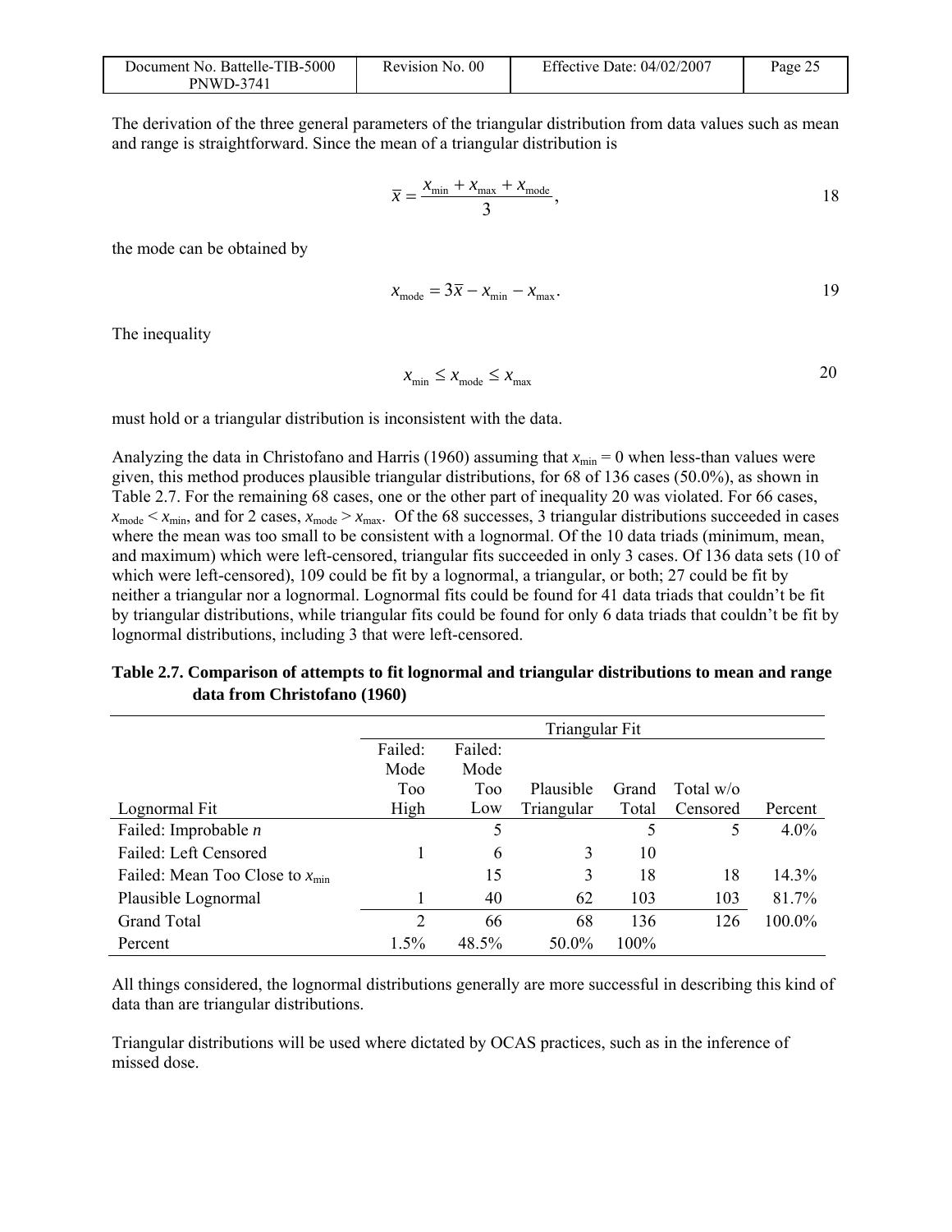The derivation of the three general parameters of the triangular distribution from data values such as mean and range is straightforward. Since the mean of a triangular distribution is

$$\bar{x} = \frac{x_{\min} + x_{\max} + x_{\text{mode}}}{3}, \qquad 18$$

the mode can be obtained by

$$x_{\text{mode}} = 3\bar{x} - x_{\min} - x_{\max}. \qquad 19$$

The inequality

$$x_{\min} \le x_{\text{mode}} \le x_{\max} \qquad 20$$

must hold or a triangular distribution is inconsistent with the data.

Analyzing the data in Christofano and Harris (1960) assuming that $x_{\min} = 0$ when less-than values were given, this method produces plausible triangular distributions, for 68 of 136 cases (50.0%), as shown in Table 2.7. For the remaining 68 cases, one or the other part of inequality 20 was violated. For 66 cases, $x_{\text{mode}} < x_{\min}$, and for 2 cases, $x_{\text{mode}} > x_{\max}$. Of the 68 successes, 3 triangular distributions succeeded in cases where the mean was too small to be consistent with a lognormal. Of the 10 data triads (minimum, mean, and maximum) which were left-censored, triangular fits succeeded in only 3 cases. Of 136 data sets (10 of which were left-censored), 109 could be fit by a lognormal, a triangular, or both; 27 could be fit by neither a triangular nor a lognormal. Lognormal fits could be found for 41 data triads that couldn't be fit by triangular distributions, while triangular fits could be found for only 6 data triads that couldn't be fit by lognormal distributions, including 3 that were left-censored.

**Table 2.7. Comparison of attempts to fit lognormal and triangular distributions to mean and range data from Christofano (1960)**

| | Triangular Fit | | | | | |
|---|---|---|---|---|---|---|
| Lognormal Fit | Failed: Mode Too High | Failed: Mode Too Low | Plausible Triangular | Grand Total | Total w/o Censored | Percent |
| Failed: Improbable *n* | | 5 | | 5 | 5 | 4.0% |
| Failed: Left Censored | 1 | 6 | 3 | 10 | | |
| Failed: Mean Too Close to $x_{\min}$ | | 15 | 3 | 18 | 18 | 14.3% |
| Plausible Lognormal | 1 | 40 | 62 | 103 | 103 | 81.7% |
| Grand Total | 2 | 66 | 68 | 136 | 126 | 100.0% |
| Percent | 1.5% | 48.5% | 50.0% | 100% | | |

All things considered, the lognormal distributions generally are more successful in describing this kind of data than are triangular distributions.

Triangular distributions will be used where dictated by OCAS practices, such as in the inference of missed dose.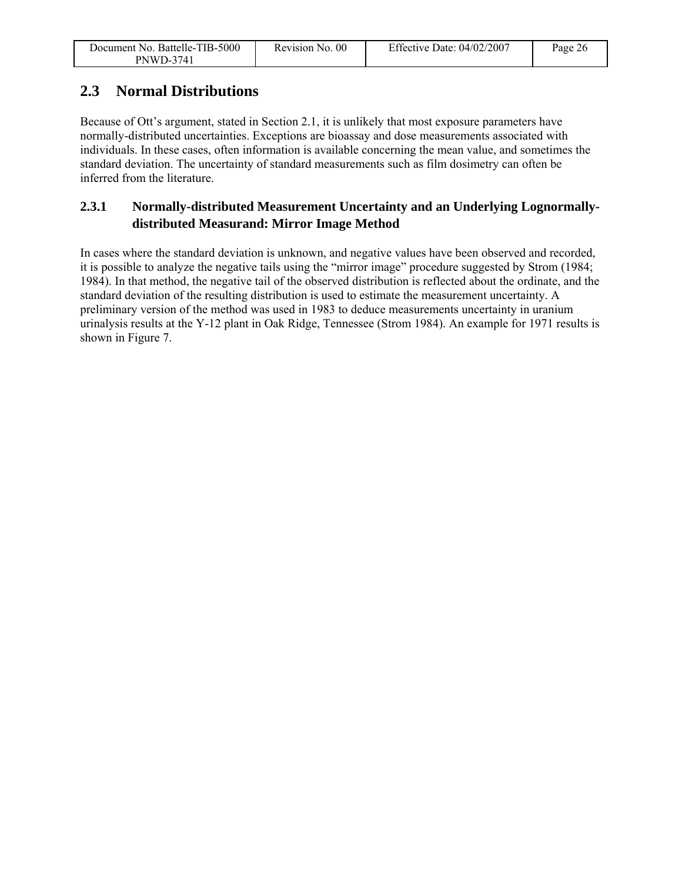## 2.3 Normal Distributions

Because of Ott's argument, stated in Section 2.1, it is unlikely that most exposure parameters have normally-distributed uncertainties. Exceptions are bioassay and dose measurements associated with individuals. In these cases, often information is available concerning the mean value, and sometimes the standard deviation. The uncertainty of standard measurements such as film dosimetry can often be inferred from the literature.

### 2.3.1 Normally-distributed Measurement Uncertainty and an Underlying Lognormally-distributed Measurand: Mirror Image Method

In cases where the standard deviation is unknown, and negative values have been observed and recorded, it is possible to analyze the negative tails using the "mirror image" procedure suggested by Strom (1984; 1984). In that method, the negative tail of the observed distribution is reflected about the ordinate, and the standard deviation of the resulting distribution is used to estimate the measurement uncertainty. A preliminary version of the method was used in 1983 to deduce measurements uncertainty in uranium urinalysis results at the Y-12 plant in Oak Ridge, Tennessee (Strom 1984). An example for 1971 results is shown in Figure 7.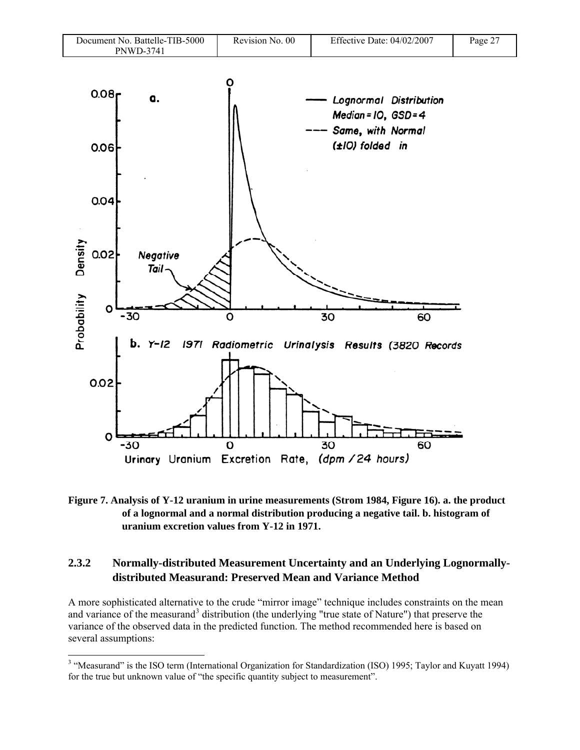**Figure 7. Analysis of Y-12 uranium in urine measurements (Strom 1984, Figure 16). a. the product of a lognormal and a normal distribution producing a negative tail. b. histogram of uranium excretion values from Y-12 in 1971.**

### 2.3.2 Normally-distributed Measurement Uncertainty and an Underlying Lognormally-distributed Measurand: Preserved Mean and Variance Method

A more sophisticated alternative to the crude "mirror image" technique includes constraints on the mean and variance of the measurand[3] distribution (the underlying "true state of Nature") that preserve the variance of the observed data in the predicted function. The method recommended here is based on several assumptions:

[3] "Measurand" is the ISO term (International Organization for Standardization (ISO) 1995; Taylor and Kuyatt 1994) for the true but unknown value of "the specific quantity subject to measurement".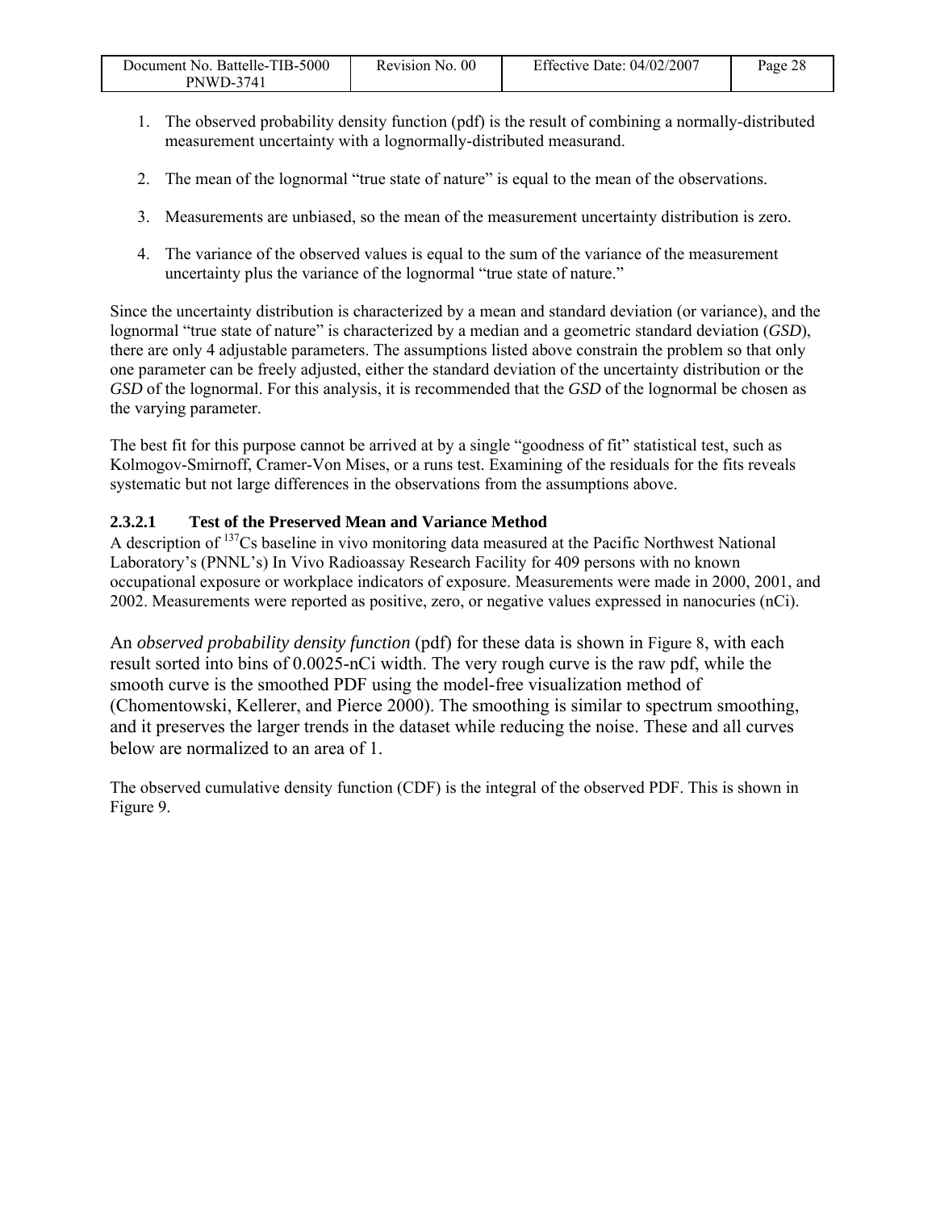1. The observed probability density function (pdf) is the result of combining a normally-distributed measurement uncertainty with a lognormally-distributed measurand.

2. The mean of the lognormal "true state of nature" is equal to the mean of the observations.

3. Measurements are unbiased, so the mean of the measurement uncertainty distribution is zero.

4. The variance of the observed values is equal to the sum of the variance of the measurement uncertainty plus the variance of the lognormal "true state of nature."

Since the uncertainty distribution is characterized by a mean and standard deviation (or variance), and the lognormal "true state of nature" is characterized by a median and a geometric standard deviation (*GSD*), there are only 4 adjustable parameters. The assumptions listed above constrain the problem so that only one parameter can be freely adjusted, either the standard deviation of the uncertainty distribution or the *GSD* of the lognormal. For this analysis, it is recommended that the *GSD* of the lognormal be chosen as the varying parameter.

The best fit for this purpose cannot be arrived at by a single "goodness of fit" statistical test, such as Kolmogov-Smirnoff, Cramer-Von Mises, or a runs test. Examining of the residuals for the fits reveals systematic but not large differences in the observations from the assumptions above.

#### 2.3.2.1 Test of the Preserved Mean and Variance Method

A description of $^{137}$Cs baseline in vivo monitoring data measured at the Pacific Northwest National Laboratory's (PNNL's) In Vivo Radioassay Research Facility for 409 persons with no known occupational exposure or workplace indicators of exposure. Measurements were made in 2000, 2001, and 2002. Measurements were reported as positive, zero, or negative values expressed in nanocuries (nCi).

An *observed probability density function* (pdf) for these data is shown in Figure 8, with each result sorted into bins of 0.0025-nCi width. The very rough curve is the raw pdf, while the smooth curve is the smoothed PDF using the model-free visualization method of (Chomentowski, Kellerer, and Pierce 2000). The smoothing is similar to spectrum smoothing, and it preserves the larger trends in the dataset while reducing the noise. These and all curves below are normalized to an area of 1.

The observed cumulative density function (CDF) is the integral of the observed PDF. This is shown in Figure 9.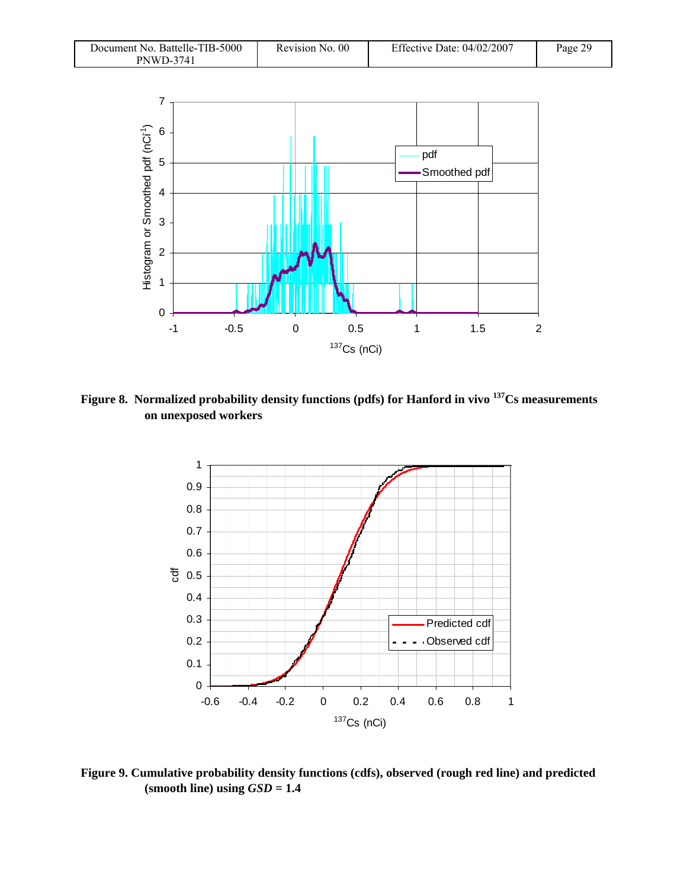**Figure 8. Normalized probability density functions (pdfs) for Hanford in vivo $^{137}$Cs measurements on unexposed workers**

**Figure 9. Cumulative probability density functions (cdfs), observed (rough red line) and predicted (smooth line) using *GSD* = 1.4**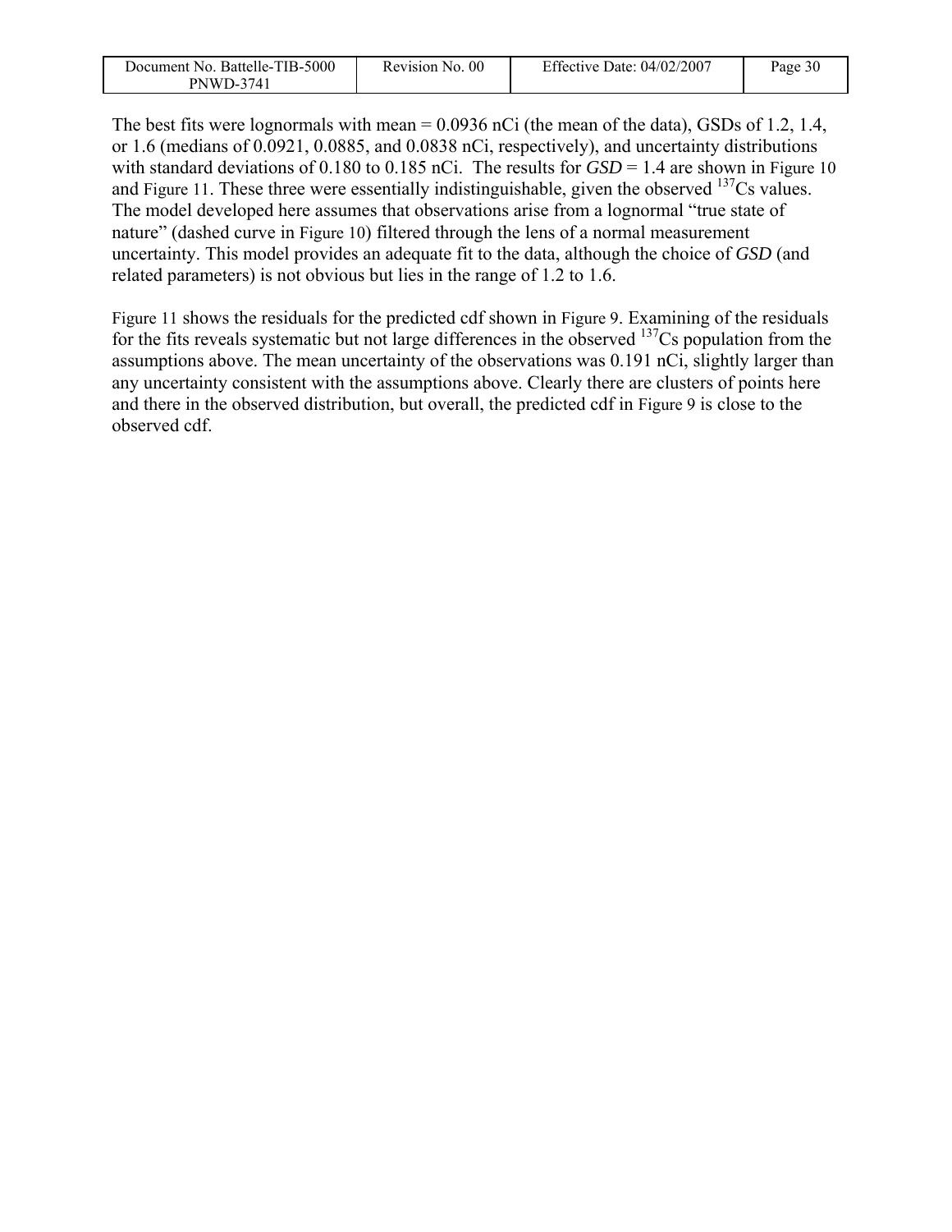The best fits were lognormals with mean = 0.0936 nCi (the mean of the data), GSDs of 1.2, 1.4, or 1.6 (medians of 0.0921, 0.0885, and 0.0838 nCi, respectively), and uncertainty distributions with standard deviations of 0.180 to 0.185 nCi. The results for *GSD* = 1.4 are shown in Figure 10 and Figure 11. These three were essentially indistinguishable, given the observed $^{137}$Cs values. The model developed here assumes that observations arise from a lognormal "true state of nature" (dashed curve in Figure 10) filtered through the lens of a normal measurement uncertainty. This model provides an adequate fit to the data, although the choice of *GSD* (and related parameters) is not obvious but lies in the range of 1.2 to 1.6.

Figure 11 shows the residuals for the predicted cdf shown in Figure 9. Examining of the residuals for the fits reveals systematic but not large differences in the observed $^{137}$Cs population from the assumptions above. The mean uncertainty of the observations was 0.191 nCi, slightly larger than any uncertainty consistent with the assumptions above. Clearly there are clusters of points here and there in the observed distribution, but overall, the predicted cdf in Figure 9 is close to the observed cdf.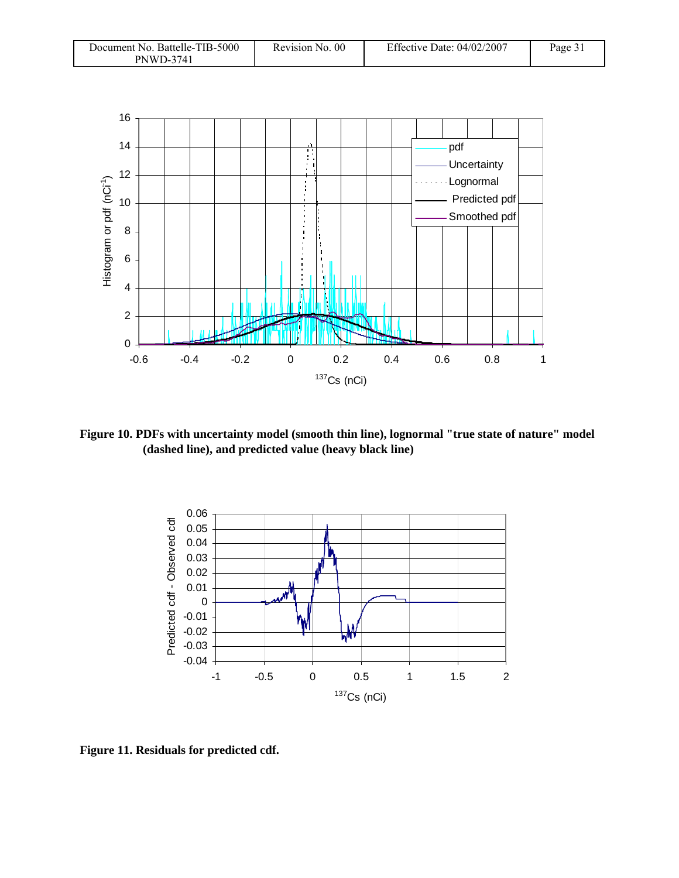Figure 10. PDFs with uncertainty model (smooth thin line), lognormal "true state of nature" model (dashed line), and predicted value (heavy black line)

Figure 11. Residuals for predicted cdf.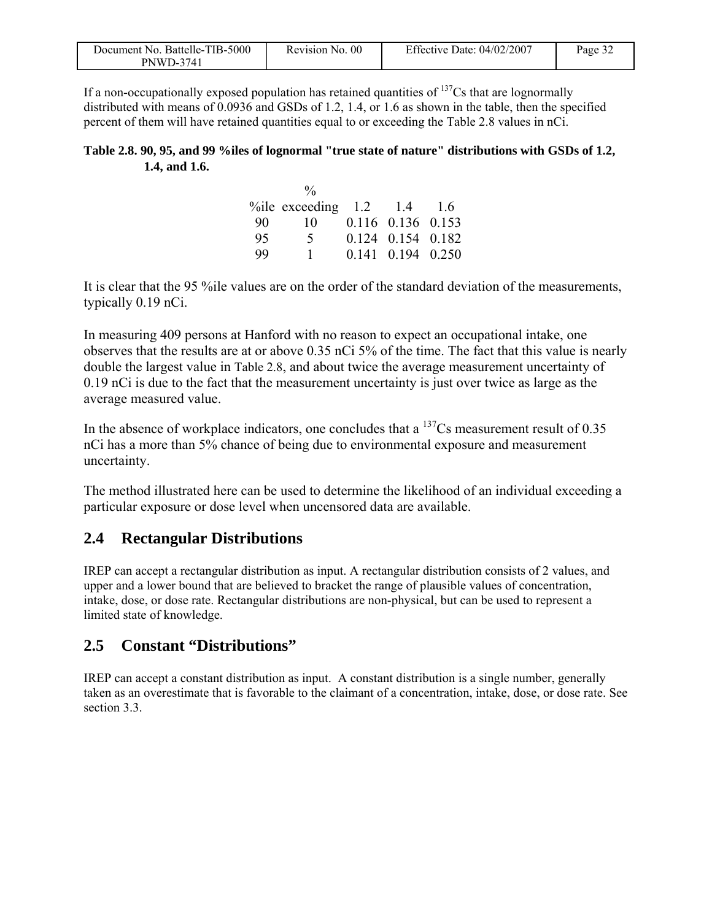If a non-occupationally exposed population has retained quantities of $^{137}Cs$ that are lognormally distributed with means of 0.0936 and GSDs of 1.2, 1.4, or 1.6 as shown in the table, then the specified percent of them will have retained quantities equal to or exceeding the Table 2.8 values in nCi.

**Table 2.8. 90, 95, and 99 %iles of lognormal "true state of nature" distributions with GSDs of 1.2, 1.4, and 1.6.**

| %ile | % exceeding | 1.2 | 1.4 | 1.6 |
|---|---|---|---|---|
| 90 | 10 | 0.116 | 0.136 | 0.153 |
| 95 | 5 | 0.124 | 0.154 | 0.182 |
| 99 | 1 | 0.141 | 0.194 | 0.250 |

It is clear that the 95 %ile values are on the order of the standard deviation of the measurements, typically 0.19 nCi.

In measuring 409 persons at Hanford with no reason to expect an occupational intake, one observes that the results are at or above 0.35 nCi 5% of the time. The fact that this value is nearly double the largest value in Table 2.8, and about twice the average measurement uncertainty of 0.19 nCi is due to the fact that the measurement uncertainty is just over twice as large as the average measured value.

In the absence of workplace indicators, one concludes that a $^{137}Cs$ measurement result of 0.35 nCi has a more than 5% chance of being due to environmental exposure and measurement uncertainty.

The method illustrated here can be used to determine the likelihood of an individual exceeding a particular exposure or dose level when uncensored data are available.

## 2.4 Rectangular Distributions

IREP can accept a rectangular distribution as input. A rectangular distribution consists of 2 values, and upper and a lower bound that are believed to bracket the range of plausible values of concentration, intake, dose, or dose rate. Rectangular distributions are non-physical, but can be used to represent a limited state of knowledge.

## 2.5 Constant "Distributions"

IREP can accept a constant distribution as input. A constant distribution is a single number, generally taken as an overestimate that is favorable to the claimant of a concentration, intake, dose, or dose rate. See section 3.3.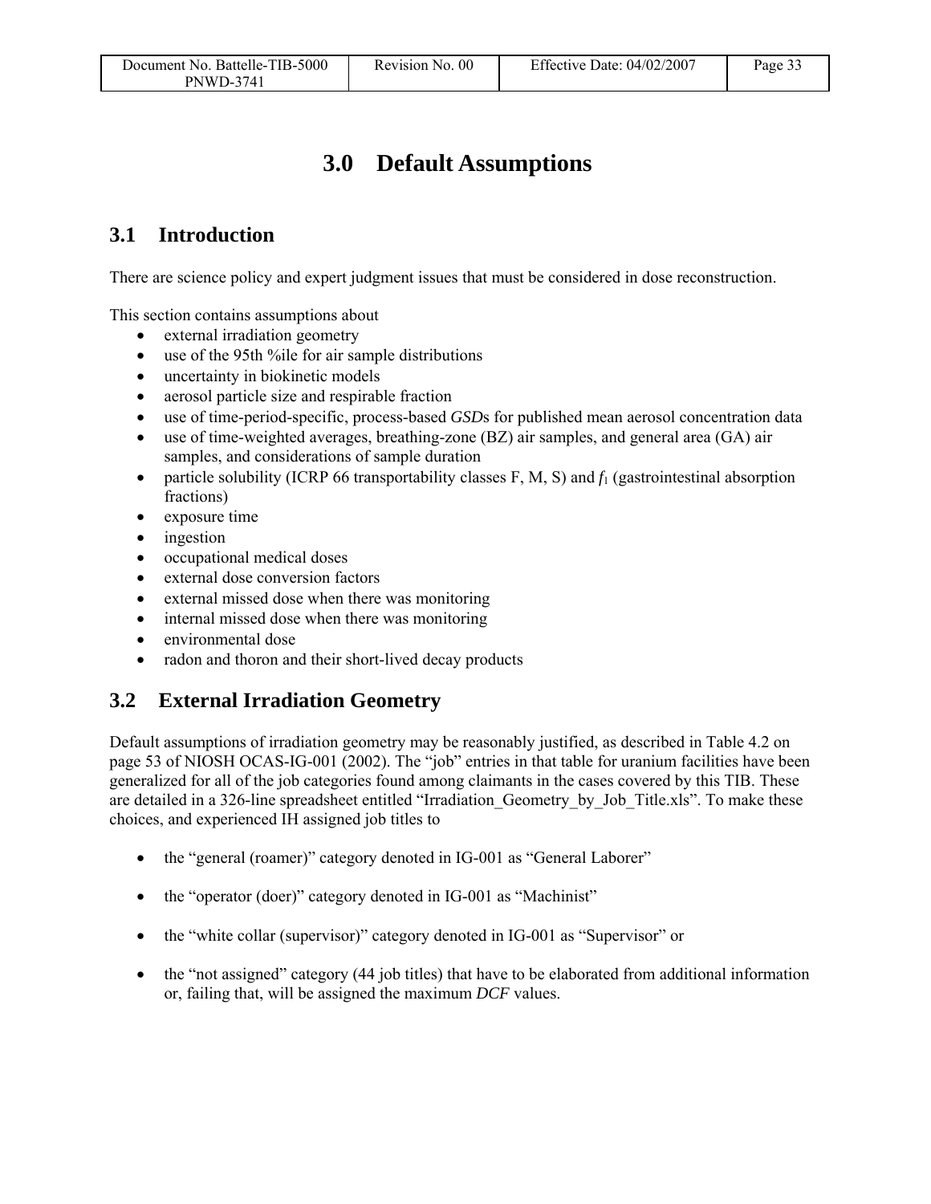# 3.0 Default Assumptions

## 3.1 Introduction

There are science policy and expert judgment issues that must be considered in dose reconstruction.

This section contains assumptions about

- external irradiation geometry
- use of the 95th %ile for air sample distributions
- uncertainty in biokinetic models
- aerosol particle size and respirable fraction
- use of time-period-specific, process-based *GSD*s for published mean aerosol concentration data
- use of time-weighted averages, breathing-zone (BZ) air samples, and general area (GA) air samples, and considerations of sample duration
- particle solubility (ICRP 66 transportability classes F, M, S) and $f_1$ (gastrointestinal absorption fractions)
- exposure time
- ingestion
- occupational medical doses
- external dose conversion factors
- external missed dose when there was monitoring
- internal missed dose when there was monitoring
- environmental dose
- radon and thoron and their short-lived decay products

## 3.2 External Irradiation Geometry

Default assumptions of irradiation geometry may be reasonably justified, as described in Table 4.2 on page 53 of NIOSH OCAS-IG-001 (2002). The "job" entries in that table for uranium facilities have been generalized for all of the job categories found among claimants in the cases covered by this TIB. These are detailed in a 326-line spreadsheet entitled "Irradiation_Geometry_by_Job_Title.xls". To make these choices, and experienced IH assigned job titles to

- the "general (roamer)" category denoted in IG-001 as "General Laborer"
- the "operator (doer)" category denoted in IG-001 as "Machinist"
- the "white collar (supervisor)" category denoted in IG-001 as "Supervisor" or
- the "not assigned" category (44 job titles) that have to be elaborated from additional information or, failing that, will be assigned the maximum *DCF* values.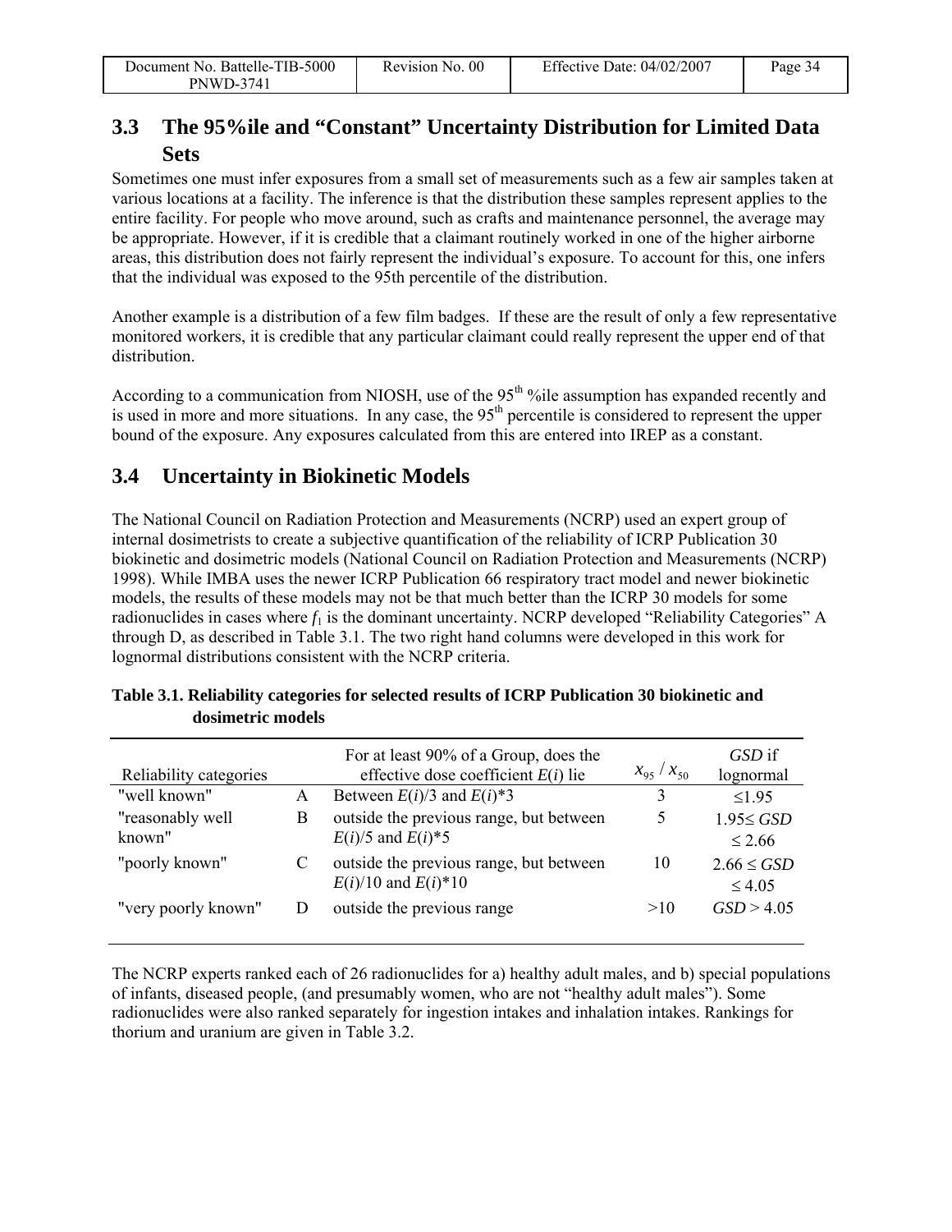## 3.3 The 95%ile and "Constant" Uncertainty Distribution for Limited Data Sets

Sometimes one must infer exposures from a small set of measurements such as a few air samples taken at various locations at a facility. The inference is that the distribution these samples represent applies to the entire facility. For people who move around, such as crafts and maintenance personnel, the average may be appropriate. However, if it is credible that a claimant routinely worked in one of the higher airborne areas, this distribution does not fairly represent the individual's exposure. To account for this, one infers that the individual was exposed to the 95th percentile of the distribution.

Another example is a distribution of a few film badges. If these are the result of only a few representative monitored workers, it is credible that any particular claimant could really represent the upper end of that distribution.

According to a communication from NIOSH, use of the 95$^{th}$ %ile assumption has expanded recently and is used in more and more situations. In any case, the 95$^{th}$ percentile is considered to represent the upper bound of the exposure. Any exposures calculated from this are entered into IREP as a constant.

## 3.4 Uncertainty in Biokinetic Models

The National Council on Radiation Protection and Measurements (NCRP) used an expert group of internal dosimetrists to create a subjective quantification of the reliability of ICRP Publication 30 biokinetic and dosimetric models (National Council on Radiation Protection and Measurements (NCRP) 1998). While IMBA uses the newer ICRP Publication 66 respiratory tract model and newer biokinetic models, the results of these models may not be that much better than the ICRP 30 models for some radionuclides in cases where $f_1$ is the dominant uncertainty. NCRP developed "Reliability Categories" A through D, as described in Table 3.1. The two right hand columns were developed in this work for lognormal distributions consistent with the NCRP criteria.

**Table 3.1. Reliability categories for selected results of ICRP Publication 30 biokinetic and dosimetric models**

| Reliability categories | | For at least 90% of a Group, does the effective dose coefficient $E(i)$ lie | $x_{95} / x_{50}$ | $GSD$ if lognormal |
|---|---|---|---|---|
| "well known" | A | Between $E(i)/3$ and $E(i)*3$ | 3 | $\leq 1.95$ |
| "reasonably well known" | B | outside the previous range, but between $E(i)/5$ and $E(i)*5$ | 5 | $1.95 \leq GSD \leq 2.66$ |
| "poorly known" | C | outside the previous range, but between $E(i)/10$ and $E(i)*10$ | 10 | $2.66 \leq GSD \leq 4.05$ |
| "very poorly known" | D | outside the previous range | >10 | $GSD > 4.05$ |

The NCRP experts ranked each of 26 radionuclides for a) healthy adult males, and b) special populations of infants, diseased people, (and presumably women, who are not "healthy adult males"). Some radionuclides were also ranked separately for ingestion intakes and inhalation intakes. Rankings for thorium and uranium are given in Table 3.2.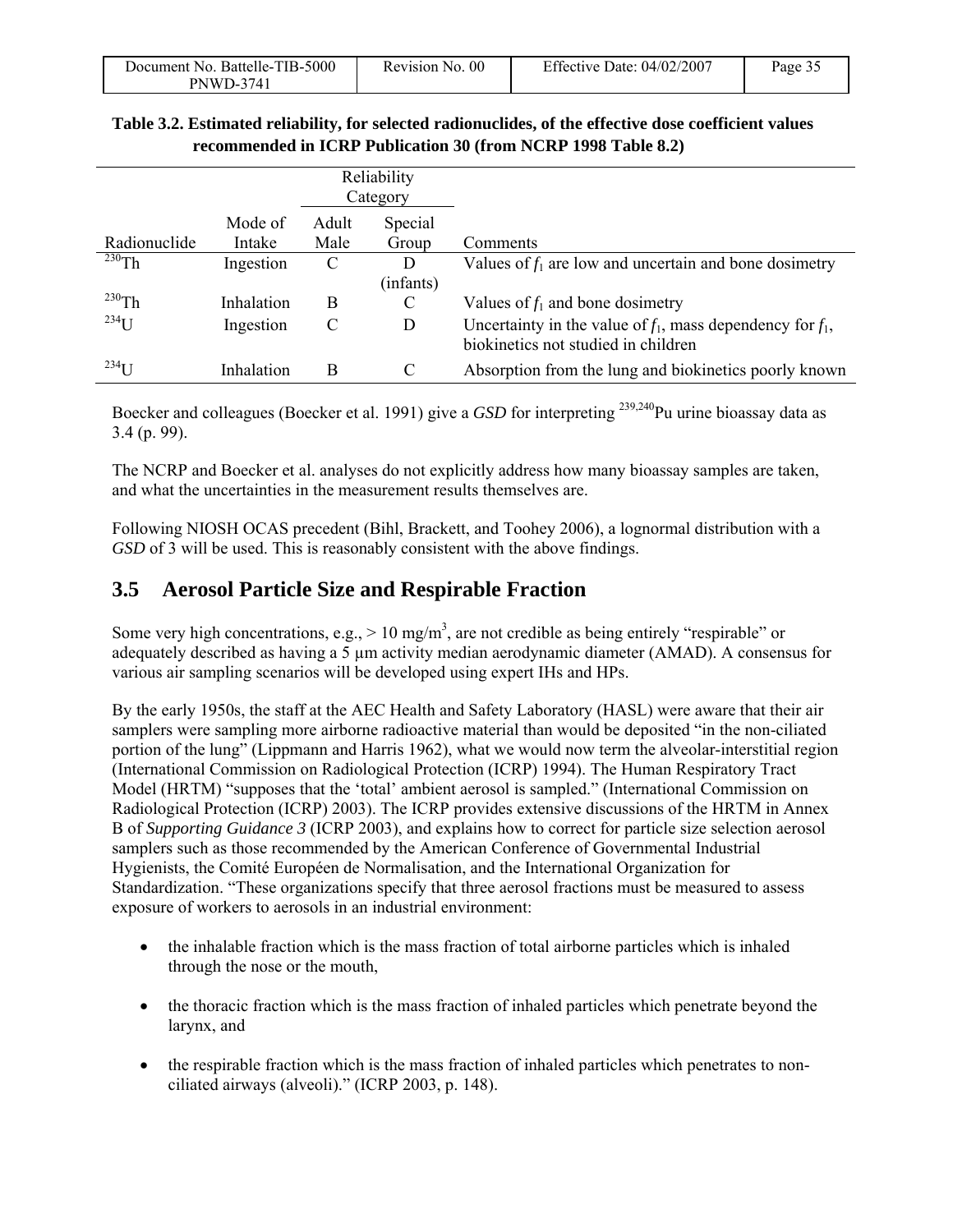**Table 3.2. Estimated reliability, for selected radionuclides, of the effective dose coefficient values recommended in ICRP Publication 30 (from NCRP 1998 Table 8.2)**

| | | Reliability Category | | |
|---|---|---|---|---|
| Radionuclide | Mode of Intake | Adult Male | Special Group | Comments |
| $^{230}$Th | Ingestion | C | D (infants) | Values of $f_1$ are low and uncertain and bone dosimetry |
| $^{230}$Th | Inhalation | B | C | Values of $f_1$ and bone dosimetry |
| $^{234}$U | Ingestion | C | D | Uncertainty in the value of $f_1$, mass dependency for $f_1$, biokinetics not studied in children |
| $^{234}$U | Inhalation | B | C | Absorption from the lung and biokinetics poorly known |

Boecker and colleagues (Boecker et al. 1991) give a *GSD* for interpreting $^{239,240}$Pu urine bioassay data as 3.4 (p. 99).

The NCRP and Boecker et al. analyses do not explicitly address how many bioassay samples are taken, and what the uncertainties in the measurement results themselves are.

Following NIOSH OCAS precedent (Bihl, Brackett, and Toohey 2006), a lognormal distribution with a *GSD* of 3 will be used. This is reasonably consistent with the above findings.

## 3.5 Aerosol Particle Size and Respirable Fraction

Some very high concentrations, e.g., > 10 mg/m$^3$, are not credible as being entirely "respirable" or adequately described as having a 5 µm activity median aerodynamic diameter (AMAD). A consensus for various air sampling scenarios will be developed using expert IHs and HPs.

By the early 1950s, the staff at the AEC Health and Safety Laboratory (HASL) were aware that their air samplers were sampling more airborne radioactive material than would be deposited "in the non-ciliated portion of the lung" (Lippmann and Harris 1962), what we would now term the alveolar-interstitial region (International Commission on Radiological Protection (ICRP) 1994). The Human Respiratory Tract Model (HRTM) "supposes that the 'total' ambient aerosol is sampled." (International Commission on Radiological Protection (ICRP) 2003). The ICRP provides extensive discussions of the HRTM in Annex B of *Supporting Guidance 3* (ICRP 2003), and explains how to correct for particle size selection aerosol samplers such as those recommended by the American Conference of Governmental Industrial Hygienists, the Comité Européen de Normalisation, and the International Organization for Standardization. "These organizations specify that three aerosol fractions must be measured to assess exposure of workers to aerosols in an industrial environment:

- the inhalable fraction which is the mass fraction of total airborne particles which is inhaled through the nose or the mouth,
- the thoracic fraction which is the mass fraction of inhaled particles which penetrate beyond the larynx, and
- the respirable fraction which is the mass fraction of inhaled particles which penetrates to non-ciliated airways (alveoli)." (ICRP 2003, p. 148).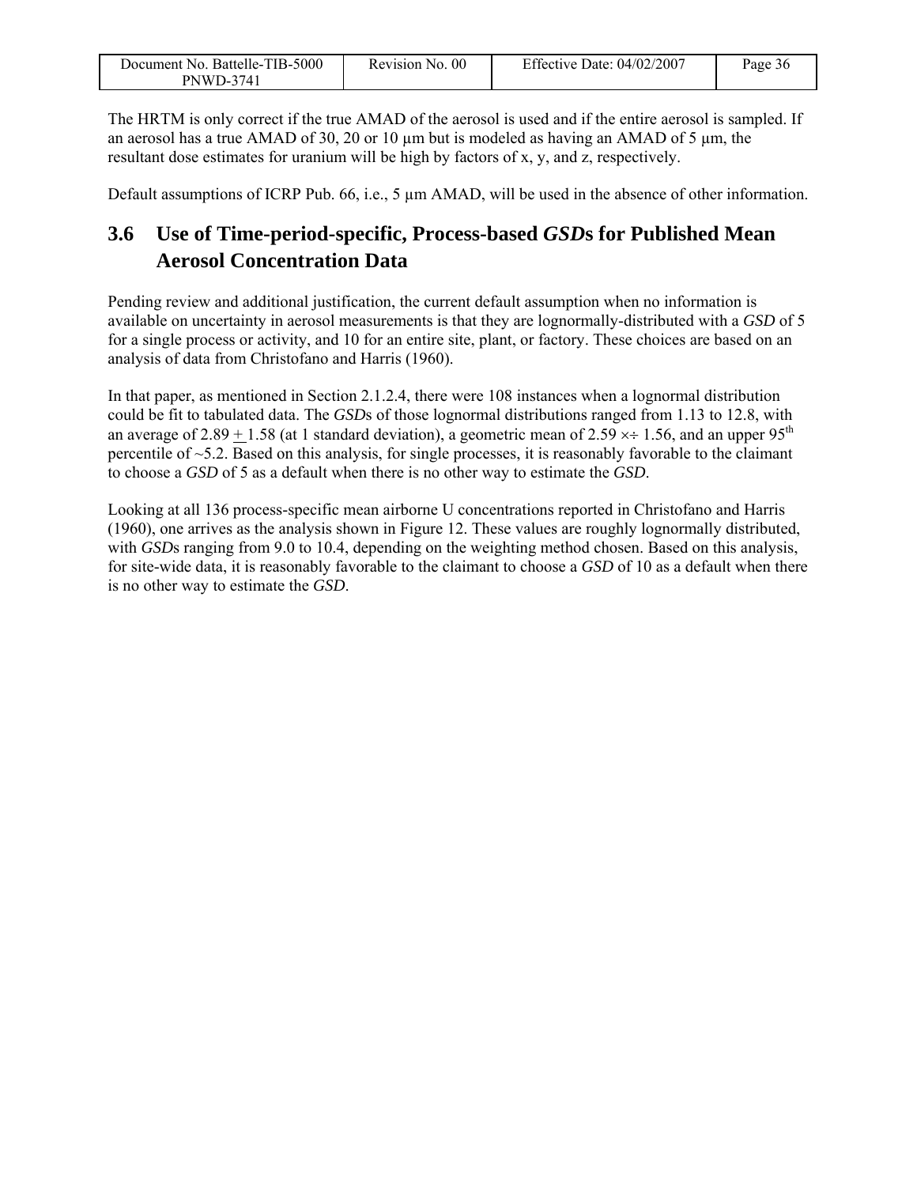The HRTM is only correct if the true AMAD of the aerosol is used and if the entire aerosol is sampled. If an aerosol has a true AMAD of 30, 20 or 10 μm but is modeled as having an AMAD of 5 μm, the resultant dose estimates for uranium will be high by factors of x, y, and z, respectively.

Default assumptions of ICRP Pub. 66, i.e., 5 μm AMAD, will be used in the absence of other information.

## 3.6 Use of Time-period-specific, Process-based *GSD*s for Published Mean Aerosol Concentration Data

Pending review and additional justification, the current default assumption when no information is available on uncertainty in aerosol measurements is that they are lognormally-distributed with a *GSD* of 5 for a single process or activity, and 10 for an entire site, plant, or factory. These choices are based on an analysis of data from Christofano and Harris (1960).

In that paper, as mentioned in Section 2.1.2.4, there were 108 instances when a lognormal distribution could be fit to tabulated data. The *GSD*s of those lognormal distributions ranged from 1.13 to 12.8, with an average of 2.89 $\pm$ 1.58 (at 1 standard deviation), a geometric mean of 2.59 $\times\div$ 1.56, and an upper 95$^{th}$ percentile of ~5.2. Based on this analysis, for single processes, it is reasonably favorable to the claimant to choose a *GSD* of 5 as a default when there is no other way to estimate the *GSD*.

Looking at all 136 process-specific mean airborne U concentrations reported in Christofano and Harris (1960), one arrives as the analysis shown in Figure 12. These values are roughly lognormally distributed, with *GSD*s ranging from 9.0 to 10.4, depending on the weighting method chosen. Based on this analysis, for site-wide data, it is reasonably favorable to the claimant to choose a *GSD* of 10 as a default when there is no other way to estimate the *GSD*.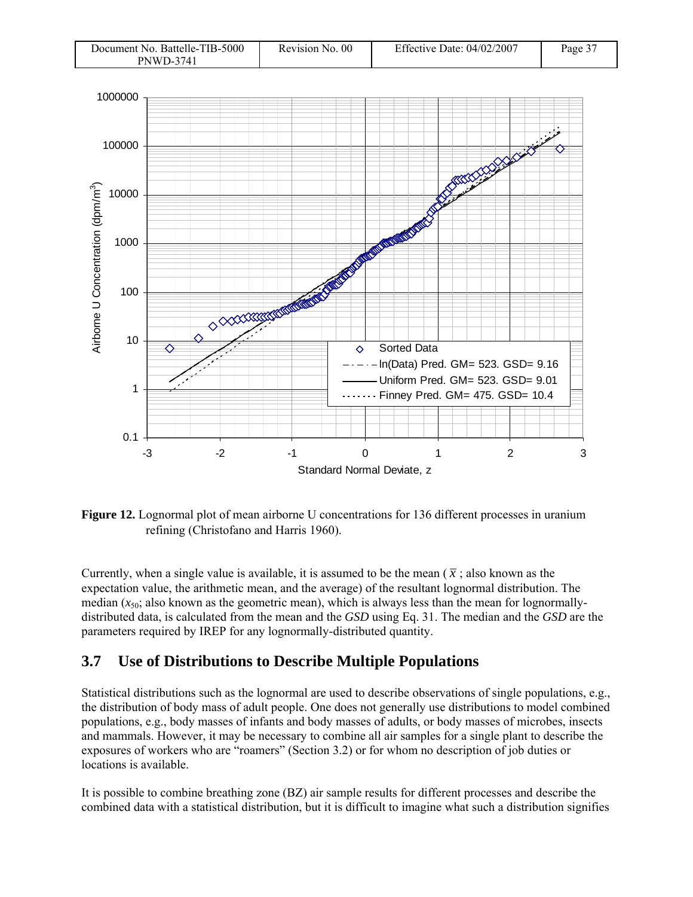**Figure 12.** Lognormal plot of mean airborne U concentrations for 136 different processes in uranium refining (Christofano and Harris 1960).

Currently, when a single value is available, it is assumed to be the mean ( $\bar{x}$ ; also known as the expectation value, the arithmetic mean, and the average) of the resultant lognormal distribution. The median ($x_{50}$; also known as the geometric mean), which is always less than the mean for lognormally-distributed data, is calculated from the mean and the *GSD* using Eq. 31. The median and the *GSD* are the parameters required by IREP for any lognormally-distributed quantity.

## 3.7 Use of Distributions to Describe Multiple Populations

Statistical distributions such as the lognormal are used to describe observations of single populations, e.g., the distribution of body mass of adult people. One does not generally use distributions to model combined populations, e.g., body masses of infants and body masses of adults, or body masses of microbes, insects and mammals. However, it may be necessary to combine all air samples for a single plant to describe the exposures of workers who are "roamers" (Section 3.2) or for whom no description of job duties or locations is available.

It is possible to combine breathing zone (BZ) air sample results for different processes and describe the combined data with a statistical distribution, but it is difficult to imagine what such a distribution signifies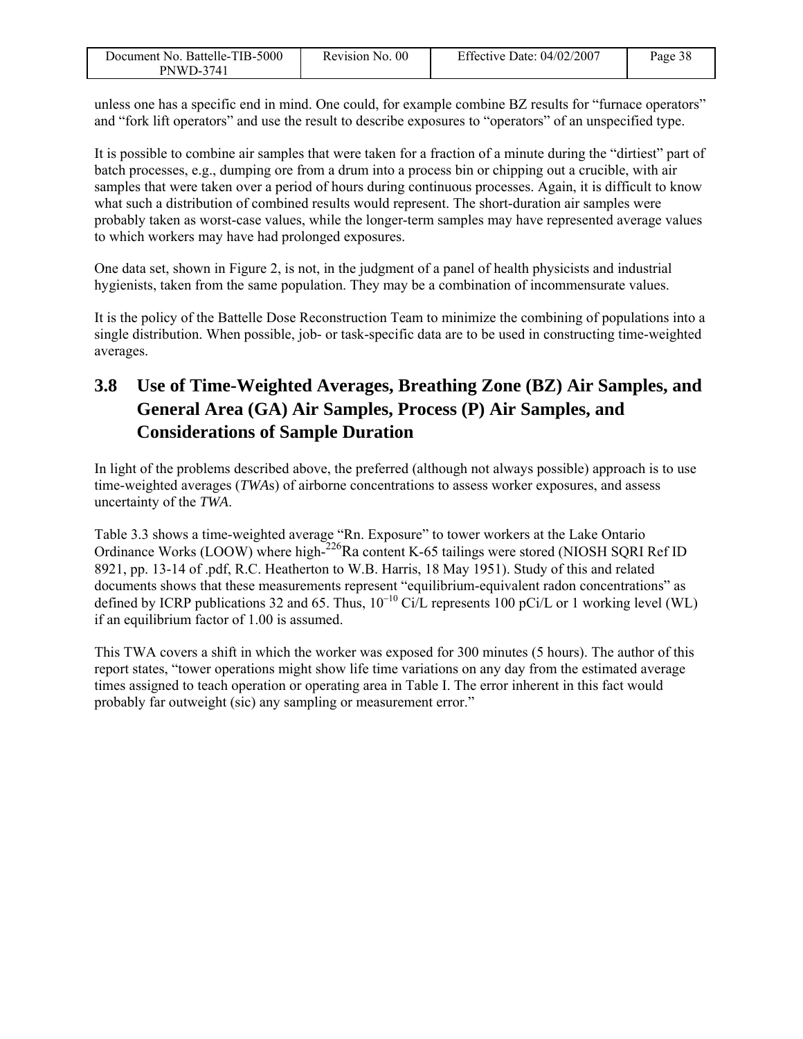unless one has a specific end in mind. One could, for example combine BZ results for “furnace operators” and “fork lift operators” and use the result to describe exposures to “operators” of an unspecified type.

It is possible to combine air samples that were taken for a fraction of a minute during the “dirtiest” part of batch processes, e.g., dumping ore from a drum into a process bin or chipping out a crucible, with air samples that were taken over a period of hours during continuous processes. Again, it is difficult to know what such a distribution of combined results would represent. The short-duration air samples were probably taken as worst-case values, while the longer-term samples may have represented average values to which workers may have had prolonged exposures.

One data set, shown in Figure 2, is not, in the judgment of a panel of health physicists and industrial hygienists, taken from the same population. They may be a combination of incommensurate values.

It is the policy of the Battelle Dose Reconstruction Team to minimize the combining of populations into a single distribution. When possible, job- or task-specific data are to be used in constructing time-weighted averages.

## 3.8 Use of Time-Weighted Averages, Breathing Zone (BZ) Air Samples, and General Area (GA) Air Samples, Process (P) Air Samples, and Considerations of Sample Duration

In light of the problems described above, the preferred (although not always possible) approach is to use time-weighted averages (*TWA*s) of airborne concentrations to assess worker exposures, and assess uncertainty of the *TWA*.

Table 3.3 shows a time-weighted average “Rn. Exposure” to tower workers at the Lake Ontario Ordinance Works (LOOW) where high-$^{226}$Ra content K-65 tailings were stored (NIOSH SQRI Ref ID 8921, pp. 13-14 of .pdf, R.C. Heatherton to W.B. Harris, 18 May 1951). Study of this and related documents shows that these measurements represent “equilibrium-equivalent radon concentrations” as defined by ICRP publications 32 and 65. Thus, $10^{-10}$ Ci/L represents 100 pCi/L or 1 working level (WL) if an equilibrium factor of 1.00 is assumed.

This TWA covers a shift in which the worker was exposed for 300 minutes (5 hours). The author of this report states, “tower operations might show life time variations on any day from the estimated average times assigned to teach operation or operating area in Table I. The error inherent in this fact would probably far outweight (sic) any sampling or measurement error.”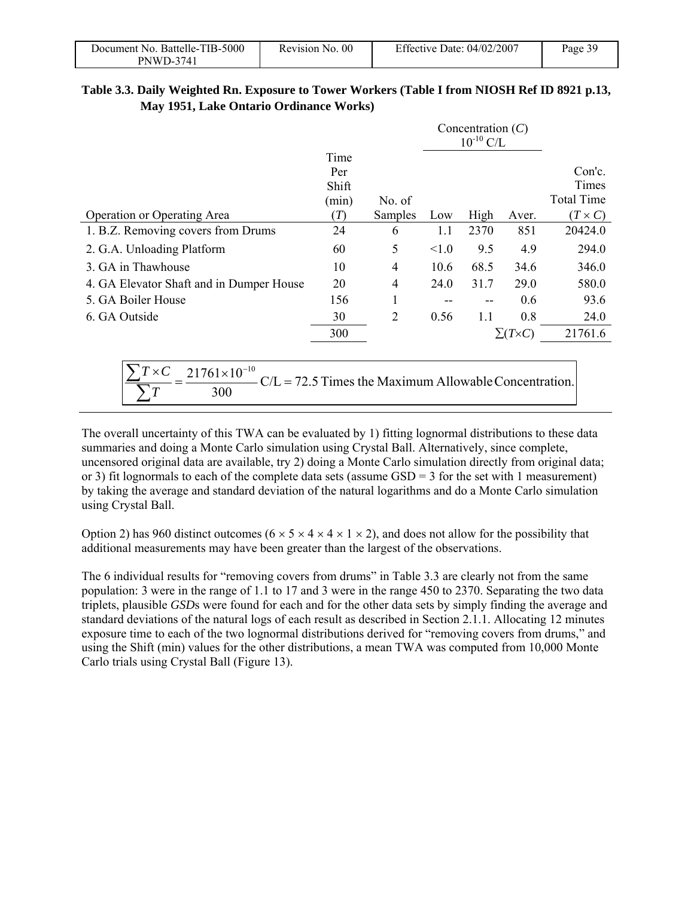**Table 3.3. Daily Weighted Rn. Exposure to Tower Workers (Table I from NIOSH Ref ID 8921 p.13, May 1951, Lake Ontario Ordinance Works)**

| Operation or Operating Area | Time Per Shift (min) ($T$) | No. of Samples | Concentration ($C$) $10^{-10}$ C/L Low | High | Aver. | Con'c. Times Total Time ($T \times C$) |
|---|---|---|---|---|---|---|
| 1. B.Z. Removing covers from Drums | 24 | 6 | 1.1 | 2370 | 851 | 20424.0 |
| 2. G.A. Unloading Platform | 60 | 5 | <1.0 | 9.5 | 4.9 | 294.0 |
| 3. GA in Thawhouse | 10 | 4 | 10.6 | 68.5 | 34.6 | 346.0 |
| 4. GA Elevator Shaft and in Dumper House | 20 | 4 | 24.0 | 31.7 | 29.0 | 580.0 |
| 5. GA Boiler House | 156 | 1 | -- | -- | 0.6 | 93.6 |
| 6. GA Outside | 30 | 2 | 0.56 | 1.1 | 0.8 | 24.0 |
| | 300 | | | | $\sum(T \times C)$ | 21761.6 |

$$\frac{\sum T \times C}{\sum T} = \frac{21761 \times 10^{-10}}{300} \text{ C/L} = 72.5 \text{ Times the Maximum Allowable Concentration.}$$

The overall uncertainty of this TWA can be evaluated by 1) fitting lognormal distributions to these data summaries and doing a Monte Carlo simulation using Crystal Ball. Alternatively, since complete, uncensored original data are available, try 2) doing a Monte Carlo simulation directly from original data; or 3) fit lognormals to each of the complete data sets (assume GSD = 3 for the set with 1 measurement) by taking the average and standard deviation of the natural logarithms and do a Monte Carlo simulation using Crystal Ball.

Option 2) has 960 distinct outcomes ($6 \times 5 \times 4 \times 4 \times 1 \times 2$), and does not allow for the possibility that additional measurements may have been greater than the largest of the observations.

The 6 individual results for "removing covers from drums" in Table 3.3 are clearly not from the same population: 3 were in the range of 1.1 to 17 and 3 were in the range 450 to 2370. Separating the two data triplets, plausible *GSD*s were found for each and for the other data sets by simply finding the average and standard deviations of the natural logs of each result as described in Section 2.1.1. Allocating 12 minutes exposure time to each of the two lognormal distributions derived for "removing covers from drums," and using the Shift (min) values for the other distributions, a mean TWA was computed from 10,000 Monte Carlo trials using Crystal Ball (Figure 13).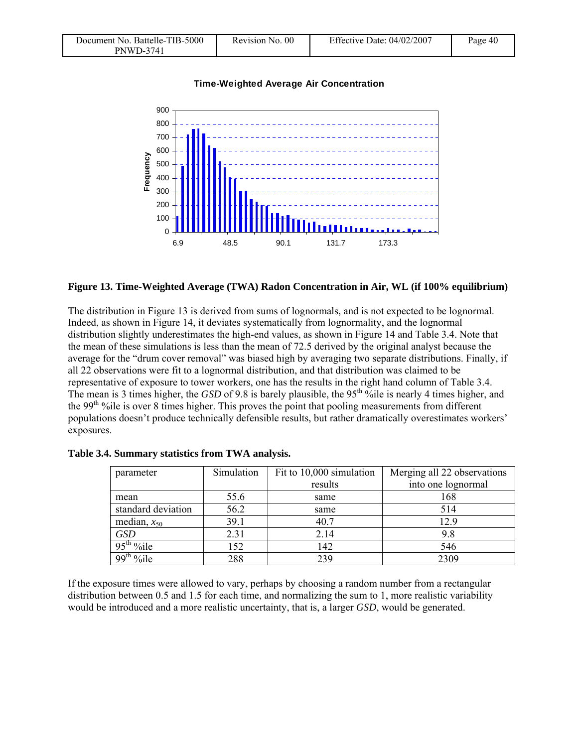**Figure 13. Time-Weighted Average (TWA) Radon Concentration in Air, WL (if 100% equilibrium)**

The distribution in Figure 13 is derived from sums of lognormals, and is not expected to be lognormal. Indeed, as shown in Figure 14, it deviates systematically from lognormality, and the lognormal distribution slightly underestimates the high-end values, as shown in Figure 14 and Table 3.4. Note that the mean of these simulations is less than the mean of 72.5 derived by the original analyst because the average for the "drum cover removal" was biased high by averaging two separate distributions. Finally, if all 22 observations were fit to a lognormal distribution, and that distribution was claimed to be representative of exposure to tower workers, one has the results in the right hand column of Table 3.4. The mean is 3 times higher, the *GSD* of 9.8 is barely plausible, the 95th %ile is nearly 4 times higher, and the 99th %ile is over 8 times higher. This proves the point that pooling measurements from different populations doesn't produce technically defensible results, but rather dramatically overestimates workers' exposures.

**Table 3.4. Summary statistics from TWA analysis.**

| parameter | Simulation | Fit to 10,000 simulation results | Merging all 22 observations into one lognormal |
|---|---|---|---|
| mean | 55.6 | same | 168 |
| standard deviation | 56.2 | same | 514 |
| median, $x_{50}$ | 39.1 | 40.7 | 12.9 |
| *GSD* | 2.31 | 2.14 | 9.8 |
| 95th %ile | 152 | 142 | 546 |
| 99th %ile | 288 | 239 | 2309 |

If the exposure times were allowed to vary, perhaps by choosing a random number from a rectangular distribution between 0.5 and 1.5 for each time, and normalizing the sum to 1, more realistic variability would be introduced and a more realistic uncertainty, that is, a larger *GSD*, would be generated.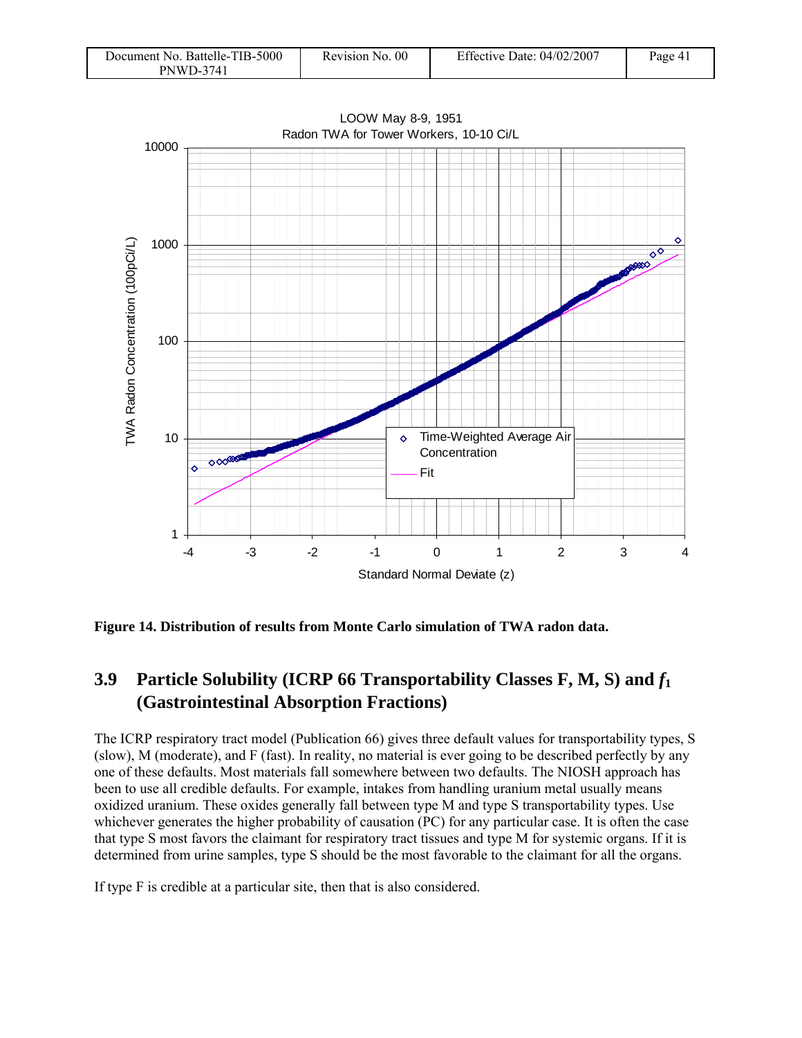Figure 14. Distribution of results from Monte Carlo simulation of TWA radon data.

## 3.9 Particle Solubility (ICRP 66 Transportability Classes F, M, S) and $f_1$ (Gastrointestinal Absorption Fractions)

The ICRP respiratory tract model (Publication 66) gives three default values for transportability types, S (slow), M (moderate), and F (fast). In reality, no material is ever going to be described perfectly by any one of these defaults. Most materials fall somewhere between two defaults. The NIOSH approach has been to use all credible defaults. For example, intakes from handling uranium metal usually means oxidized uranium. These oxides generally fall between type M and type S transportability types. Use whichever generates the higher probability of causation (PC) for any particular case. It is often the case that type S most favors the claimant for respiratory tract tissues and type M for systemic organs. If it is determined from urine samples, type S should be the most favorable to the claimant for all the organs.

If type F is credible at a particular site, then that is also considered.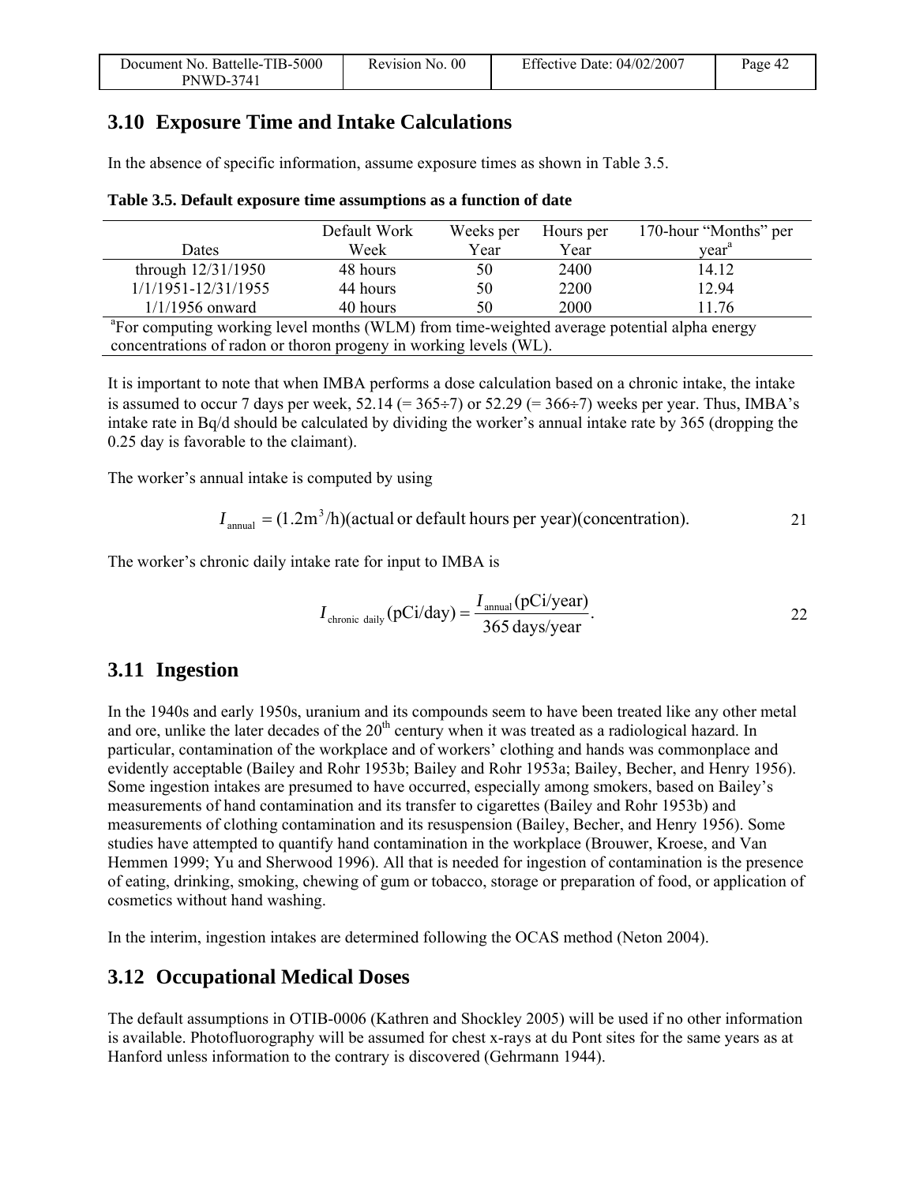## 3.10 Exposure Time and Intake Calculations

In the absence of specific information, assume exposure times as shown in Table 3.5.

**Table 3.5. Default exposure time assumptions as a function of date**

| Dates | Default Work Week | Weeks per Year | Hours per Year | 170-hour "Months" per year[a] |
|---|---|---|---|---|
| through 12/31/1950 | 48 hours | 50 | 2400 | 14.12 |
| 1/1/1951-12/31/1955 | 44 hours | 50 | 2200 | 12.94 |
| 1/1/1956 onward | 40 hours | 50 | 2000 | 11.76 |

[a]For computing working level months (WLM) from time-weighted average potential alpha energy concentrations of radon or thoron progeny in working levels (WL).

It is important to note that when IMBA performs a dose calculation based on a chronic intake, the intake is assumed to occur 7 days per week, 52.14 (= 365÷7) or 52.29 (= 366÷7) weeks per year. Thus, IMBA's intake rate in Bq/d should be calculated by dividing the worker's annual intake rate by 365 (dropping the 0.25 day is favorable to the claimant).

The worker's annual intake is computed by using

$$I_{\text{annual}} = (1.2\text{m}^3/\text{h})(\text{actual or default hours per year})(\text{concentration}). \tag{21}$$

The worker's chronic daily intake rate for input to IMBA is

$$I_{\text{chronic daily}}(\text{pCi/day}) = \frac{I_{\text{annual}}(\text{pCi/year})}{365\text{ days/year}}. \tag{22}$$

## 3.11 Ingestion

In the 1940s and early 1950s, uranium and its compounds seem to have been treated like any other metal and ore, unlike the later decades of the 20th century when it was treated as a radiological hazard. In particular, contamination of the workplace and of workers' clothing and hands was commonplace and evidently acceptable (Bailey and Rohr 1953b; Bailey and Rohr 1953a; Bailey, Becher, and Henry 1956). Some ingestion intakes are presumed to have occurred, especially among smokers, based on Bailey's measurements of hand contamination and its transfer to cigarettes (Bailey and Rohr 1953b) and measurements of clothing contamination and its resuspension (Bailey, Becher, and Henry 1956). Some studies have attempted to quantify hand contamination in the workplace (Brouwer, Kroese, and Van Hemmen 1999; Yu and Sherwood 1996). All that is needed for ingestion of contamination is the presence of eating, drinking, smoking, chewing of gum or tobacco, storage or preparation of food, or application of cosmetics without hand washing.

In the interim, ingestion intakes are determined following the OCAS method (Neton 2004).

## 3.12 Occupational Medical Doses

The default assumptions in OTIB-0006 (Kathren and Shockley 2005) will be used if no other information is available. Photofluorography will be assumed for chest x-rays at du Pont sites for the same years as at Hanford unless information to the contrary is discovered (Gehrmann 1944).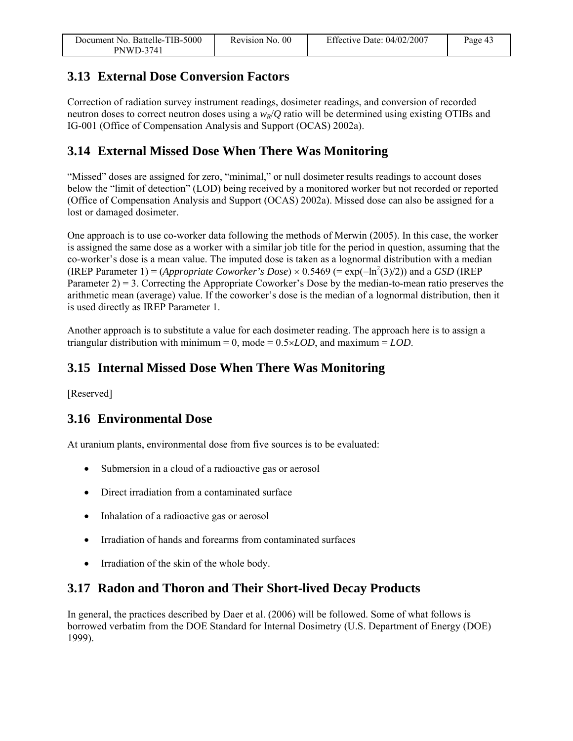## 3.13 External Dose Conversion Factors

Correction of radiation survey instrument readings, dosimeter readings, and conversion of recorded neutron doses to correct neutron doses using a $w_R/Q$ ratio will be determined using existing OTIBs and IG-001 (Office of Compensation Analysis and Support (OCAS) 2002a).

## 3.14 External Missed Dose When There Was Monitoring

"Missed" doses are assigned for zero, "minimal," or null dosimeter results readings to account doses below the "limit of detection" (LOD) being received by a monitored worker but not recorded or reported (Office of Compensation Analysis and Support (OCAS) 2002a). Missed dose can also be assigned for a lost or damaged dosimeter.

One approach is to use co-worker data following the methods of Merwin (2005). In this case, the worker is assigned the same dose as a worker with a similar job title for the period in question, assuming that the co-worker's dose is a mean value. The imputed dose is taken as a lognormal distribution with a median (IREP Parameter 1) = (*Appropriate Coworker's Dose*) × 0.5469 (= $\exp(-\ln^2(3)/2)$) and a *GSD* (IREP Parameter 2) = 3. Correcting the Appropriate Coworker's Dose by the median-to-mean ratio preserves the arithmetic mean (average) value. If the coworker's dose is the median of a lognormal distribution, then it is used directly as IREP Parameter 1.

Another approach is to substitute a value for each dosimeter reading. The approach here is to assign a triangular distribution with minimum = 0, mode = 0.5×*LOD*, and maximum = *LOD*.

## 3.15 Internal Missed Dose When There Was Monitoring

[Reserved]

## 3.16 Environmental Dose

At uranium plants, environmental dose from five sources is to be evaluated:

- Submersion in a cloud of a radioactive gas or aerosol
- Direct irradiation from a contaminated surface
- Inhalation of a radioactive gas or aerosol
- Irradiation of hands and forearms from contaminated surfaces
- Irradiation of the skin of the whole body.

## 3.17 Radon and Thoron and Their Short-lived Decay Products

In general, the practices described by Daer et al. (2006) will be followed. Some of what follows is borrowed verbatim from the DOE Standard for Internal Dosimetry (U.S. Department of Energy (DOE) 1999).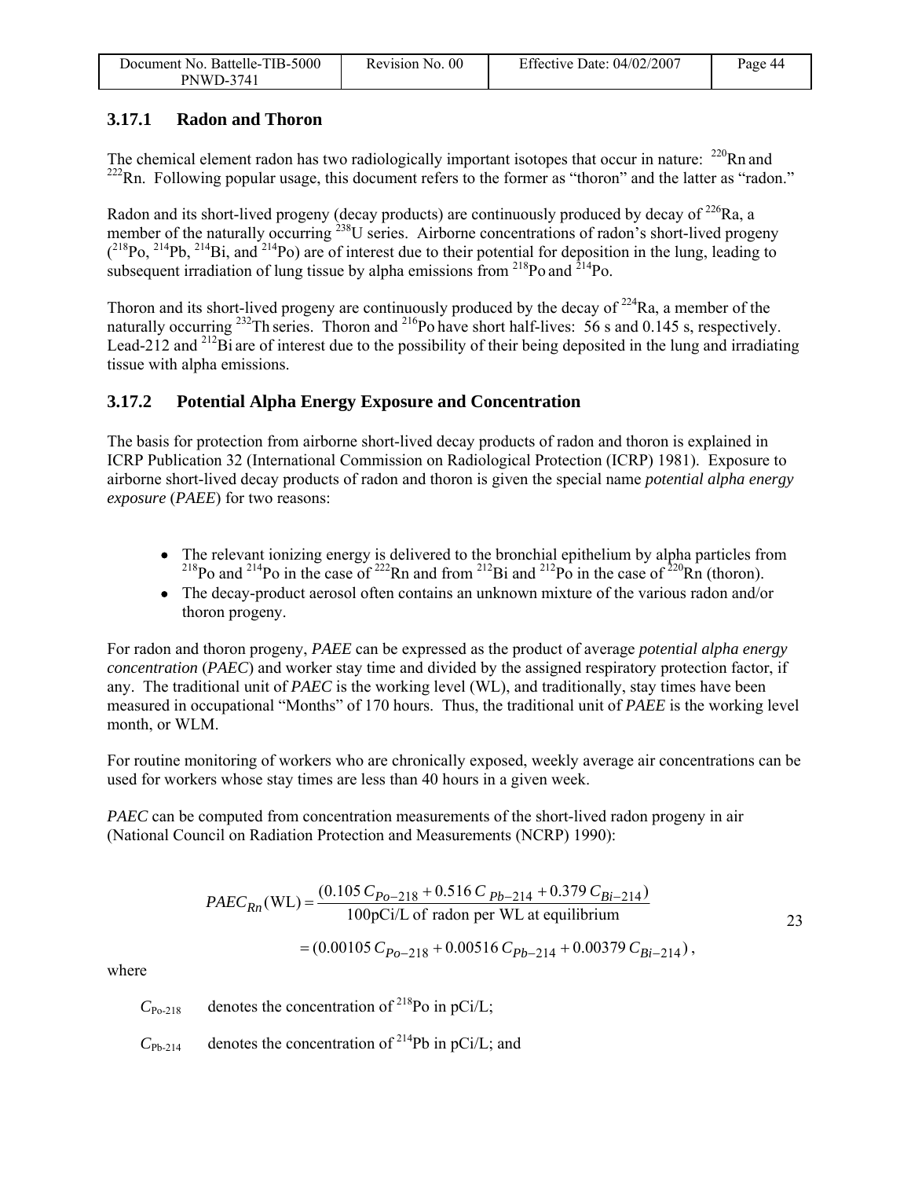### 3.17.1 Radon and Thoron

The chemical element radon has two radiologically important isotopes that occur in nature: $^{220}$Rn and $^{222}$Rn. Following popular usage, this document refers to the former as "thoron" and the latter as "radon."

Radon and its short-lived progeny (decay products) are continuously produced by decay of $^{226}$Ra, a member of the naturally occurring $^{238}$U series. Airborne concentrations of radon's short-lived progeny ($^{218}$Po, $^{214}$Pb, $^{214}$Bi, and $^{214}$Po) are of interest due to their potential for deposition in the lung, leading to subsequent irradiation of lung tissue by alpha emissions from $^{218}$Po and $^{214}$Po.

Thoron and its short-lived progeny are continuously produced by the decay of $^{224}$Ra, a member of the naturally occurring $^{232}$Th series. Thoron and $^{216}$Po have short half-lives: 56 s and 0.145 s, respectively. Lead-212 and $^{212}$Bi are of interest due to the possibility of their being deposited in the lung and irradiating tissue with alpha emissions.

### 3.17.2 Potential Alpha Energy Exposure and Concentration

The basis for protection from airborne short-lived decay products of radon and thoron is explained in ICRP Publication 32 (International Commission on Radiological Protection (ICRP) 1981). Exposure to airborne short-lived decay products of radon and thoron is given the special name *potential alpha energy exposure* (*PAEE*) for two reasons:

- The relevant ionizing energy is delivered to the bronchial epithelium by alpha particles from $^{218}$Po and $^{214}$Po in the case of $^{222}$Rn and from $^{212}$Bi and $^{212}$Po in the case of $^{220}$Rn (thoron).
- The decay-product aerosol often contains an unknown mixture of the various radon and/or thoron progeny.

For radon and thoron progeny, *PAEE* can be expressed as the product of average *potential alpha energy concentration* (*PAEC*) and worker stay time and divided by the assigned respiratory protection factor, if any. The traditional unit of *PAEC* is the working level (WL), and traditionally, stay times have been measured in occupational "Months" of 170 hours. Thus, the traditional unit of *PAEE* is the working level month, or WLM.

For routine monitoring of workers who are chronically exposed, weekly average air concentrations can be used for workers whose stay times are less than 40 hours in a given week.

*PAEC* can be computed from concentration measurements of the short-lived radon progeny in air (National Council on Radiation Protection and Measurements (NCRP) 1990):

$$PAEC_{Rn}(\text{WL}) = \frac{(0.105\, C_{Po-218} + 0.516\, C_{Pb-214} + 0.379\, C_{Bi-214})}{\text{100pCi/L of radon per WL at equilibrium}}$$

$$= (0.00105\, C_{Po-218} + 0.00516\, C_{Pb-214} + 0.00379\, C_{Bi-214})\,, \qquad 23$$

where

$C_{\text{Po-218}}$ denotes the concentration of $^{218}$Po in pCi/L;

$C_{\text{Pb-214}}$ denotes the concentration of $^{214}$Pb in pCi/L; and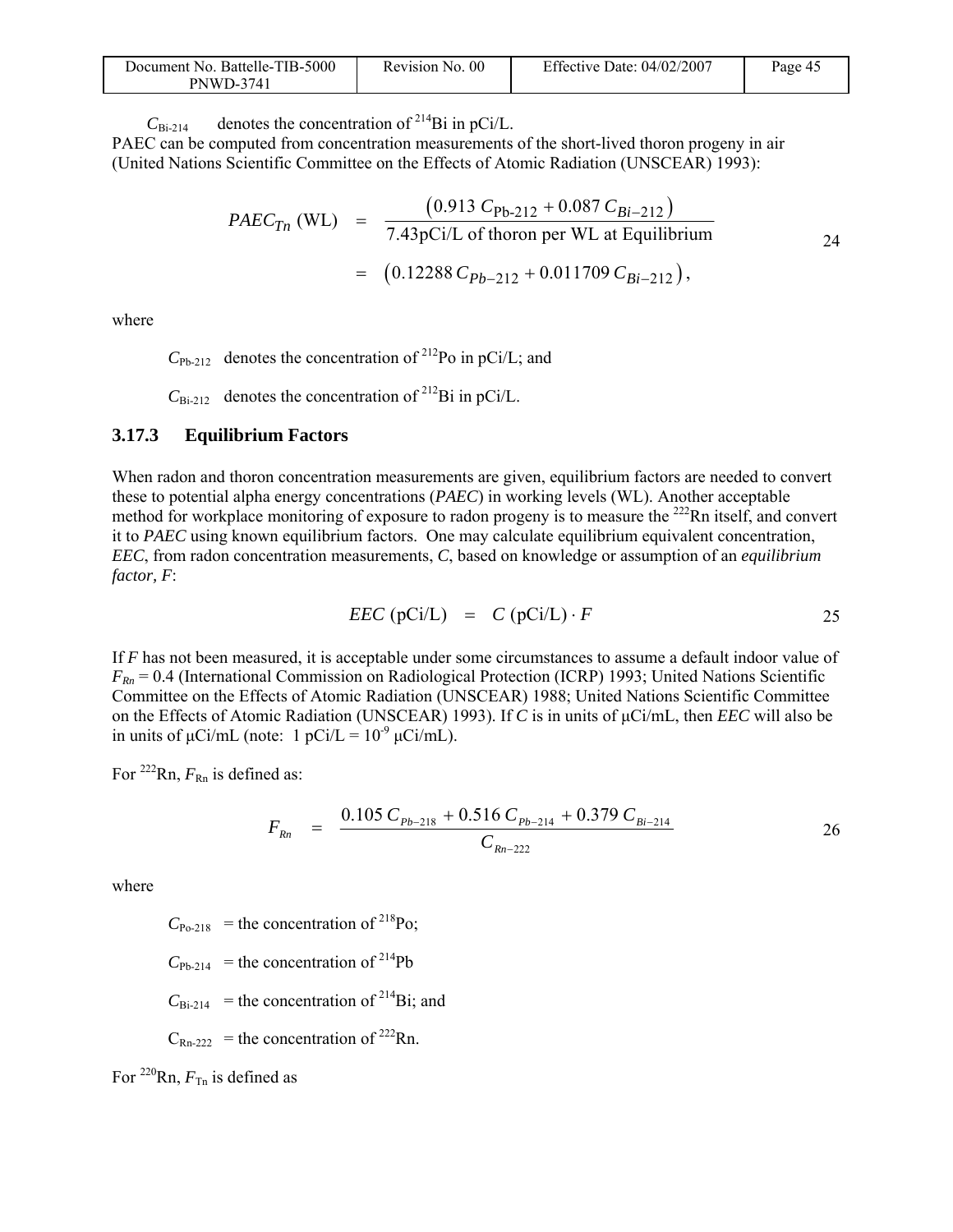$C_{\text{Bi-214}}$ denotes the concentration of $^{214}$Bi in pCi/L.

PAEC can be computed from concentration measurements of the short-lived thoron progeny in air (United Nations Scientific Committee on the Effects of Atomic Radiation (UNSCEAR) 1993):

$$
\begin{aligned}
PAEC_{Tn}\ (\text{WL}) &= \frac{\left(0.913\, C_{\text{Pb-212}} + 0.087\, C_{Bi-212}\right)}{7.43\text{pCi/L of thoron per WL at Equilibrium}} \\
&= \left(0.12288\, C_{Pb-212} + 0.011709\, C_{Bi-212}\right),
\end{aligned}
\qquad 24
$$

where

$C_{\text{Pb-212}}$ denotes the concentration of $^{212}$Po in pCi/L; and

$C_{\text{Bi-212}}$ denotes the concentration of $^{212}$Bi in pCi/L.

### 3.17.3 Equilibrium Factors

When radon and thoron concentration measurements are given, equilibrium factors are needed to convert these to potential alpha energy concentrations (*PAEC*) in working levels (WL). Another acceptable method for workplace monitoring of exposure to radon progeny is to measure the $^{222}$Rn itself, and convert it to *PAEC* using known equilibrium factors. One may calculate equilibrium equivalent concentration, *EEC*, from radon concentration measurements, *C*, based on knowledge or assumption of an *equilibrium factor, F*:

$$
EEC\ (\text{pCi/L}) = C\ (\text{pCi/L}) \cdot F \qquad 25
$$

If *F* has not been measured, it is acceptable under some circumstances to assume a default indoor value of $F_{Rn} = 0.4$ (International Commission on Radiological Protection (ICRP) 1993; United Nations Scientific Committee on the Effects of Atomic Radiation (UNSCEAR) 1988; United Nations Scientific Committee on the Effects of Atomic Radiation (UNSCEAR) 1993). If *C* is in units of μCi/mL, then *EEC* will also be in units of μCi/mL (note: 1 pCi/L = $10^{-9}$ μCi/mL).

For $^{222}$Rn, $F_{\text{Rn}}$ is defined as:

$$
F_{Rn} = \frac{0.105\, C_{Pb-218} + 0.516\, C_{Pb-214} + 0.379\, C_{Bi-214}}{C_{Rn-222}} \qquad 26
$$

where

$C_{\text{Po-218}}$ = the concentration of $^{218}$Po;

$C_{\text{Pb-214}}$ = the concentration of $^{214}$Pb

$C_{\text{Bi-214}}$ = the concentration of $^{214}$Bi; and

$C_{\text{Rn-222}}$ = the concentration of $^{222}$Rn.

For $^{220}$Rn, $F_{\text{Tn}}$ is defined as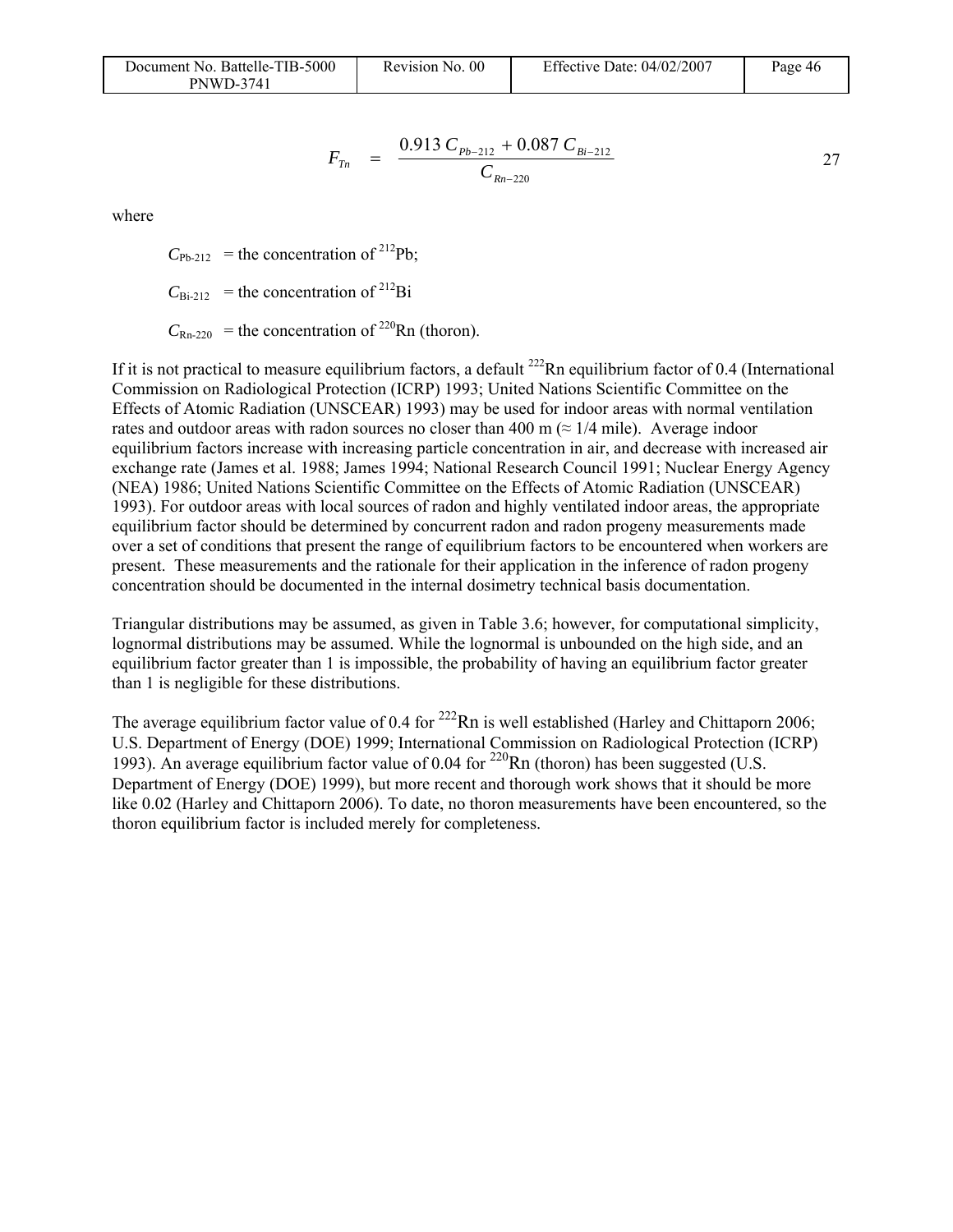$$F_{Tn} = \frac{0.913\, C_{Pb-212} + 0.087\, C_{Bi-212}}{C_{Rn-220}} \quad 27$$

where

$C_{Pb-212}$ = the concentration of $^{212}$Pb;

$C_{Bi-212}$ = the concentration of $^{212}$Bi

$C_{Rn-220}$ = the concentration of $^{220}$Rn (thoron).

If it is not practical to measure equilibrium factors, a default $^{222}$Rn equilibrium factor of 0.4 (International Commission on Radiological Protection (ICRP) 1993; United Nations Scientific Committee on the Effects of Atomic Radiation (UNSCEAR) 1993) may be used for indoor areas with normal ventilation rates and outdoor areas with radon sources no closer than 400 m (≈ 1/4 mile). Average indoor equilibrium factors increase with increasing particle concentration in air, and decrease with increased air exchange rate (James et al. 1988; James 1994; National Research Council 1991; Nuclear Energy Agency (NEA) 1986; United Nations Scientific Committee on the Effects of Atomic Radiation (UNSCEAR) 1993). For outdoor areas with local sources of radon and highly ventilated indoor areas, the appropriate equilibrium factor should be determined by concurrent radon and radon progeny measurements made over a set of conditions that present the range of equilibrium factors to be encountered when workers are present. These measurements and the rationale for their application in the inference of radon progeny concentration should be documented in the internal dosimetry technical basis documentation.

Triangular distributions may be assumed, as given in Table 3.6; however, for computational simplicity, lognormal distributions may be assumed. While the lognormal is unbounded on the high side, and an equilibrium factor greater than 1 is impossible, the probability of having an equilibrium factor greater than 1 is negligible for these distributions.

The average equilibrium factor value of 0.4 for $^{222}$Rn is well established (Harley and Chittaporn 2006; U.S. Department of Energy (DOE) 1999; International Commission on Radiological Protection (ICRP) 1993). An average equilibrium factor value of 0.04 for $^{220}$Rn (thoron) has been suggested (U.S. Department of Energy (DOE) 1999), but more recent and thorough work shows that it should be more like 0.02 (Harley and Chittaporn 2006). To date, no thoron measurements have been encountered, so the thoron equilibrium factor is included merely for completeness.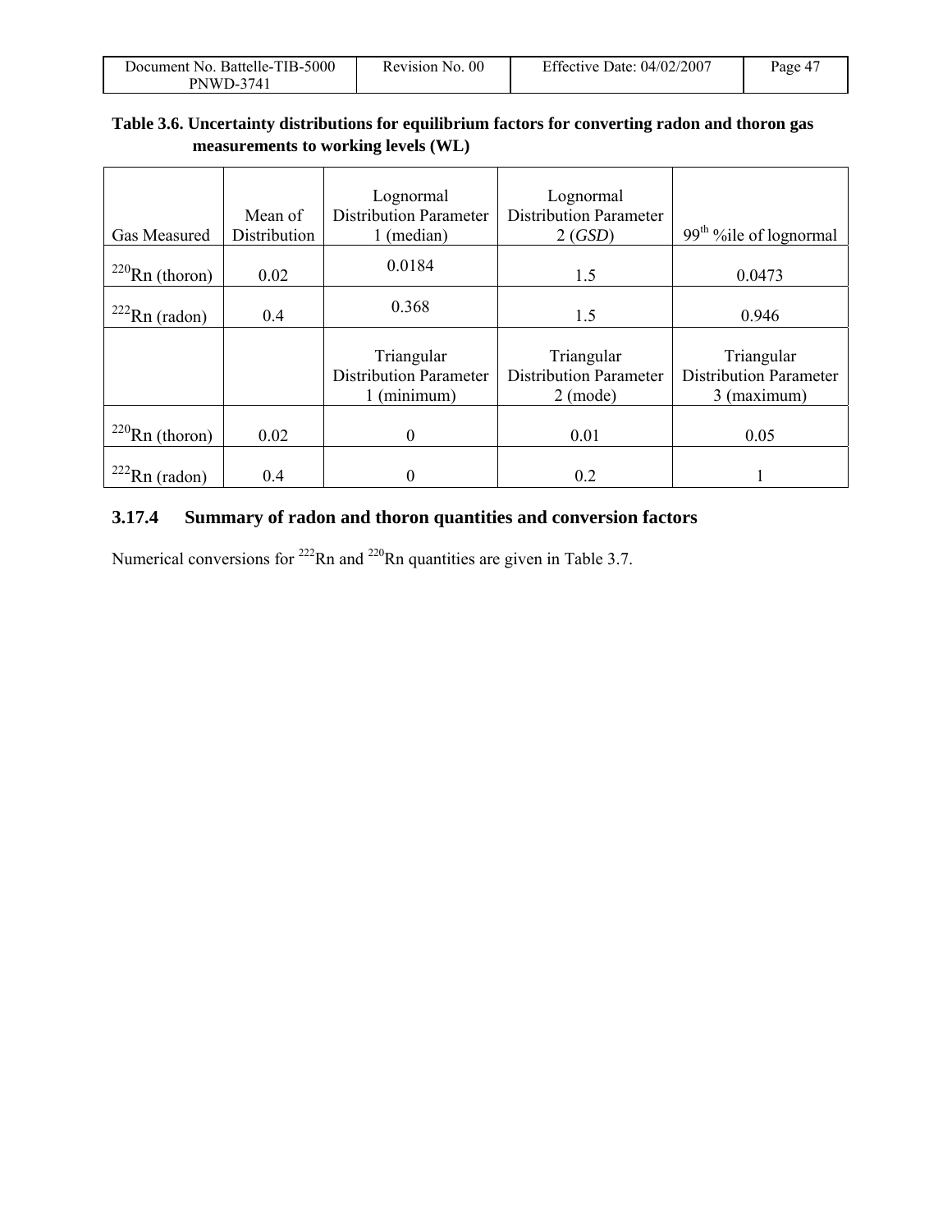**Table 3.6. Uncertainty distributions for equilibrium factors for converting radon and thoron gas measurements to working levels (WL)**

| Gas Measured | Mean of Distribution | Lognormal Distribution Parameter 1 (median) | Lognormal Distribution Parameter 2 (*GSD*) | $99^{th}$ %ile of lognormal |
|---|---|---|---|---|
| $^{220}$Rn (thoron) | 0.02 | 0.0184 | 1.5 | 0.0473 |
| $^{222}$Rn (radon) | 0.4 | 0.368 | 1.5 | 0.946 |
| | | Triangular Distribution Parameter 1 (minimum) | Triangular Distribution Parameter 2 (mode) | Triangular Distribution Parameter 3 (maximum) |
| $^{220}$Rn (thoron) | 0.02 | 0 | 0.01 | 0.05 |
| $^{222}$Rn (radon) | 0.4 | 0 | 0.2 | 1 |

### 3.17.4 Summary of radon and thoron quantities and conversion factors

Numerical conversions for $^{222}$Rn and $^{220}$Rn quantities are given in Table 3.7.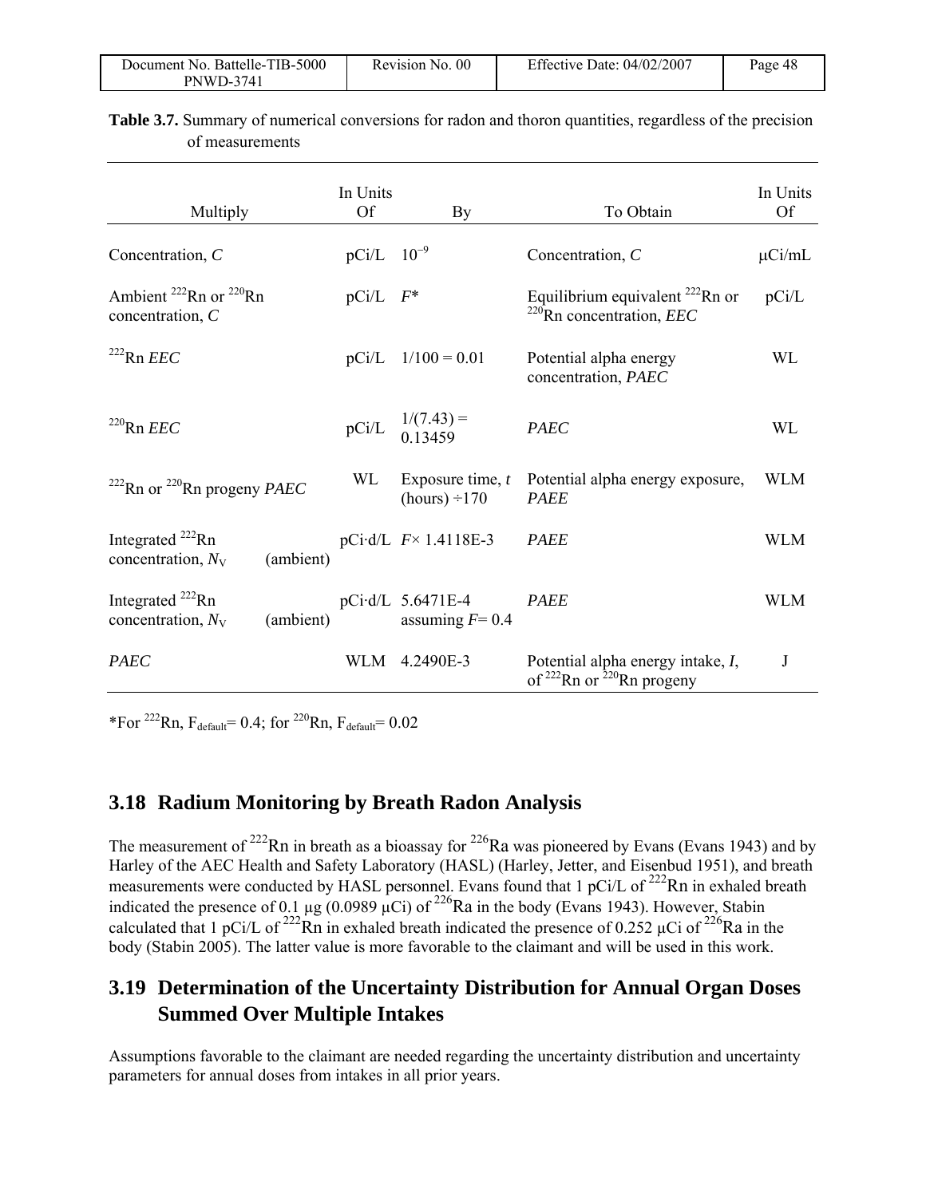**Table 3.7.** Summary of numerical conversions for radon and thoron quantities, regardless of the precision of measurements

| Multiply | In Units Of | By | To Obtain | In Units Of |
|---|---|---|---|---|
| Concentration, *C* | pCi/L | $10^{-9}$ | Concentration, *C* | μCi/mL |
| Ambient $^{222}$Rn or $^{220}$Rn concentration, *C* | pCi/L | $F$* | Equilibrium equivalent $^{222}$Rn or $^{220}$Rn concentration, *EEC* | pCi/L |
| $^{222}$Rn *EEC* | pCi/L | 1/100 = 0.01 | Potential alpha energy concentration, *PAEC* | WL |
| $^{220}$Rn *EEC* | pCi/L | 1/(7.43) = 0.13459 | *PAEC* | WL |
| $^{222}$Rn or $^{220}$Rn progeny *PAEC* | WL | Exposure time, $t$ (hours) ÷170 | Potential alpha energy exposure, *PAEE* | WLM |
| Integrated $^{222}$Rn concentration, $N_V$ (ambient) | pCi·d/L | $F$× 1.4118E-3 | *PAEE* | WLM |
| Integrated $^{222}$Rn concentration, $N_V$ (ambient) | pCi·d/L | 5.6471E-4 assuming $F$= 0.4 | *PAEE* | WLM |
| *PAEC* | WLM | 4.2490E-3 | Potential alpha energy intake, $I$, of $^{222}$Rn or $^{220}$Rn progeny | J |

*For $^{222}$Rn, $F_{default}$= 0.4; for $^{220}$Rn, $F_{default}$= 0.02

## 3.18 Radium Monitoring by Breath Radon Analysis

The measurement of $^{222}$Rn in breath as a bioassay for $^{226}$Ra was pioneered by Evans (Evans 1943) and by Harley of the AEC Health and Safety Laboratory (HASL) (Harley, Jetter, and Eisenbud 1951), and breath measurements were conducted by HASL personnel. Evans found that 1 pCi/L of $^{222}$Rn in exhaled breath indicated the presence of 0.1 μg (0.0989 μCi) of $^{226}$Ra in the body (Evans 1943). However, Stabin calculated that 1 pCi/L of $^{222}$Rn in exhaled breath indicated the presence of 0.252 μCi of $^{226}$Ra in the body (Stabin 2005). The latter value is more favorable to the claimant and will be used in this work.

## 3.19 Determination of the Uncertainty Distribution for Annual Organ Doses Summed Over Multiple Intakes

Assumptions favorable to the claimant are needed regarding the uncertainty distribution and uncertainty parameters for annual doses from intakes in all prior years.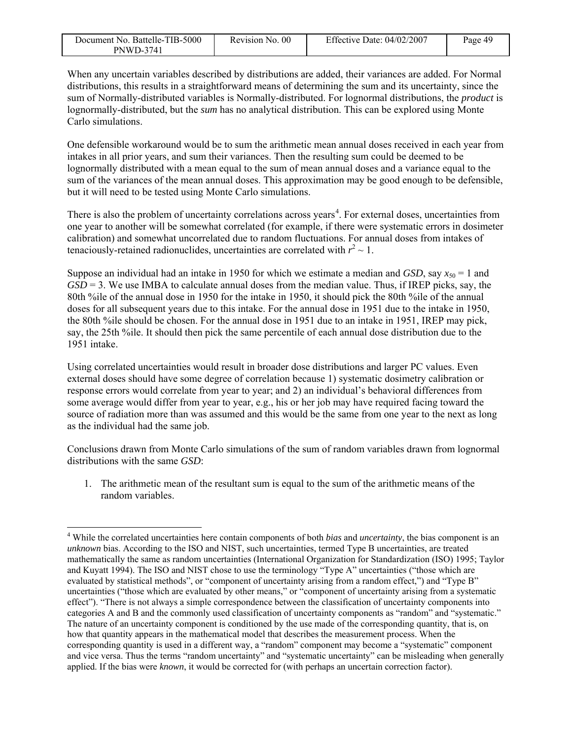When any uncertain variables described by distributions are added, their variances are added. For Normal distributions, this results in a straightforward means of determining the sum and its uncertainty, since the sum of Normally-distributed variables is Normally-distributed. For lognormal distributions, the *product* is lognormally-distributed, but the *sum* has no analytical distribution. This can be explored using Monte Carlo simulations.

One defensible workaround would be to sum the arithmetic mean annual doses received in each year from intakes in all prior years, and sum their variances. Then the resulting sum could be deemed to be lognormally distributed with a mean equal to the sum of mean annual doses and a variance equal to the sum of the variances of the mean annual doses. This approximation may be good enough to be defensible, but it will need to be tested using Monte Carlo simulations.

There is also the problem of uncertainty correlations across years[4]. For external doses, uncertainties from one year to another will be somewhat correlated (for example, if there were systematic errors in dosimeter calibration) and somewhat uncorrelated due to random fluctuations. For annual doses from intakes of tenaciously-retained radionuclides, uncertainties are correlated with $r^2 \sim 1$.

Suppose an individual had an intake in 1950 for which we estimate a median and *GSD*, say $x_{50} = 1$ and $GSD = 3$. We use IMBA to calculate annual doses from the median value. Thus, if IREP picks, say, the 80th %ile of the annual dose in 1950 for the intake in 1950, it should pick the 80th %ile of the annual doses for all subsequent years due to this intake. For the annual dose in 1951 due to the intake in 1950, the 80th %ile should be chosen. For the annual dose in 1951 due to an intake in 1951, IREP may pick, say, the 25th %ile. It should then pick the same percentile of each annual dose distribution due to the 1951 intake.

Using correlated uncertainties would result in broader dose distributions and larger PC values. Even external doses should have some degree of correlation because 1) systematic dosimetry calibration or response errors would correlate from year to year; and 2) an individual's behavioral differences from some average would differ from year to year, e.g., his or her job may have required facing toward the source of radiation more than was assumed and this would be the same from one year to the next as long as the individual had the same job.

Conclusions drawn from Monte Carlo simulations of the sum of random variables drawn from lognormal distributions with the same *GSD*:

1. The arithmetic mean of the resultant sum is equal to the sum of the arithmetic means of the random variables.

[4] While the correlated uncertainties here contain components of both *bias* and *uncertainty*, the bias component is an *unknown* bias. According to the ISO and NIST, such uncertainties, termed Type B uncertainties, are treated mathematically the same as random uncertainties (International Organization for Standardization (ISO) 1995; Taylor and Kuyatt 1994). The ISO and NIST chose to use the terminology "Type A" uncertainties ("those which are evaluated by statistical methods", or "component of uncertainty arising from a random effect,") and "Type B" uncertainties ("those which are evaluated by other means," or "component of uncertainty arising from a systematic effect"). "There is not always a simple correspondence between the classification of uncertainty components into categories A and B and the commonly used classification of uncertainty components as "random" and "systematic." The nature of an uncertainty component is conditioned by the use made of the corresponding quantity, that is, on how that quantity appears in the mathematical model that describes the measurement process. When the corresponding quantity is used in a different way, a "random" component may become a "systematic" component and vice versa. Thus the terms "random uncertainty" and "systematic uncertainty" can be misleading when generally applied. If the bias were *known*, it would be corrected for (with perhaps an uncertain correction factor).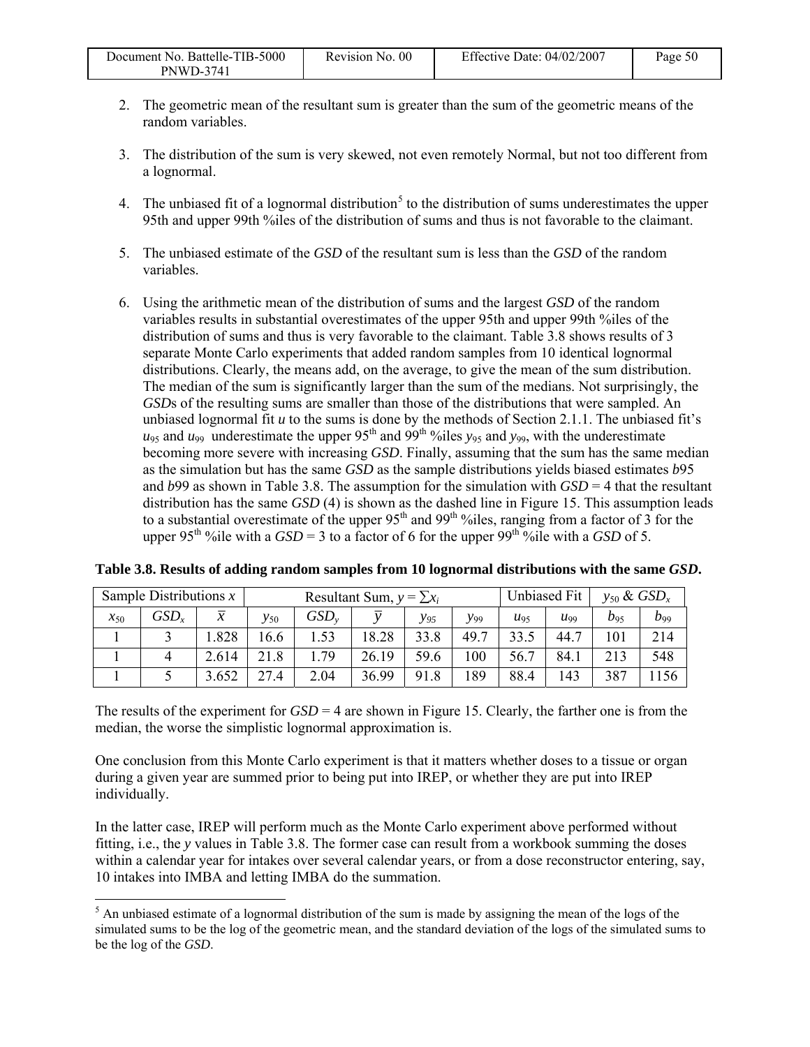2. The geometric mean of the resultant sum is greater than the sum of the geometric means of the random variables.

3. The distribution of the sum is very skewed, not even remotely Normal, but not too different from a lognormal.

4. The unbiased fit of a lognormal distribution[5] to the distribution of sums underestimates the upper 95th and upper 99th %iles of the distribution of sums and thus is not favorable to the claimant.

5. The unbiased estimate of the *GSD* of the resultant sum is less than the *GSD* of the random variables.

6. Using the arithmetic mean of the distribution of sums and the largest *GSD* of the random variables results in substantial overestimates of the upper 95th and upper 99th %iles of the distribution of sums and thus is very favorable to the claimant. Table 3.8 shows results of 3 separate Monte Carlo experiments that added random samples from 10 identical lognormal distributions. Clearly, the means add, on the average, to give the mean of the sum distribution. The median of the sum is significantly larger than the sum of the medians. Not surprisingly, the *GSD*s of the resulting sums are smaller than those of the distributions that were sampled. An unbiased lognormal fit *u* to the sums is done by the methods of Section 2.1.1. The unbiased fit's $u_{95}$ and $u_{99}$ underestimate the upper 95th and 99th %iles $y_{95}$ and $y_{99}$, with the underestimate becoming more severe with increasing *GSD*. Finally, assuming that the sum has the same median as the simulation but has the same *GSD* as the sample distributions yields biased estimates *b*95 and *b*99 as shown in Table 3.8. The assumption for the simulation with *GSD* = 4 that the resultant distribution has the same *GSD* (4) is shown as the dashed line in Figure 15. This assumption leads to a substantial overestimate of the upper 95th and 99th %iles, ranging from a factor of 3 for the upper 95th %ile with a *GSD* = 3 to a factor of 6 for the upper 99th %ile with a *GSD* of 5.

**Table 3.8. Results of adding random samples from 10 lognormal distributions with the same *GSD*.**

| Sample Distributions $x$ | | | Resultant Sum, $y = \sum x_i$ | | | | | Unbiased Fit | | $y_{50}$ & $GSD_x$ | |
|---|---|---|---|---|---|---|---|---|---|---|---|
| $x_{50}$ | $GSD_x$ | $\bar{x}$ | $y_{50}$ | $GSD_y$ | $\bar{y}$ | $y_{95}$ | $y_{99}$ | $u_{95}$ | $u_{99}$ | $b_{95}$ | $b_{99}$ |
| 1 | 3 | 1.828 | 16.6 | 1.53 | 18.28 | 33.8 | 49.7 | 33.5 | 44.7 | 101 | 214 |
| 1 | 4 | 2.614 | 21.8 | 1.79 | 26.19 | 59.6 | 100 | 56.7 | 84.1 | 213 | 548 |
| 1 | 5 | 3.652 | 27.4 | 2.04 | 36.99 | 91.8 | 189 | 88.4 | 143 | 387 | 1156 |

The results of the experiment for *GSD* = 4 are shown in Figure 15. Clearly, the farther one is from the median, the worse the simplistic lognormal approximation is.

One conclusion from this Monte Carlo experiment is that it matters whether doses to a tissue or organ during a given year are summed prior to being put into IREP, or whether they are put into IREP individually.

In the latter case, IREP will perform much as the Monte Carlo experiment above performed without fitting, i.e., the *y* values in Table 3.8. The former case can result from a workbook summing the doses within a calendar year for intakes over several calendar years, or from a dose reconstructor entering, say, 10 intakes into IMBA and letting IMBA do the summation.

[5] An unbiased estimate of a lognormal distribution of the sum is made by assigning the mean of the logs of the simulated sums to be the log of the geometric mean, and the standard deviation of the logs of the simulated sums to be the log of the *GSD*.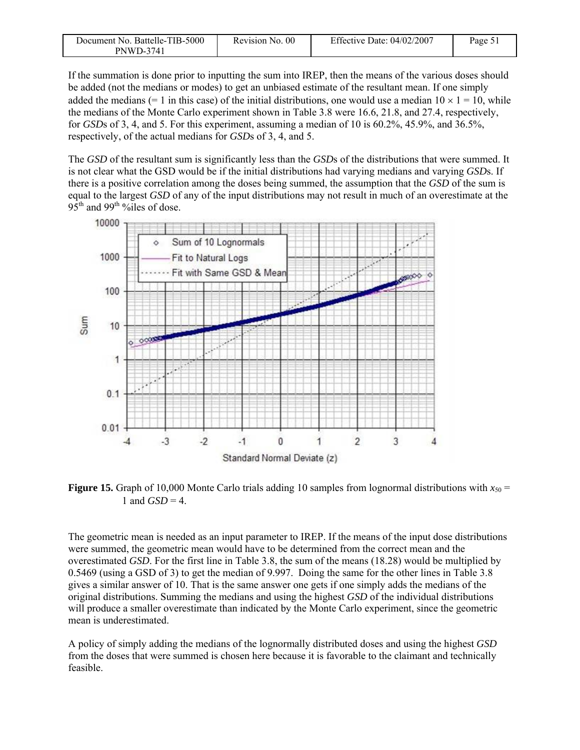If the summation is done prior to inputting the sum into IREP, then the means of the various doses should be added (not the medians or modes) to get an unbiased estimate of the resultant mean. If one simply added the medians (= 1 in this case) of the initial distributions, one would use a median $10 \times 1 = 10$, while the medians of the Monte Carlo experiment shown in Table 3.8 were 16.6, 21.8, and 27.4, respectively, for *GSD*s of 3, 4, and 5. For this experiment, assuming a median of 10 is 60.2%, 45.9%, and 36.5%, respectively, of the actual medians for *GSD*s of 3, 4, and 5.

The *GSD* of the resultant sum is significantly less than the *GSD*s of the distributions that were summed. It is not clear what the GSD would be if the initial distributions had varying medians and varying *GSD*s. If there is a positive correlation among the doses being summed, the assumption that the *GSD* of the sum is equal to the largest *GSD* of any of the input distributions may not result in much of an overestimate at the 95th and 99th %iles of dose.

**Figure 15.** Graph of 10,000 Monte Carlo trials adding 10 samples from lognormal distributions with $x_{50}$ = 1 and *GSD* = 4.

The geometric mean is needed as an input parameter to IREP. If the means of the input dose distributions were summed, the geometric mean would have to be determined from the correct mean and the overestimated *GSD*. For the first line in Table 3.8, the sum of the means (18.28) would be multiplied by 0.5469 (using a GSD of 3) to get the median of 9.997. Doing the same for the other lines in Table 3.8 gives a similar answer of 10. That is the same answer one gets if one simply adds the medians of the original distributions. Summing the medians and using the highest *GSD* of the individual distributions will produce a smaller overestimate than indicated by the Monte Carlo experiment, since the geometric mean is underestimated.

A policy of simply adding the medians of the lognormally distributed doses and using the highest *GSD* from the doses that were summed is chosen here because it is favorable to the claimant and technically feasible.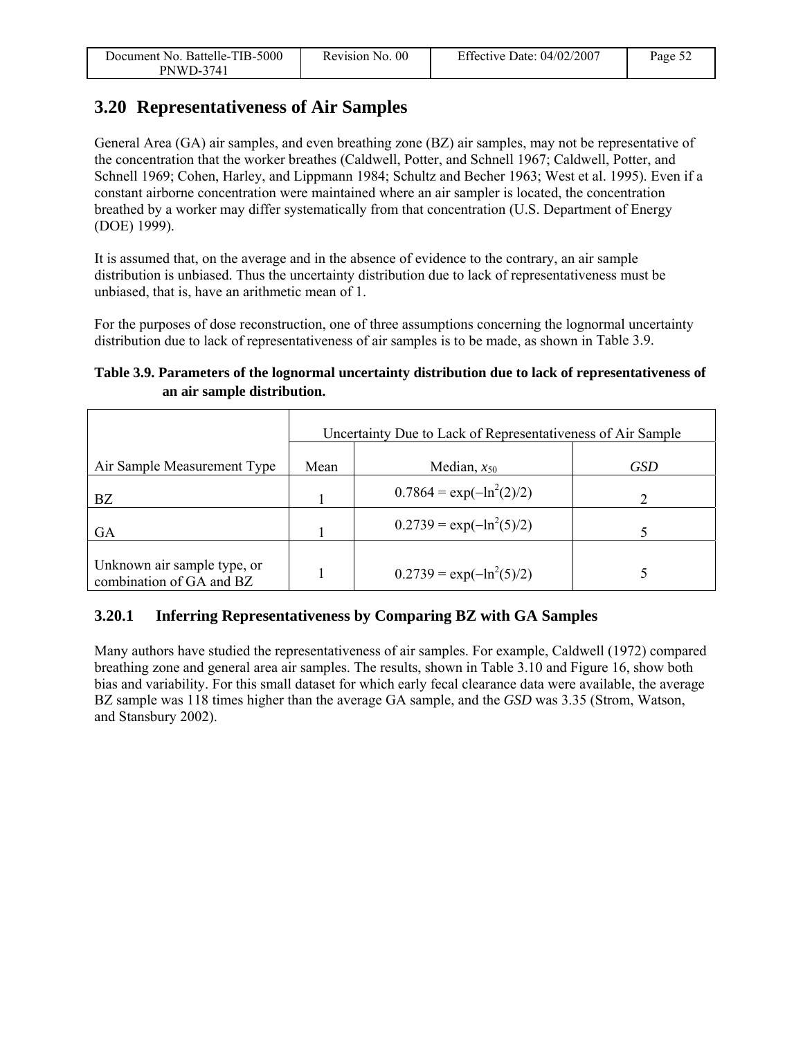## 3.20 Representativeness of Air Samples

General Area (GA) air samples, and even breathing zone (BZ) air samples, may not be representative of the concentration that the worker breathes (Caldwell, Potter, and Schnell 1967; Caldwell, Potter, and Schnell 1969; Cohen, Harley, and Lippmann 1984; Schultz and Becher 1963; West et al. 1995). Even if a constant airborne concentration were maintained where an air sampler is located, the concentration breathed by a worker may differ systematically from that concentration (U.S. Department of Energy (DOE) 1999).

It is assumed that, on the average and in the absence of evidence to the contrary, an air sample distribution is unbiased. Thus the uncertainty distribution due to lack of representativeness must be unbiased, that is, have an arithmetic mean of 1.

For the purposes of dose reconstruction, one of three assumptions concerning the lognormal uncertainty distribution due to lack of representativeness of air samples is to be made, as shown in Table 3.9.

**Table 3.9. Parameters of the lognormal uncertainty distribution due to lack of representativeness of an air sample distribution.**

| | Uncertainty Due to Lack of Representativeness of Air Sample | | |
|---|---|---|---|
| Air Sample Measurement Type | Mean | Median, $x_{50}$ | *GSD* |
| BZ | 1 | $0.7864 = \exp(-\ln^2(2)/2)$ | 2 |
| GA | 1 | $0.2739 = \exp(-\ln^2(5)/2)$ | 5 |
| Unknown air sample type, or combination of GA and BZ | 1 | $0.2739 = \exp(-\ln^2(5)/2)$ | 5 |

### 3.20.1 Inferring Representativeness by Comparing BZ with GA Samples

Many authors have studied the representativeness of air samples. For example, Caldwell (1972) compared breathing zone and general area air samples. The results, shown in Table 3.10 and Figure 16, show both bias and variability. For this small dataset for which early fecal clearance data were available, the average BZ sample was 118 times higher than the average GA sample, and the *GSD* was 3.35 (Strom, Watson, and Stansbury 2002).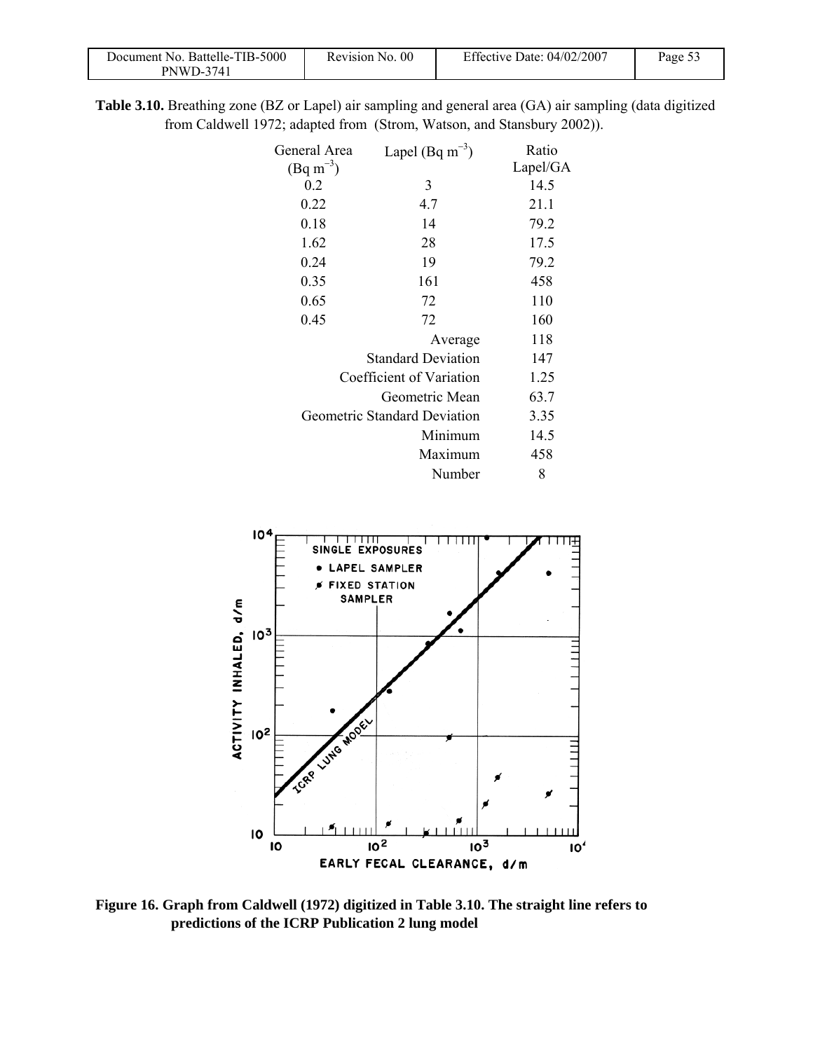**Table 3.10.** Breathing zone (BZ or Lapel) air sampling and general area (GA) air sampling (data digitized from Caldwell 1972; adapted from (Strom, Watson, and Stansbury 2002)).

| General Area (Bq m$^{-3}$) | Lapel (Bq m$^{-3}$) | Ratio Lapel/GA |
|---|---|---|
| 0.2 | 3 | 14.5 |
| 0.22 | 4.7 | 21.1 |
| 0.18 | 14 | 79.2 |
| 1.62 | 28 | 17.5 |
| 0.24 | 19 | 79.2 |
| 0.35 | 161 | 458 |
| 0.65 | 72 | 110 |
| 0.45 | 72 | 160 |
| | Average | 118 |
| | Standard Deviation | 147 |
| | Coefficient of Variation | 1.25 |
| | Geometric Mean | 63.7 |
| | Geometric Standard Deviation | 3.35 |
| | Minimum | 14.5 |
| | Maximum | 458 |
| | Number | 8 |

**Figure 16. Graph from Caldwell (1972) digitized in Table 3.10. The straight line refers to predictions of the ICRP Publication 2 lung model**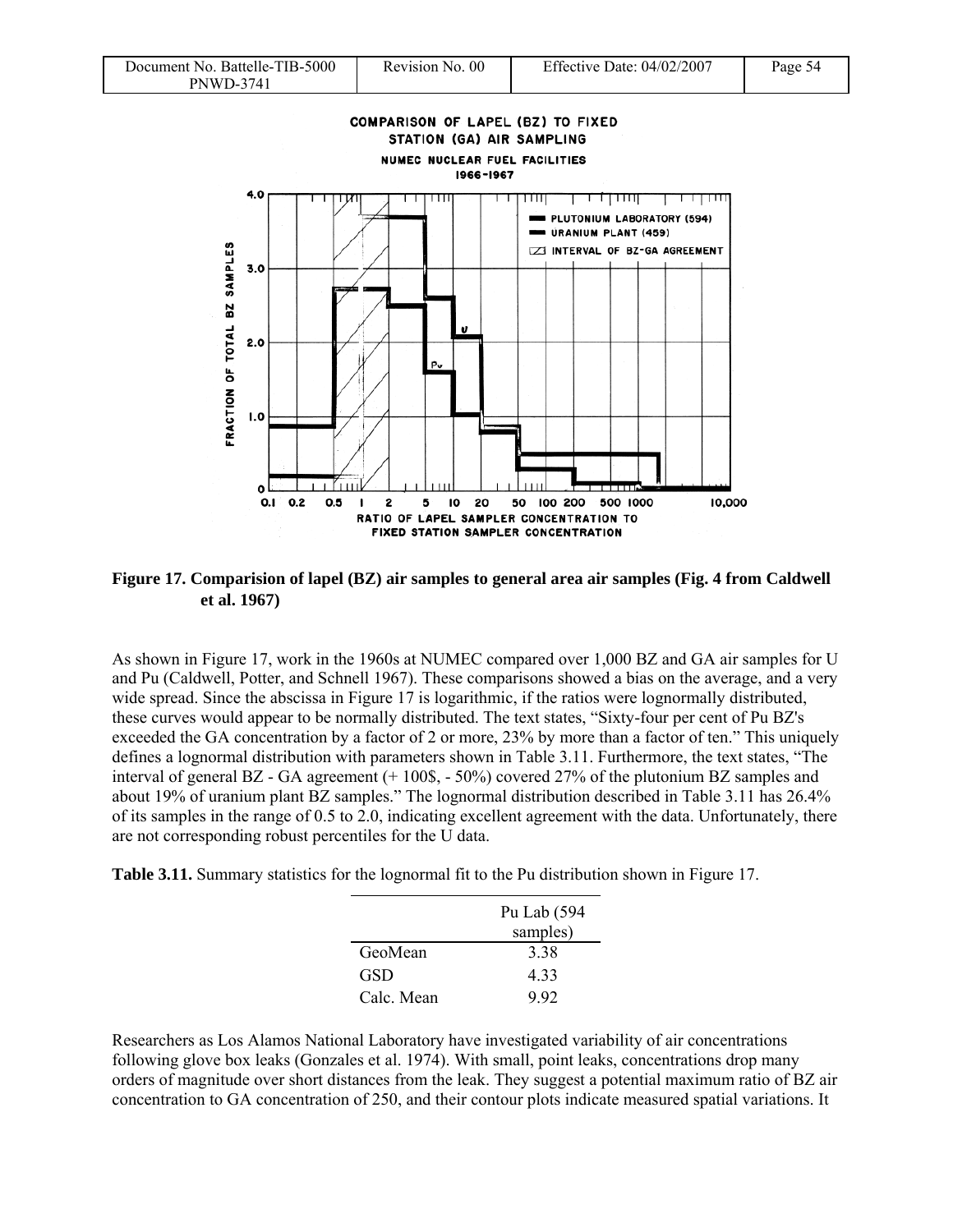Figure 17. Comparision of lapel (BZ) air samples to general area air samples (Fig. 4 from Caldwell et al. 1967)

As shown in Figure 17, work in the 1960s at NUMEC compared over 1,000 BZ and GA air samples for U and Pu (Caldwell, Potter, and Schnell 1967). These comparisons showed a bias on the average, and a very wide spread. Since the abscissa in Figure 17 is logarithmic, if the ratios were lognormally distributed, these curves would appear to be normally distributed. The text states, "Sixty-four per cent of Pu BZ's exceeded the GA concentration by a factor of 2 or more, 23% by more than a factor of ten." This uniquely defines a lognormal distribution with parameters shown in Table 3.11. Furthermore, the text states, "The interval of general BZ - GA agreement (+ 100$, - 50%) covered 27% of the plutonium BZ samples and about 19% of uranium plant BZ samples." The lognormal distribution described in Table 3.11 has 26.4% of its samples in the range of 0.5 to 2.0, indicating excellent agreement with the data. Unfortunately, there are not corresponding robust percentiles for the U data.

**Table 3.11.** Summary statistics for the lognormal fit to the Pu distribution shown in Figure 17.

| | Pu Lab (594 samples) |
|---|---|
| GeoMean | 3.38 |
| GSD | 4.33 |
| Calc. Mean | 9.92 |

Researchers as Los Alamos National Laboratory have investigated variability of air concentrations following glove box leaks (Gonzales et al. 1974). With small, point leaks, concentrations drop many orders of magnitude over short distances from the leak. They suggest a potential maximum ratio of BZ air concentration to GA concentration of 250, and their contour plots indicate measured spatial variations. It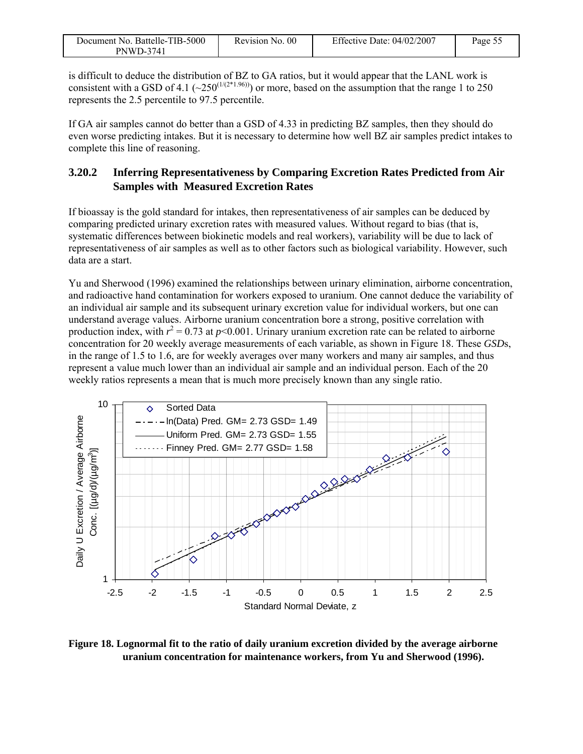is difficult to deduce the distribution of BZ to GA ratios, but it would appear that the LANL work is consistent with a GSD of 4.1 ($\sim 250^{(1/(2*1.96))}$) or more, based on the assumption that the range 1 to 250 represents the 2.5 percentile to 97.5 percentile.

If GA air samples cannot do better than a GSD of 4.33 in predicting BZ samples, then they should do even worse predicting intakes. But it is necessary to determine how well BZ air samples predict intakes to complete this line of reasoning.

### 3.20.2 Inferring Representativeness by Comparing Excretion Rates Predicted from Air Samples with Measured Excretion Rates

If bioassay is the gold standard for intakes, then representativeness of air samples can be deduced by comparing predicted urinary excretion rates with measured values. Without regard to bias (that is, systematic differences between biokinetic models and real workers), variability will be due to lack of representativeness of air samples as well as to other factors such as biological variability. However, such data are a start.

Yu and Sherwood (1996) examined the relationships between urinary elimination, airborne concentration, and radioactive hand contamination for workers exposed to uranium. One cannot deduce the variability of an individual air sample and its subsequent urinary excretion value for individual workers, but one can understand average values. Airborne uranium concentration bore a strong, positive correlation with production index, with $r^2 = 0.73$ at $p<0.001$. Urinary uranium excretion rate can be related to airborne concentration for 20 weekly average measurements of each variable, as shown in Figure 18. These *GSD*s, in the range of 1.5 to 1.6, are for weekly averages over many workers and many air samples, and thus represent a value much lower than an individual air sample and an individual person. Each of the 20 weekly ratios represents a mean that is much more precisely known than any single ratio.

**Figure 18. Lognormal fit to the ratio of daily uranium excretion divided by the average airborne uranium concentration for maintenance workers, from Yu and Sherwood (1996).**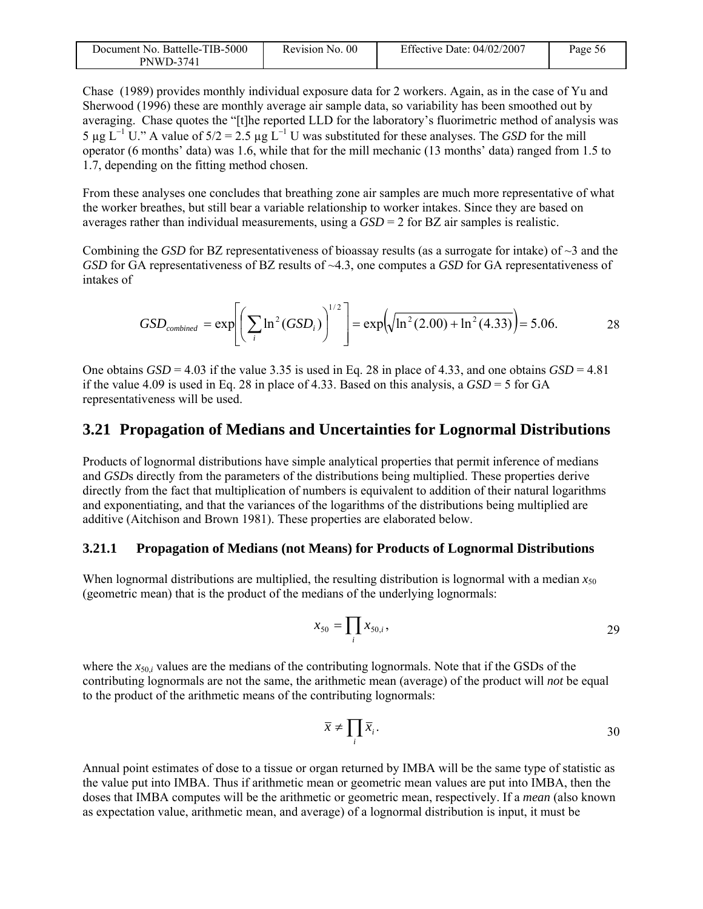Chase (1989) provides monthly individual exposure data for 2 workers. Again, as in the case of Yu and Sherwood (1996) these are monthly average air sample data, so variability has been smoothed out by averaging. Chase quotes the "[t]he reported LLD for the laboratory's fluorimetric method of analysis was 5 μg $L^{-1}$ U." A value of 5/2 = 2.5 μg $L^{-1}$ U was substituted for these analyses. The *GSD* for the mill operator (6 months' data) was 1.6, while that for the mill mechanic (13 months' data) ranged from 1.5 to 1.7, depending on the fitting method chosen.

From these analyses one concludes that breathing zone air samples are much more representative of what the worker breathes, but still bear a variable relationship to worker intakes. Since they are based on averages rather than individual measurements, using a *GSD* = 2 for BZ air samples is realistic.

Combining the *GSD* for BZ representativeness of bioassay results (as a surrogate for intake) of ~3 and the *GSD* for GA representativeness of BZ results of ~4.3, one computes a *GSD* for GA representativeness of intakes of

$$GSD_{combined} = \exp\left[\left(\sum_i \ln^2(GSD_i)\right)^{1/2}\right] = \exp\left(\sqrt{\ln^2(2.00) + \ln^2(4.33)}\right) = 5.06. \qquad 28$$

One obtains *GSD* = 4.03 if the value 3.35 is used in Eq. 28 in place of 4.33, and one obtains *GSD* = 4.81 if the value 4.09 is used in Eq. 28 in place of 4.33. Based on this analysis, a *GSD* = 5 for GA representativeness will be used.

## 3.21 Propagation of Medians and Uncertainties for Lognormal Distributions

Products of lognormal distributions have simple analytical properties that permit inference of medians and *GSD*s directly from the parameters of the distributions being multiplied. These properties derive directly from the fact that multiplication of numbers is equivalent to addition of their natural logarithms and exponentiating, and that the variances of the logarithms of the distributions being multiplied are additive (Aitchison and Brown 1981). These properties are elaborated below.

### 3.21.1 Propagation of Medians (not Means) for Products of Lognormal Distributions

When lognormal distributions are multiplied, the resulting distribution is lognormal with a median $x_{50}$ (geometric mean) that is the product of the medians of the underlying lognormals:

$$x_{50} = \prod_i x_{50,i}, \qquad 29$$

where the $x_{50,i}$ values are the medians of the contributing lognormals. Note that if the GSDs of the contributing lognormals are not the same, the arithmetic mean (average) of the product will *not* be equal to the product of the arithmetic means of the contributing lognormals:

$$\bar{x} \neq \prod_i \bar{x}_i. \qquad 30$$

Annual point estimates of dose to a tissue or organ returned by IMBA will be the same type of statistic as the value put into IMBA. Thus if arithmetic mean or geometric mean values are put into IMBA, then the doses that IMBA computes will be the arithmetic or geometric mean, respectively. If a *mean* (also known as expectation value, arithmetic mean, and average) of a lognormal distribution is input, it must be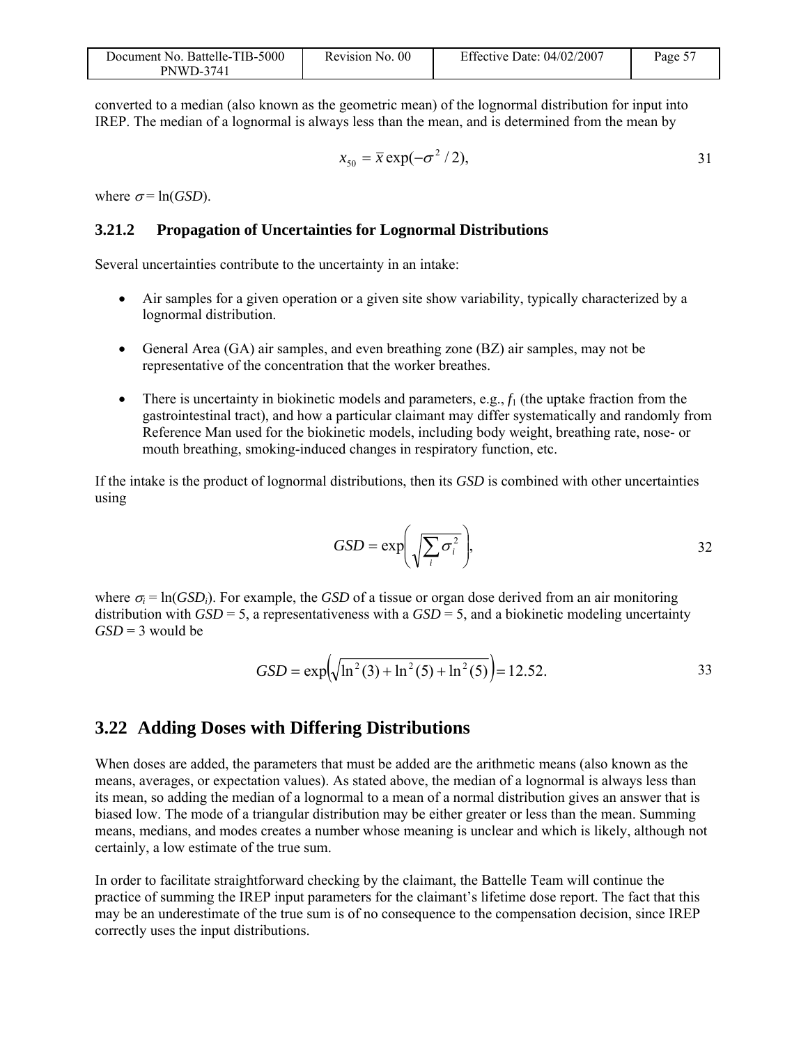converted to a median (also known as the geometric mean) of the lognormal distribution for input into IREP. The median of a lognormal is always less than the mean, and is determined from the mean by

$$x_{50} = \bar{x} \exp(-\sigma^2 / 2), \tag{31}$$

where $\sigma = \ln(GSD)$.

### 3.21.2 Propagation of Uncertainties for Lognormal Distributions

Several uncertainties contribute to the uncertainty in an intake:

- Air samples for a given operation or a given site show variability, typically characterized by a lognormal distribution.
- General Area (GA) air samples, and even breathing zone (BZ) air samples, may not be representative of the concentration that the worker breathes.
- There is uncertainty in biokinetic models and parameters, e.g., $f_1$ (the uptake fraction from the gastrointestinal tract), and how a particular claimant may differ systematically and randomly from Reference Man used for the biokinetic models, including body weight, breathing rate, nose- or mouth breathing, smoking-induced changes in respiratory function, etc.

If the intake is the product of lognormal distributions, then its *GSD* is combined with other uncertainties using

$$GSD = \exp\left(\sqrt{\sum_i \sigma_i^2}\right), \tag{32}$$

where $\sigma_i = \ln(GSD_i)$. For example, the *GSD* of a tissue or organ dose derived from an air monitoring distribution with *GSD* = 5, a representativeness with a *GSD* = 5, and a biokinetic modeling uncertainty *GSD* = 3 would be

$$GSD = \exp\left(\sqrt{\ln^2(3) + \ln^2(5) + \ln^2(5)}\right) = 12.52. \tag{33}$$

## 3.22 Adding Doses with Differing Distributions

When doses are added, the parameters that must be added are the arithmetic means (also known as the means, averages, or expectation values). As stated above, the median of a lognormal is always less than its mean, so adding the median of a lognormal to a mean of a normal distribution gives an answer that is biased low. The mode of a triangular distribution may be either greater or less than the mean. Summing means, medians, and modes creates a number whose meaning is unclear and which is likely, although not certainly, a low estimate of the true sum.

In order to facilitate straightforward checking by the claimant, the Battelle Team will continue the practice of summing the IREP input parameters for the claimant's lifetime dose report. The fact that this may be an underestimate of the true sum is of no consequence to the compensation decision, since IREP correctly uses the input distributions.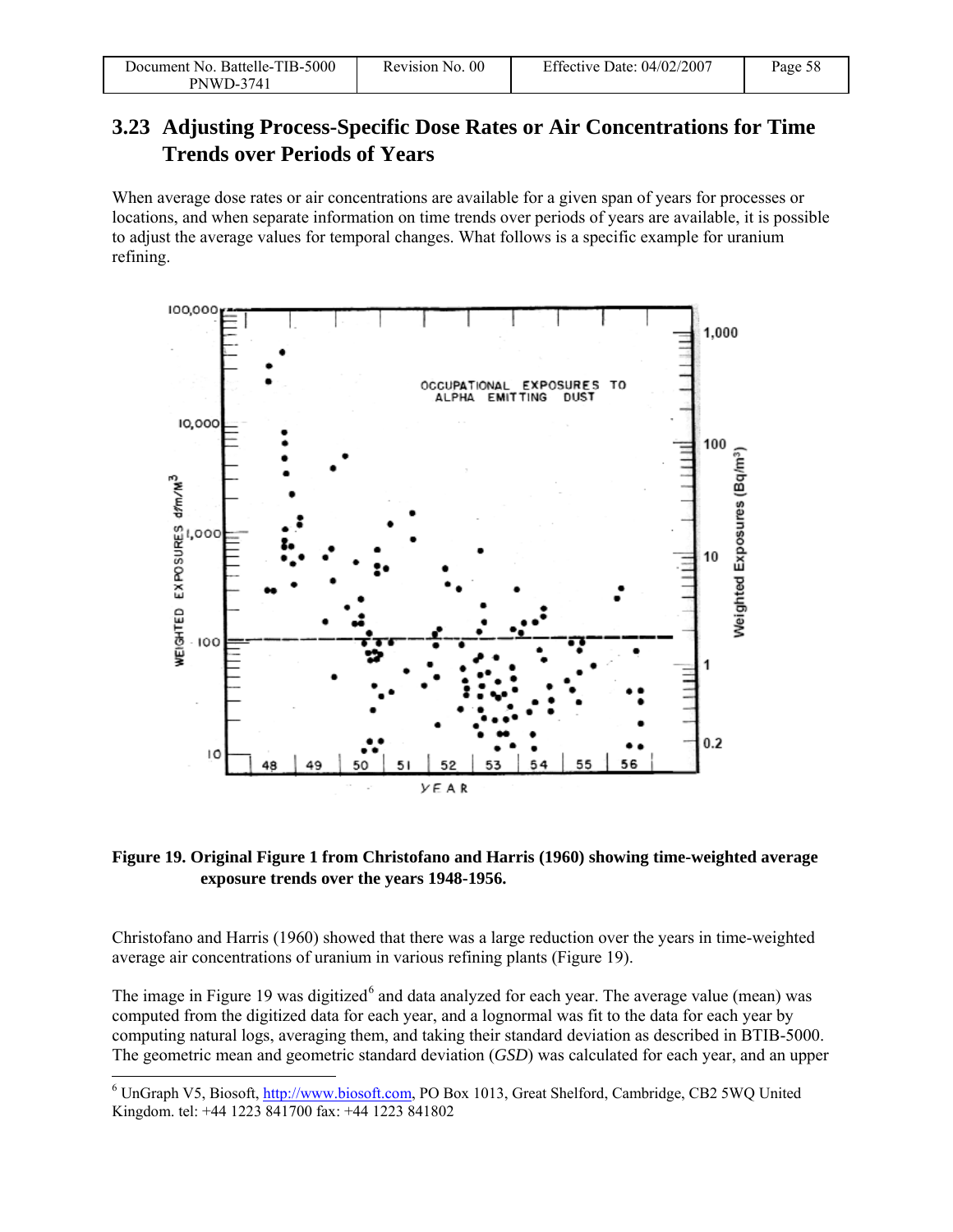## 3.23 Adjusting Process-Specific Dose Rates or Air Concentrations for Time Trends over Periods of Years

When average dose rates or air concentrations are available for a given span of years for processes or locations, and when separate information on time trends over periods of years are available, it is possible to adjust the average values for temporal changes. What follows is a specific example for uranium refining.

**Figure 19. Original Figure 1 from Christofano and Harris (1960) showing time-weighted average exposure trends over the years 1948-1956.**

Christofano and Harris (1960) showed that there was a large reduction over the years in time-weighted average air concentrations of uranium in various refining plants (Figure 19).

The image in Figure 19 was digitized[6] and data analyzed for each year. The average value (mean) was computed from the digitized data for each year, and a lognormal was fit to the data for each year by computing natural logs, averaging them, and taking their standard deviation as described in BTIB-5000. The geometric mean and geometric standard deviation (*GSD*) was calculated for each year, and an upper

[6] UnGraph V5, Biosoft, http://www.biosoft.com, PO Box 1013, Great Shelford, Cambridge, CB2 5WQ United Kingdom. tel: +44 1223 841700 fax: +44 1223 841802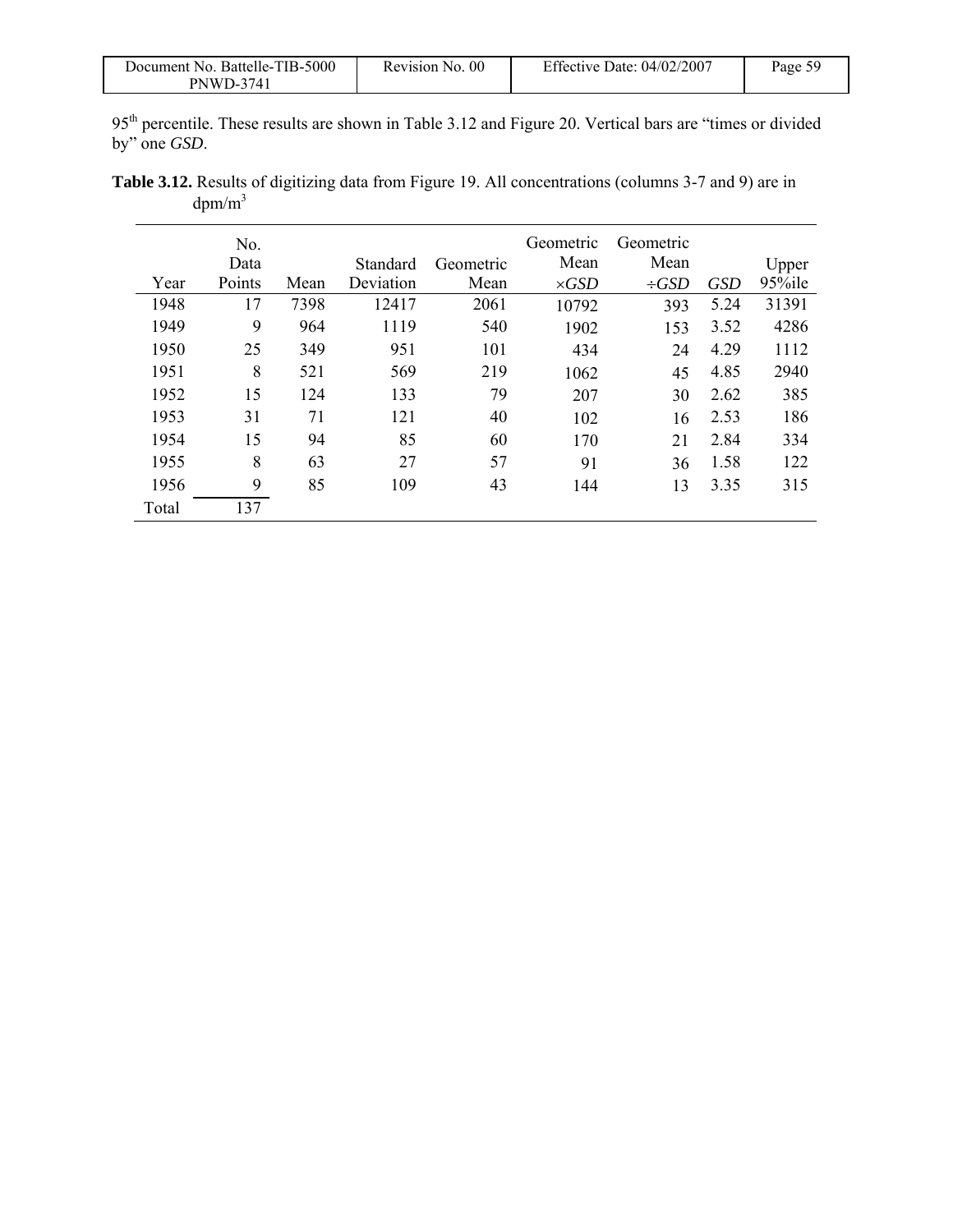95th percentile. These results are shown in Table 3.12 and Figure 20. Vertical bars are "times or divided by" one *GSD*.

**Table 3.12.** Results of digitizing data from Figure 19. All concentrations (columns 3-7 and 9) are in dpm/m$^3$

| Year | No. Data Points | Mean | Standard Deviation | Geometric Mean | Geometric Mean $\times GSD$ | Geometric Mean $\div GSD$ | *GSD* | Upper 95%ile |
|---|---|---|---|---|---|---|---|---|
| 1948 | 17 | 7398 | 12417 | 2061 | 10792 | 393 | 5.24 | 31391 |
| 1949 | 9 | 964 | 1119 | 540 | 1902 | 153 | 3.52 | 4286 |
| 1950 | 25 | 349 | 951 | 101 | 434 | 24 | 4.29 | 1112 |
| 1951 | 8 | 521 | 569 | 219 | 1062 | 45 | 4.85 | 2940 |
| 1952 | 15 | 124 | 133 | 79 | 207 | 30 | 2.62 | 385 |
| 1953 | 31 | 71 | 121 | 40 | 102 | 16 | 2.53 | 186 |
| 1954 | 15 | 94 | 85 | 60 | 170 | 21 | 2.84 | 334 |
| 1955 | 8 | 63 | 27 | 57 | 91 | 36 | 1.58 | 122 |
| 1956 | 9 | 85 | 109 | 43 | 144 | 13 | 3.35 | 315 |
| Total | 137 | | | | | | | |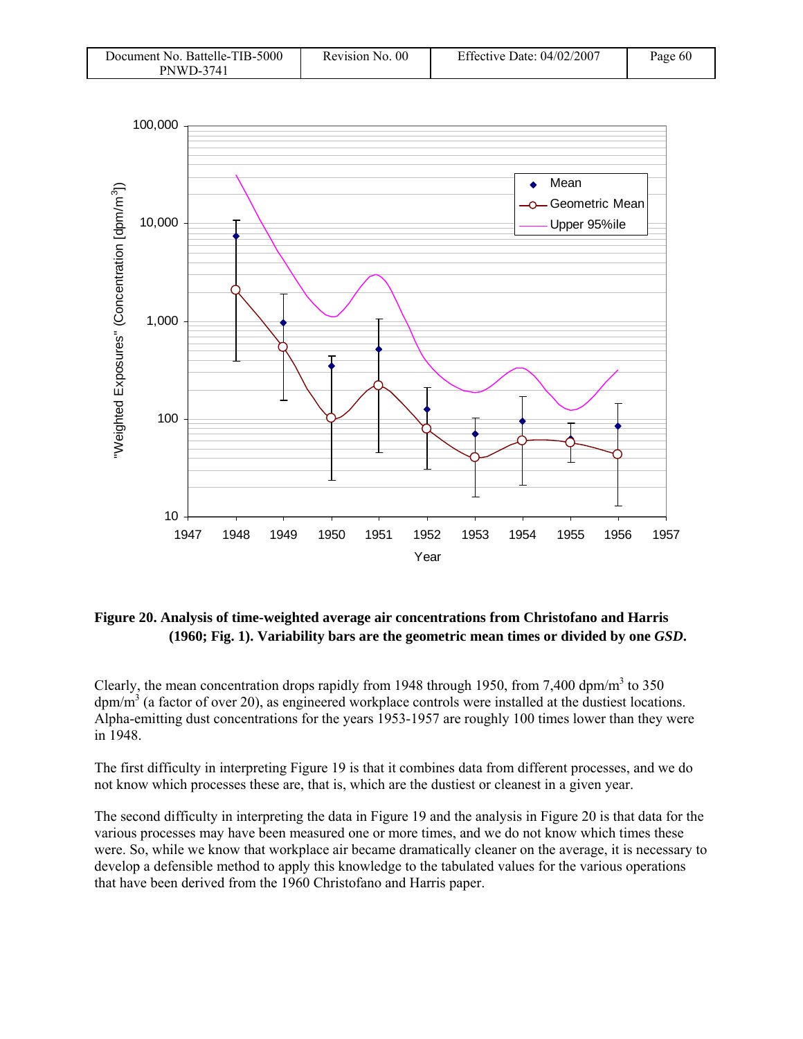**Figure 20. Analysis of time-weighted average air concentrations from Christofano and Harris (1960; Fig. 1). Variability bars are the geometric mean times or divided by one *GSD*.**

Clearly, the mean concentration drops rapidly from 1948 through 1950, from 7,400 dpm/m$^3$ to 350 dpm/m$^3$ (a factor of over 20), as engineered workplace controls were installed at the dustiest locations. Alpha-emitting dust concentrations for the years 1953-1957 are roughly 100 times lower than they were in 1948.

The first difficulty in interpreting Figure 19 is that it combines data from different processes, and we do not know which processes these are, that is, which are the dustiest or cleanest in a given year.

The second difficulty in interpreting the data in Figure 19 and the analysis in Figure 20 is that data for the various processes may have been measured one or more times, and we do not know which times these were. So, while we know that workplace air became dramatically cleaner on the average, it is necessary to develop a defensible method to apply this knowledge to the tabulated values for the various operations that have been derived from the 1960 Christofano and Harris paper.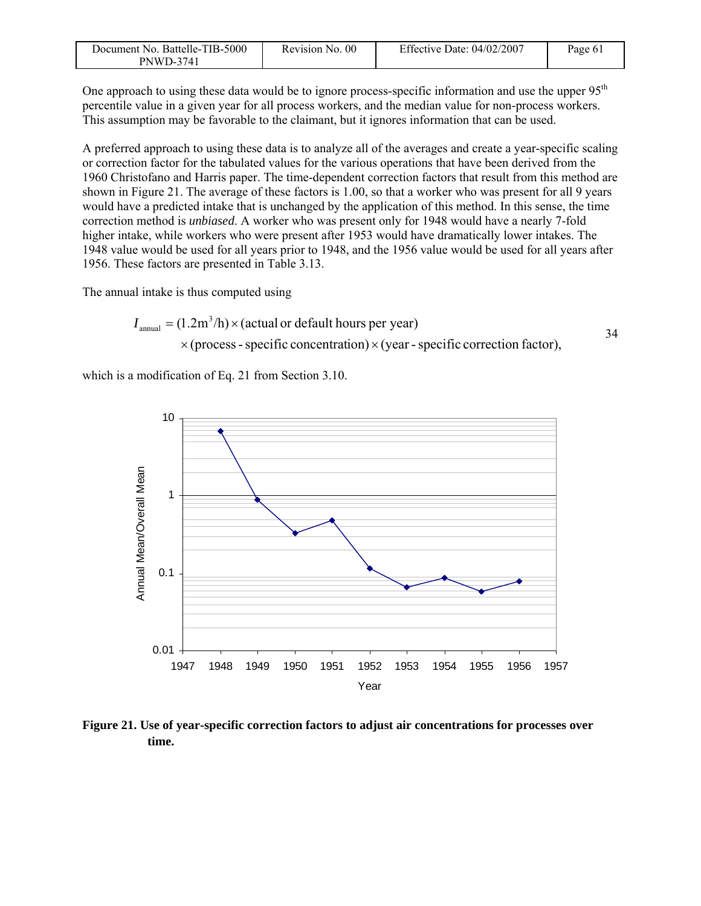One approach to using these data would be to ignore process-specific information and use the upper 95th percentile value in a given year for all process workers, and the median value for non-process workers. This assumption may be favorable to the claimant, but it ignores information that can be used.

A preferred approach to using these data is to analyze all of the averages and create a year-specific scaling or correction factor for the tabulated values for the various operations that have been derived from the 1960 Christofano and Harris paper. The time-dependent correction factors that result from this method are shown in Figure 21. The average of these factors is 1.00, so that a worker who was present for all 9 years would have a predicted intake that is unchanged by the application of this method. In this sense, the time correction method is *unbiased*. A worker who was present only for 1948 would have a nearly 7-fold higher intake, while workers who were present after 1953 would have dramatically lower intakes. The 1948 value would be used for all years prior to 1948, and the 1956 value would be used for all years after 1956. These factors are presented in Table 3.13.

The annual intake is thus computed using

$$
\begin{aligned}
I_{\text{annual}} &= (1.2\text{m}^3/\text{h}) \times (\text{actual or default hours per year}) \\
&\quad \times (\text{process - specific concentration}) \times (\text{year - specific correction factor}),
\end{aligned}
\qquad (34)
$$

which is a modification of Eq. 21 from Section 3.10.

**Figure 21. Use of year-specific correction factors to adjust air concentrations for processes over time.**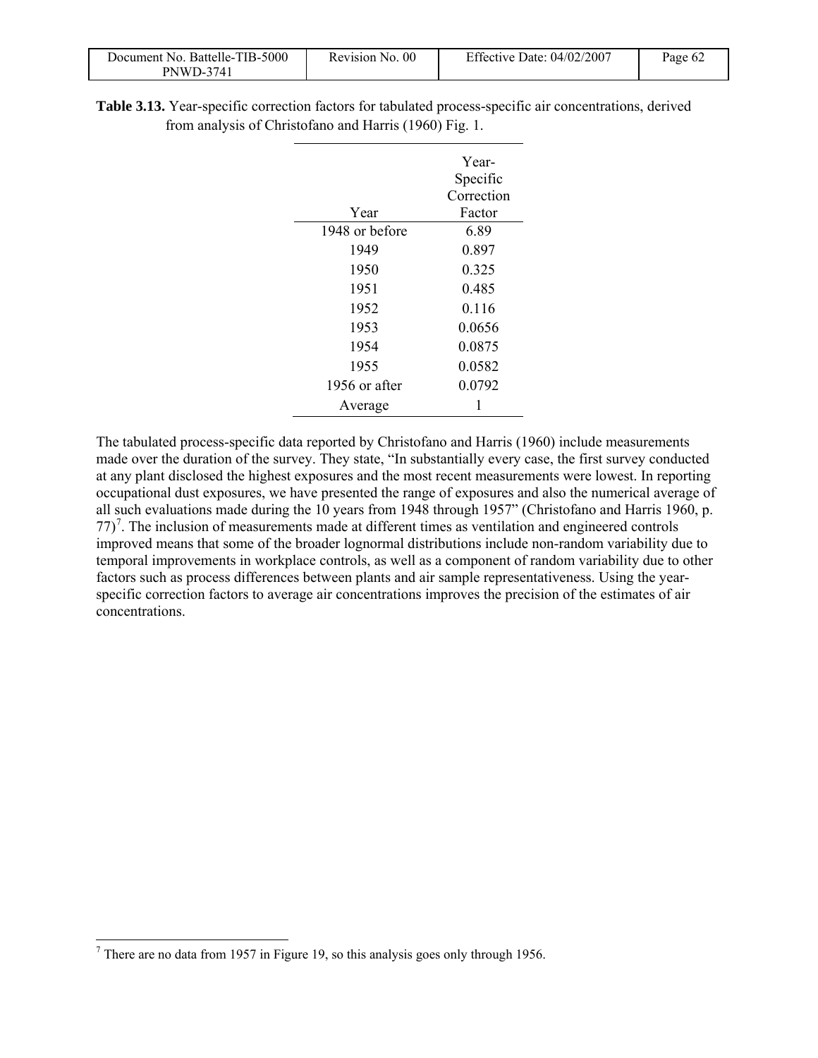**Table 3.13.** Year-specific correction factors for tabulated process-specific air concentrations, derived from analysis of Christofano and Harris (1960) Fig. 1.

| Year | Year-Specific Correction Factor |
|---|---|
| 1948 or before | 6.89 |
| 1949 | 0.897 |
| 1950 | 0.325 |
| 1951 | 0.485 |
| 1952 | 0.116 |
| 1953 | 0.0656 |
| 1954 | 0.0875 |
| 1955 | 0.0582 |
| 1956 or after | 0.0792 |
| Average | 1 |

The tabulated process-specific data reported by Christofano and Harris (1960) include measurements made over the duration of the survey. They state, "In substantially every case, the first survey conducted at any plant disclosed the highest exposures and the most recent measurements were lowest. In reporting occupational dust exposures, we have presented the range of exposures and also the numerical average of all such evaluations made during the 10 years from 1948 through 1957" (Christofano and Harris 1960, p. 77)[7]. The inclusion of measurements made at different times as ventilation and engineered controls improved means that some of the broader lognormal distributions include non-random variability due to temporal improvements in workplace controls, as well as a component of random variability due to other factors such as process differences between plants and air sample representativeness. Using the year-specific correction factors to average air concentrations improves the precision of the estimates of air concentrations.

---

[7] There are no data from 1957 in Figure 19, so this analysis goes only through 1956.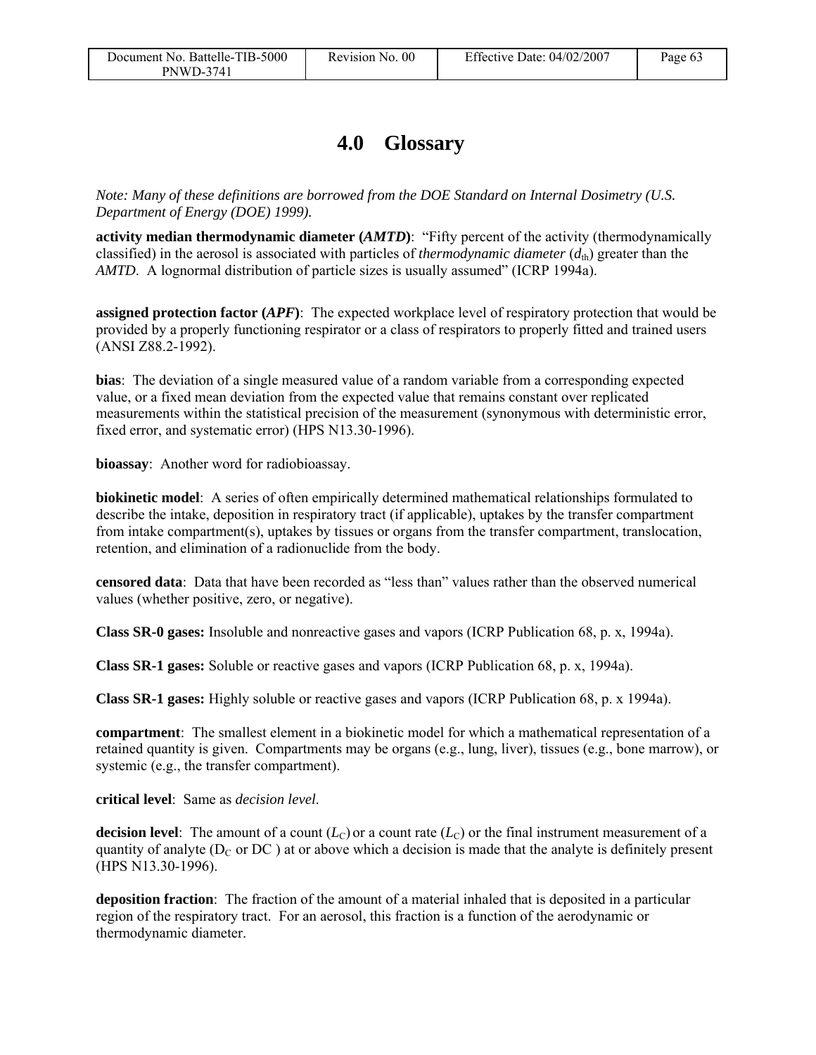# 4.0 Glossary

*Note: Many of these definitions are borrowed from the DOE Standard on Internal Dosimetry (U.S. Department of Energy (DOE) 1999).*

**activity median thermodynamic diameter (*AMTD*)**: "Fifty percent of the activity (thermodynamically classified) in the aerosol is associated with particles of *thermodynamic diameter* ($d_{th}$) greater than the *AMTD*. A lognormal distribution of particle sizes is usually assumed" (ICRP 1994a).

**assigned protection factor (*APF*)**: The expected workplace level of respiratory protection that would be provided by a properly functioning respirator or a class of respirators to properly fitted and trained users (ANSI Z88.2-1992).

**bias**: The deviation of a single measured value of a random variable from a corresponding expected value, or a fixed mean deviation from the expected value that remains constant over replicated measurements within the statistical precision of the measurement (synonymous with deterministic error, fixed error, and systematic error) (HPS N13.30-1996).

**bioassay**: Another word for radiobioassay.

**biokinetic model**: A series of often empirically determined mathematical relationships formulated to describe the intake, deposition in respiratory tract (if applicable), uptakes by the transfer compartment from intake compartment(s), uptakes by tissues or organs from the transfer compartment, translocation, retention, and elimination of a radionuclide from the body.

**censored data**: Data that have been recorded as "less than" values rather than the observed numerical values (whether positive, zero, or negative).

**Class SR-0 gases:** Insoluble and nonreactive gases and vapors (ICRP Publication 68, p. x, 1994a).

**Class SR-1 gases:** Soluble or reactive gases and vapors (ICRP Publication 68, p. x, 1994a).

**Class SR-1 gases:** Highly soluble or reactive gases and vapors (ICRP Publication 68, p. x 1994a).

**compartment**: The smallest element in a biokinetic model for which a mathematical representation of a retained quantity is given. Compartments may be organs (e.g., lung, liver), tissues (e.g., bone marrow), or systemic (e.g., the transfer compartment).

**critical level**: Same as *decision level*.

**decision level**: The amount of a count ($L_C$) or a count rate ($L_C$) or the final instrument measurement of a quantity of analyte ($D_C$ or DC ) at or above which a decision is made that the analyte is definitely present (HPS N13.30-1996).

**deposition fraction**: The fraction of the amount of a material inhaled that is deposited in a particular region of the respiratory tract. For an aerosol, this fraction is a function of the aerodynamic or thermodynamic diameter.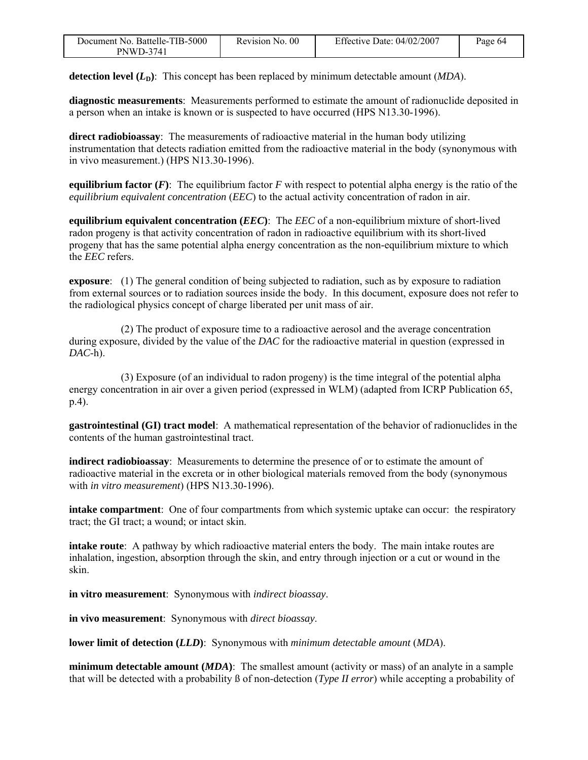**detection level ($L_D$)**: This concept has been replaced by minimum detectable amount (*MDA*).

**diagnostic measurements**: Measurements performed to estimate the amount of radionuclide deposited in a person when an intake is known or is suspected to have occurred (HPS N13.30-1996).

**direct radiobioassay**: The measurements of radioactive material in the human body utilizing instrumentation that detects radiation emitted from the radioactive material in the body (synonymous with in vivo measurement.) (HPS N13.30-1996).

**equilibrium factor (*F*)**: The equilibrium factor *F* with respect to potential alpha energy is the ratio of the *equilibrium equivalent concentration* (*EEC*) to the actual activity concentration of radon in air.

**equilibrium equivalent concentration (*EEC*)**: The *EEC* of a non-equilibrium mixture of short-lived radon progeny is that activity concentration of radon in radioactive equilibrium with its short-lived progeny that has the same potential alpha energy concentration as the non-equilibrium mixture to which the *EEC* refers.

**exposure**: (1) The general condition of being subjected to radiation, such as by exposure to radiation from external sources or to radiation sources inside the body. In this document, exposure does not refer to the radiological physics concept of charge liberated per unit mass of air.

(2) The product of exposure time to a radioactive aerosol and the average concentration during exposure, divided by the value of the *DAC* for the radioactive material in question (expressed in *DAC*-h).

(3) Exposure (of an individual to radon progeny) is the time integral of the potential alpha energy concentration in air over a given period (expressed in WLM) (adapted from ICRP Publication 65, p.4).

**gastrointestinal (GI) tract model**: A mathematical representation of the behavior of radionuclides in the contents of the human gastrointestinal tract.

**indirect radiobioassay**: Measurements to determine the presence of or to estimate the amount of radioactive material in the excreta or in other biological materials removed from the body (synonymous with *in vitro measurement*) (HPS N13.30-1996).

**intake compartment**: One of four compartments from which systemic uptake can occur: the respiratory tract; the GI tract; a wound; or intact skin.

**intake route**: A pathway by which radioactive material enters the body. The main intake routes are inhalation, ingestion, absorption through the skin, and entry through injection or a cut or wound in the skin.

**in vitro measurement**: Synonymous with *indirect bioassay*.

**in vivo measurement**: Synonymous with *direct bioassay*.

**lower limit of detection (*LLD*)**: Synonymous with *minimum detectable amount* (*MDA*).

**minimum detectable amount (*MDA*)**: The smallest amount (activity or mass) of an analyte in a sample that will be detected with a probability ß of non-detection (*Type II error*) while accepting a probability of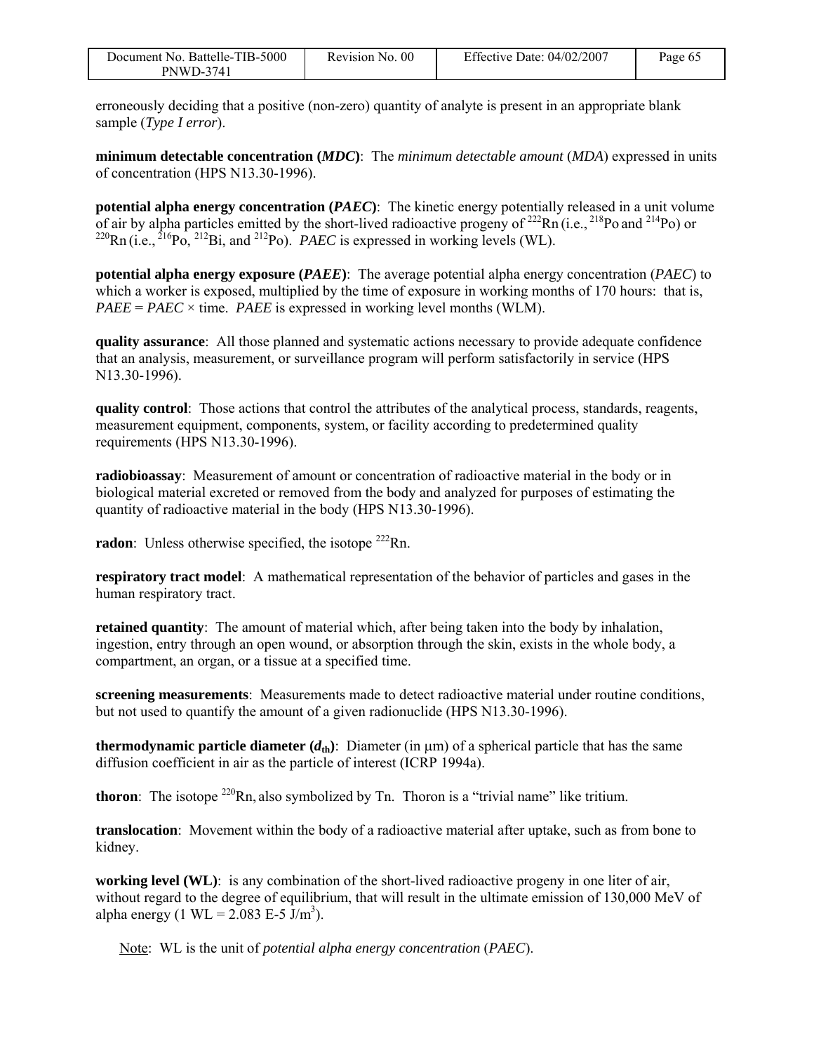erroneously deciding that a positive (non-zero) quantity of analyte is present in an appropriate blank sample (*Type I error*).

**minimum detectable concentration (*MDC*)**: The *minimum detectable amount* (*MDA*) expressed in units of concentration (HPS N13.30-1996).

**potential alpha energy concentration (*PAEC*)**: The kinetic energy potentially released in a unit volume of air by alpha particles emitted by the short-lived radioactive progeny of $^{222}$Rn (i.e., $^{218}$Po and $^{214}$Po) or $^{220}$Rn (i.e., $^{216}$Po, $^{212}$Bi, and $^{212}$Po). *PAEC* is expressed in working levels (WL).

**potential alpha energy exposure (*PAEE*)**: The average potential alpha energy concentration (*PAEC*) to which a worker is exposed, multiplied by the time of exposure in working months of 170 hours: that is, *PAEE* = *PAEC* × time. *PAEE* is expressed in working level months (WLM).

**quality assurance**: All those planned and systematic actions necessary to provide adequate confidence that an analysis, measurement, or surveillance program will perform satisfactorily in service (HPS N13.30-1996).

**quality control**: Those actions that control the attributes of the analytical process, standards, reagents, measurement equipment, components, system, or facility according to predetermined quality requirements (HPS N13.30-1996).

**radiobioassay**: Measurement of amount or concentration of radioactive material in the body or in biological material excreted or removed from the body and analyzed for purposes of estimating the quantity of radioactive material in the body (HPS N13.30-1996).

**radon**: Unless otherwise specified, the isotope $^{222}$Rn.

**respiratory tract model**: A mathematical representation of the behavior of particles and gases in the human respiratory tract.

**retained quantity**: The amount of material which, after being taken into the body by inhalation, ingestion, entry through an open wound, or absorption through the skin, exists in the whole body, a compartment, an organ, or a tissue at a specified time.

**screening measurements**: Measurements made to detect radioactive material under routine conditions, but not used to quantify the amount of a given radionuclide (HPS N13.30-1996).

**thermodynamic particle diameter ($d_{th}$)**: Diameter (in μm) of a spherical particle that has the same diffusion coefficient in air as the particle of interest (ICRP 1994a).

**thoron**: The isotope $^{220}$Rn, also symbolized by Tn. Thoron is a "trivial name" like tritium.

**translocation**: Movement within the body of a radioactive material after uptake, such as from bone to kidney.

**working level (WL)**: is any combination of the short-lived radioactive progeny in one liter of air, without regard to the degree of equilibrium, that will result in the ultimate emission of 130,000 MeV of alpha energy (1 WL = 2.083 E-5 J/m$^3$).

Note: WL is the unit of *potential alpha energy concentration* (*PAEC*).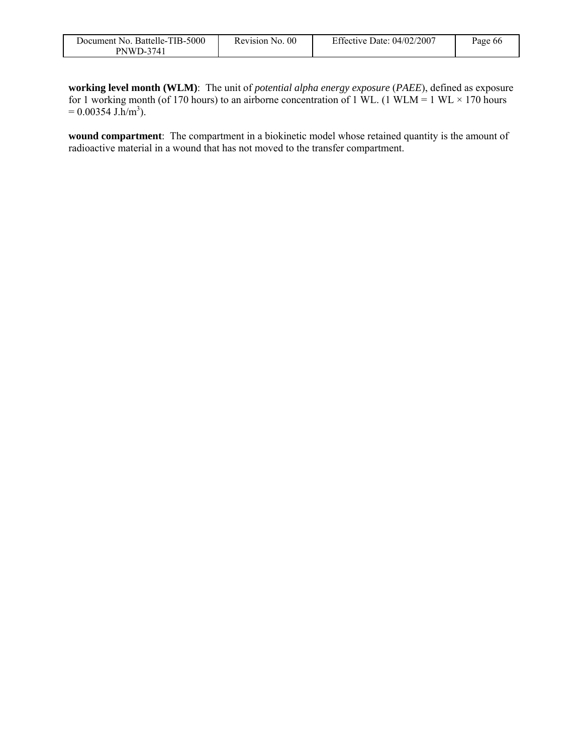**working level month (WLM)**: The unit of *potential alpha energy exposure* (*PAEE*), defined as exposure for 1 working month (of 170 hours) to an airborne concentration of 1 WL. (1 WLM = 1 WL × 170 hours = 0.00354 J.h/m$^3$).

**wound compartment**: The compartment in a biokinetic model whose retained quantity is the amount of radioactive material in a wound that has not moved to the transfer compartment.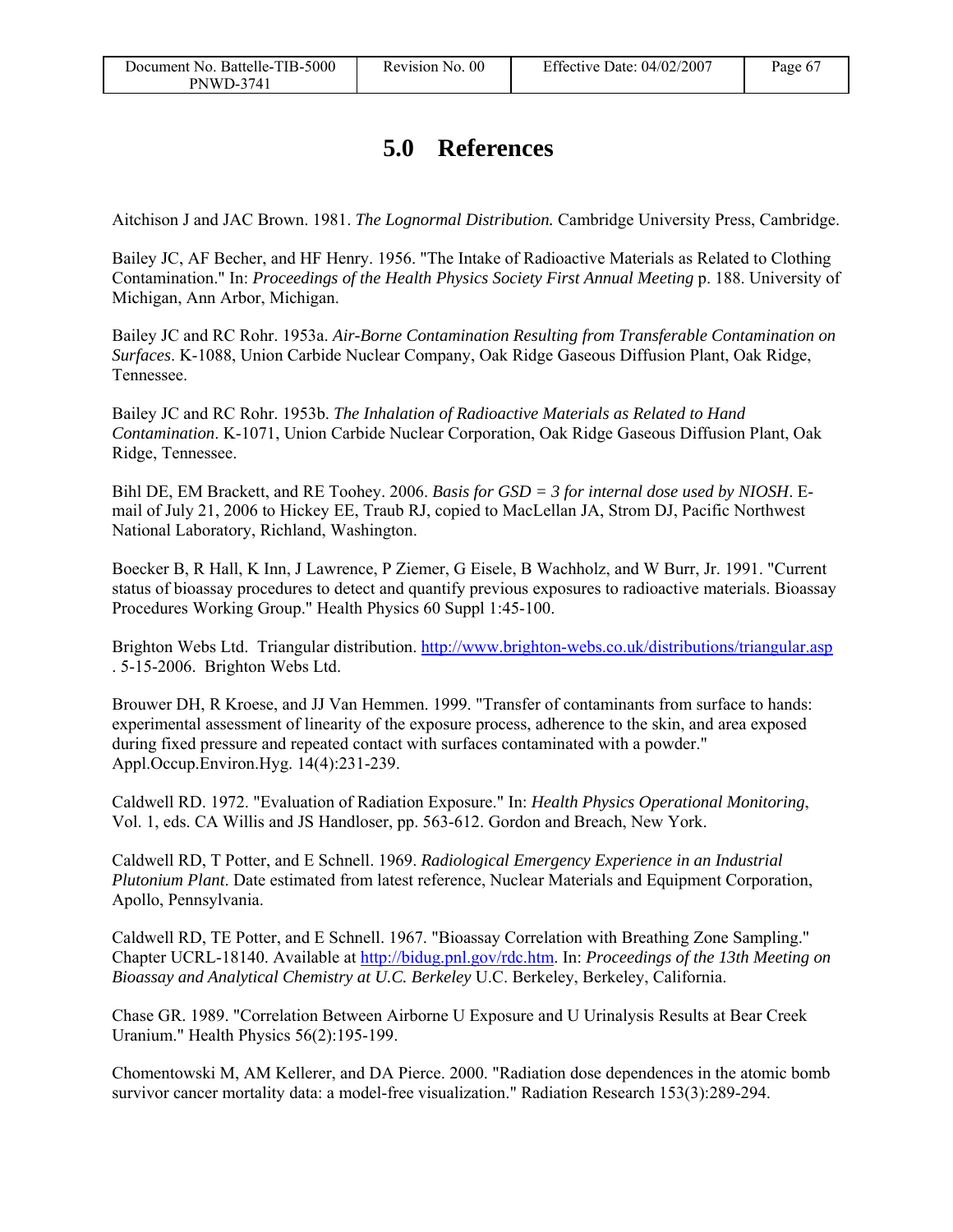# 5.0 References

Aitchison J and JAC Brown. 1981. *The Lognormal Distribution.* Cambridge University Press, Cambridge.

Bailey JC, AF Becher, and HF Henry. 1956. "The Intake of Radioactive Materials as Related to Clothing Contamination." In: *Proceedings of the Health Physics Society First Annual Meeting* p. 188. University of Michigan, Ann Arbor, Michigan.

Bailey JC and RC Rohr. 1953a. *Air-Borne Contamination Resulting from Transferable Contamination on Surfaces*. K-1088, Union Carbide Nuclear Company, Oak Ridge Gaseous Diffusion Plant, Oak Ridge, Tennessee.

Bailey JC and RC Rohr. 1953b. *The Inhalation of Radioactive Materials as Related to Hand Contamination*. K-1071, Union Carbide Nuclear Corporation, Oak Ridge Gaseous Diffusion Plant, Oak Ridge, Tennessee.

Bihl DE, EM Brackett, and RE Toohey. 2006. *Basis for GSD = 3 for internal dose used by NIOSH*. E-mail of July 21, 2006 to Hickey EE, Traub RJ, copied to MacLellan JA, Strom DJ, Pacific Northwest National Laboratory, Richland, Washington.

Boecker B, R Hall, K Inn, J Lawrence, P Ziemer, G Eisele, B Wachholz, and W Burr, Jr. 1991. "Current status of bioassay procedures to detect and quantify previous exposures to radioactive materials. Bioassay Procedures Working Group." Health Physics 60 Suppl 1:45-100.

Brighton Webs Ltd. Triangular distribution. http://www.brighton-webs.co.uk/distributions/triangular.asp . 5-15-2006. Brighton Webs Ltd.

Brouwer DH, R Kroese, and JJ Van Hemmen. 1999. "Transfer of contaminants from surface to hands: experimental assessment of linearity of the exposure process, adherence to the skin, and area exposed during fixed pressure and repeated contact with surfaces contaminated with a powder." Appl.Occup.Environ.Hyg. 14(4):231-239.

Caldwell RD. 1972. "Evaluation of Radiation Exposure." In: *Health Physics Operational Monitoring*, Vol. 1, eds. CA Willis and JS Handloser, pp. 563-612. Gordon and Breach, New York.

Caldwell RD, T Potter, and E Schnell. 1969. *Radiological Emergency Experience in an Industrial Plutonium Plant*. Date estimated from latest reference, Nuclear Materials and Equipment Corporation, Apollo, Pennsylvania.

Caldwell RD, TE Potter, and E Schnell. 1967. "Bioassay Correlation with Breathing Zone Sampling." Chapter UCRL-18140. Available at http://bidug.pnl.gov/rdc.htm. In: *Proceedings of the 13th Meeting on Bioassay and Analytical Chemistry at U.C. Berkeley* U.C. Berkeley, Berkeley, California.

Chase GR. 1989. "Correlation Between Airborne U Exposure and U Urinalysis Results at Bear Creek Uranium." Health Physics 56(2):195-199.

Chomentowski M, AM Kellerer, and DA Pierce. 2000. "Radiation dose dependences in the atomic bomb survivor cancer mortality data: a model-free visualization." Radiation Research 153(3):289-294.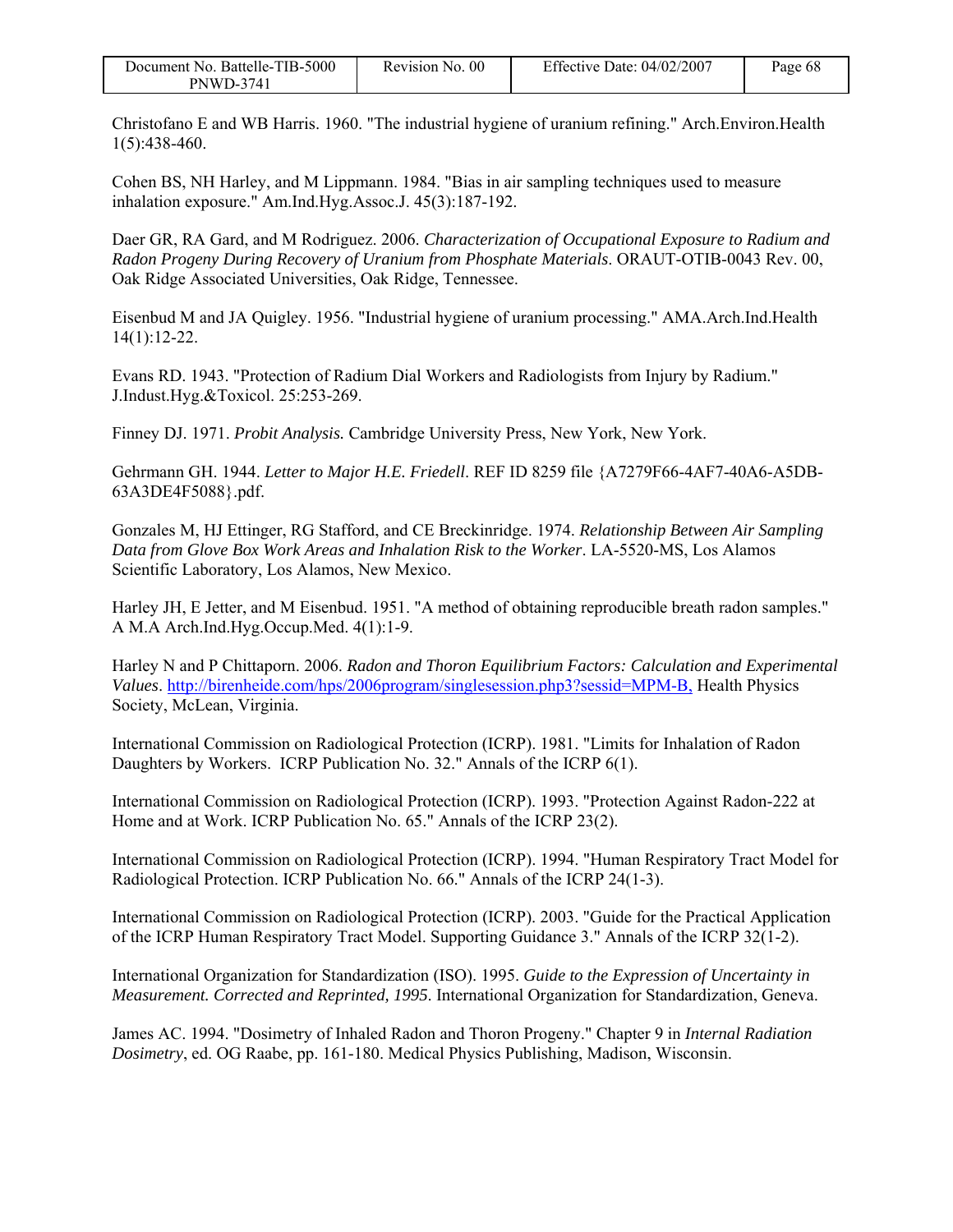Christofano E and WB Harris. 1960. "The industrial hygiene of uranium refining." Arch.Environ.Health 1(5):438-460.

Cohen BS, NH Harley, and M Lippmann. 1984. "Bias in air sampling techniques used to measure inhalation exposure." Am.Ind.Hyg.Assoc.J. 45(3):187-192.

Daer GR, RA Gard, and M Rodriguez. 2006. *Characterization of Occupational Exposure to Radium and Radon Progeny During Recovery of Uranium from Phosphate Materials*. ORAUT-OTIB-0043 Rev. 00, Oak Ridge Associated Universities, Oak Ridge, Tennessee.

Eisenbud M and JA Quigley. 1956. "Industrial hygiene of uranium processing." AMA.Arch.Ind.Health 14(1):12-22.

Evans RD. 1943. "Protection of Radium Dial Workers and Radiologists from Injury by Radium." J.Indust.Hyg.&Toxicol. 25:253-269.

Finney DJ. 1971. *Probit Analysis.* Cambridge University Press, New York, New York.

Gehrmann GH. 1944. *Letter to Major H.E. Friedell*. REF ID 8259 file {A7279F66-4AF7-40A6-A5DB-63A3DE4F5088}.pdf.

Gonzales M, HJ Ettinger, RG Stafford, and CE Breckinridge. 1974. *Relationship Between Air Sampling Data from Glove Box Work Areas and Inhalation Risk to the Worker*. LA-5520-MS, Los Alamos Scientific Laboratory, Los Alamos, New Mexico.

Harley JH, E Jetter, and M Eisenbud. 1951. "A method of obtaining reproducible breath radon samples." A M.A Arch.Ind.Hyg.Occup.Med. 4(1):1-9.

Harley N and P Chittaporn. 2006. *Radon and Thoron Equilibrium Factors: Calculation and Experimental Values*. http://birenheide.com/hps/2006program/singlesession.php3?sessid=MPM-B, Health Physics Society, McLean, Virginia.

International Commission on Radiological Protection (ICRP). 1981. "Limits for Inhalation of Radon Daughters by Workers. ICRP Publication No. 32." Annals of the ICRP 6(1).

International Commission on Radiological Protection (ICRP). 1993. "Protection Against Radon-222 at Home and at Work. ICRP Publication No. 65." Annals of the ICRP 23(2).

International Commission on Radiological Protection (ICRP). 1994. "Human Respiratory Tract Model for Radiological Protection. ICRP Publication No. 66." Annals of the ICRP 24(1-3).

International Commission on Radiological Protection (ICRP). 2003. "Guide for the Practical Application of the ICRP Human Respiratory Tract Model. Supporting Guidance 3." Annals of the ICRP 32(1-2).

International Organization for Standardization (ISO). 1995. *Guide to the Expression of Uncertainty in Measurement. Corrected and Reprinted, 1995.* International Organization for Standardization, Geneva.

James AC. 1994. "Dosimetry of Inhaled Radon and Thoron Progeny." Chapter 9 in *Internal Radiation Dosimetry*, ed. OG Raabe, pp. 161-180. Medical Physics Publishing, Madison, Wisconsin.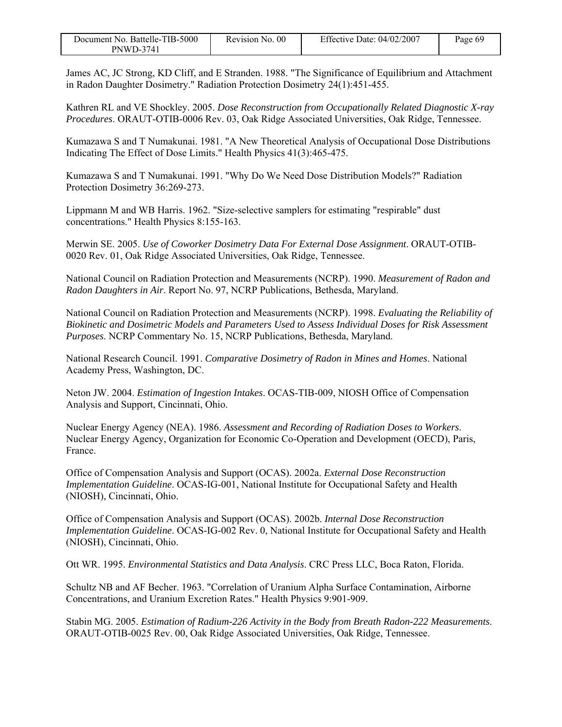James AC, JC Strong, KD Cliff, and E Stranden. 1988. "The Significance of Equilibrium and Attachment in Radon Daughter Dosimetry." Radiation Protection Dosimetry 24(1):451-455.

Kathren RL and VE Shockley. 2005. *Dose Reconstruction from Occupationally Related Diagnostic X-ray Procedures*. ORAUT-OTIB-0006 Rev. 03, Oak Ridge Associated Universities, Oak Ridge, Tennessee.

Kumazawa S and T Numakunai. 1981. "A New Theoretical Analysis of Occupational Dose Distributions Indicating The Effect of Dose Limits." Health Physics 41(3):465-475.

Kumazawa S and T Numakunai. 1991. "Why Do We Need Dose Distribution Models?" Radiation Protection Dosimetry 36:269-273.

Lippmann M and WB Harris. 1962. "Size-selective samplers for estimating "respirable" dust concentrations." Health Physics 8:155-163.

Merwin SE. 2005. *Use of Coworker Dosimetry Data For External Dose Assignment*. ORAUT-OTIB-0020 Rev. 01, Oak Ridge Associated Universities, Oak Ridge, Tennessee.

National Council on Radiation Protection and Measurements (NCRP). 1990. *Measurement of Radon and Radon Daughters in Air*. Report No. 97, NCRP Publications, Bethesda, Maryland.

National Council on Radiation Protection and Measurements (NCRP). 1998. *Evaluating the Reliability of Biokinetic and Dosimetric Models and Parameters Used to Assess Individual Doses for Risk Assessment Purposes*. NCRP Commentary No. 15, NCRP Publications, Bethesda, Maryland.

National Research Council. 1991. *Comparative Dosimetry of Radon in Mines and Homes*. National Academy Press, Washington, DC.

Neton JW. 2004. *Estimation of Ingestion Intakes*. OCAS-TIB-009, NIOSH Office of Compensation Analysis and Support, Cincinnati, Ohio.

Nuclear Energy Agency (NEA). 1986. *Assessment and Recording of Radiation Doses to Workers*. Nuclear Energy Agency, Organization for Economic Co-Operation and Development (OECD), Paris, France.

Office of Compensation Analysis and Support (OCAS). 2002a. *External Dose Reconstruction Implementation Guideline*. OCAS-IG-001, National Institute for Occupational Safety and Health (NIOSH), Cincinnati, Ohio.

Office of Compensation Analysis and Support (OCAS). 2002b. *Internal Dose Reconstruction Implementation Guideline*. OCAS-IG-002 Rev. 0, National Institute for Occupational Safety and Health (NIOSH), Cincinnati, Ohio.

Ott WR. 1995. *Environmental Statistics and Data Analysis*. CRC Press LLC, Boca Raton, Florida.

Schultz NB and AF Becher. 1963. "Correlation of Uranium Alpha Surface Contamination, Airborne Concentrations, and Uranium Excretion Rates." Health Physics 9:901-909.

Stabin MG. 2005. *Estimation of Radium-226 Activity in the Body from Breath Radon-222 Measurements*. ORAUT-OTIB-0025 Rev. 00, Oak Ridge Associated Universities, Oak Ridge, Tennessee.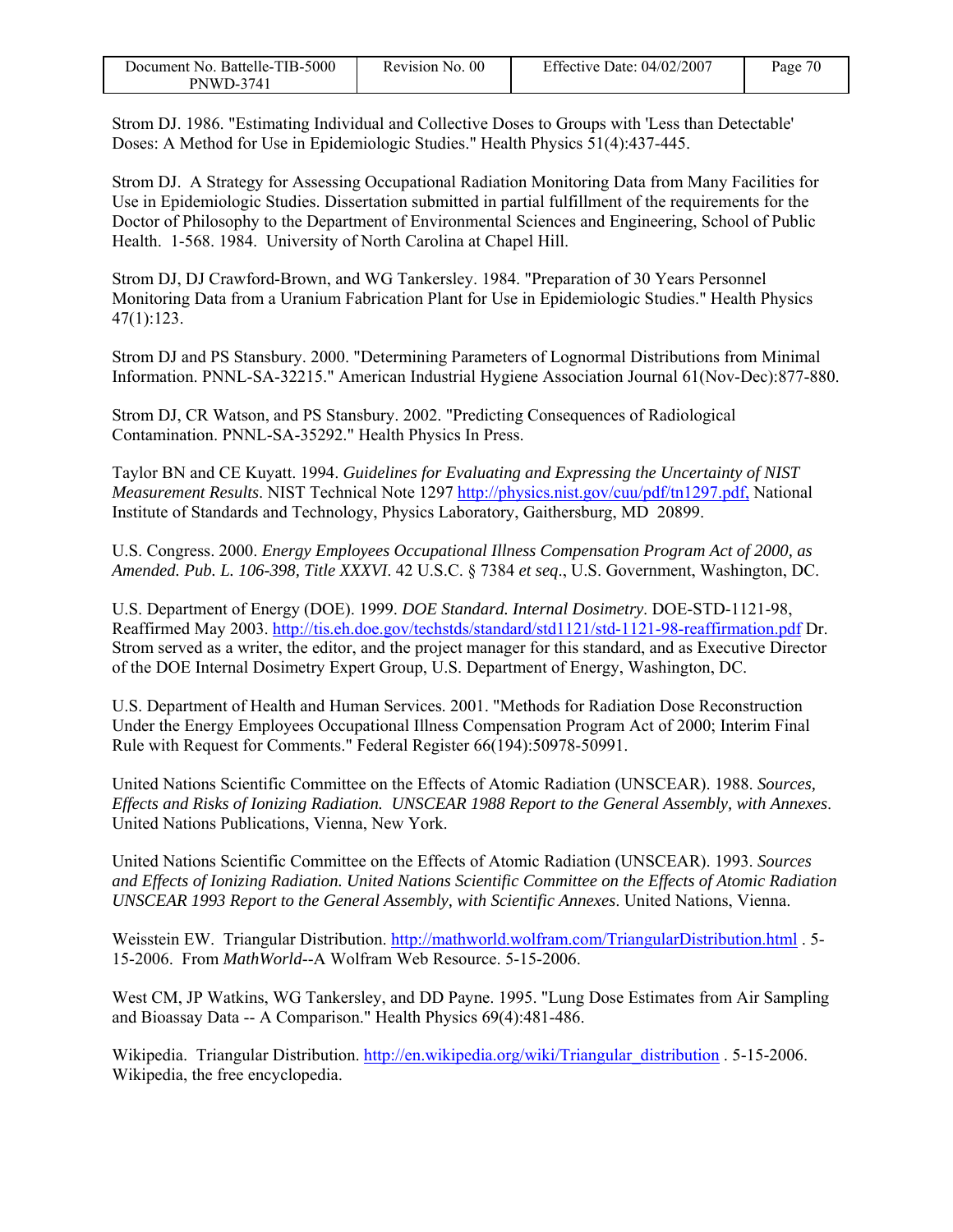Strom DJ. 1986. "Estimating Individual and Collective Doses to Groups with 'Less than Detectable' Doses: A Method for Use in Epidemiologic Studies." Health Physics 51(4):437-445.

Strom DJ. A Strategy for Assessing Occupational Radiation Monitoring Data from Many Facilities for Use in Epidemiologic Studies. Dissertation submitted in partial fulfillment of the requirements for the Doctor of Philosophy to the Department of Environmental Sciences and Engineering, School of Public Health. 1-568. 1984. University of North Carolina at Chapel Hill.

Strom DJ, DJ Crawford-Brown, and WG Tankersley. 1984. "Preparation of 30 Years Personnel Monitoring Data from a Uranium Fabrication Plant for Use in Epidemiologic Studies." Health Physics 47(1):123.

Strom DJ and PS Stansbury. 2000. "Determining Parameters of Lognormal Distributions from Minimal Information. PNNL-SA-32215." American Industrial Hygiene Association Journal 61(Nov-Dec):877-880.

Strom DJ, CR Watson, and PS Stansbury. 2002. "Predicting Consequences of Radiological Contamination. PNNL-SA-35292." Health Physics In Press.

Taylor BN and CE Kuyatt. 1994. *Guidelines for Evaluating and Expressing the Uncertainty of NIST Measurement Results*. NIST Technical Note 1297 http://physics.nist.gov/cuu/pdf/tn1297.pdf, National Institute of Standards and Technology, Physics Laboratory, Gaithersburg, MD 20899.

U.S. Congress. 2000. *Energy Employees Occupational Illness Compensation Program Act of 2000, as Amended. Pub. L. 106-398, Title XXXVI*. 42 U.S.C. § 7384 *et seq*., U.S. Government, Washington, DC.

U.S. Department of Energy (DOE). 1999. *DOE Standard. Internal Dosimetry*. DOE-STD-1121-98, Reaffirmed May 2003. http://tis.eh.doe.gov/techstds/standard/std1121/std-1121-98-reaffirmation.pdf Dr. Strom served as a writer, the editor, and the project manager for this standard, and as Executive Director of the DOE Internal Dosimetry Expert Group, U.S. Department of Energy, Washington, DC.

U.S. Department of Health and Human Services. 2001. "Methods for Radiation Dose Reconstruction Under the Energy Employees Occupational Illness Compensation Program Act of 2000; Interim Final Rule with Request for Comments." Federal Register 66(194):50978-50991.

United Nations Scientific Committee on the Effects of Atomic Radiation (UNSCEAR). 1988. *Sources, Effects and Risks of Ionizing Radiation. UNSCEAR 1988 Report to the General Assembly, with Annexes*. United Nations Publications, Vienna, New York.

United Nations Scientific Committee on the Effects of Atomic Radiation (UNSCEAR). 1993. *Sources and Effects of Ionizing Radiation. United Nations Scientific Committee on the Effects of Atomic Radiation UNSCEAR 1993 Report to the General Assembly, with Scientific Annexes*. United Nations, Vienna.

Weisstein EW. Triangular Distribution. http://mathworld.wolfram.com/TriangularDistribution.html . 5-15-2006. From *MathWorld*--A Wolfram Web Resource. 5-15-2006.

West CM, JP Watkins, WG Tankersley, and DD Payne. 1995. "Lung Dose Estimates from Air Sampling and Bioassay Data -- A Comparison." Health Physics 69(4):481-486.

Wikipedia. Triangular Distribution. http://en.wikipedia.org/wiki/Triangular_distribution . 5-15-2006. Wikipedia, the free encyclopedia.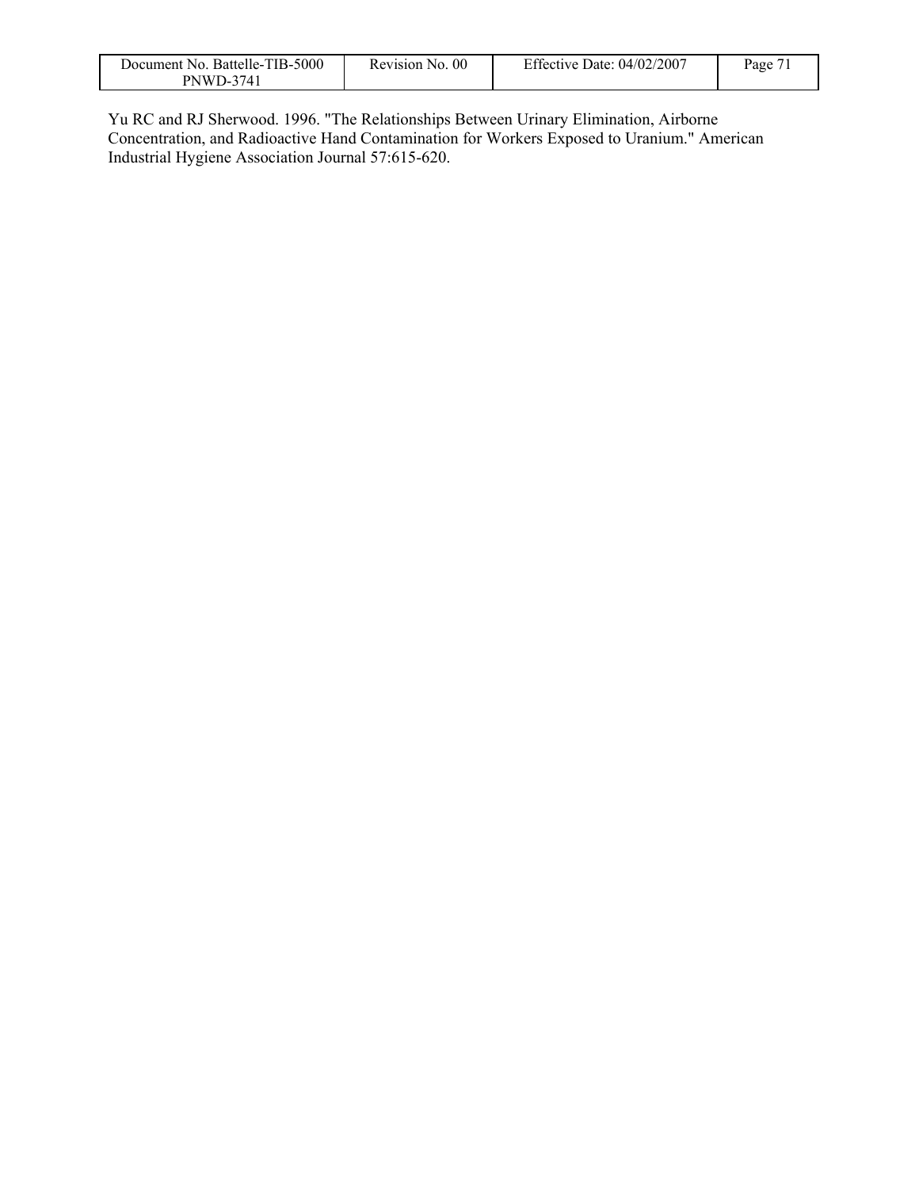Yu RC and RJ Sherwood. 1996. "The Relationships Between Urinary Elimination, Airborne Concentration, and Radioactive Hand Contamination for Workers Exposed to Uranium." American Industrial Hygiene Association Journal 57:615-620.